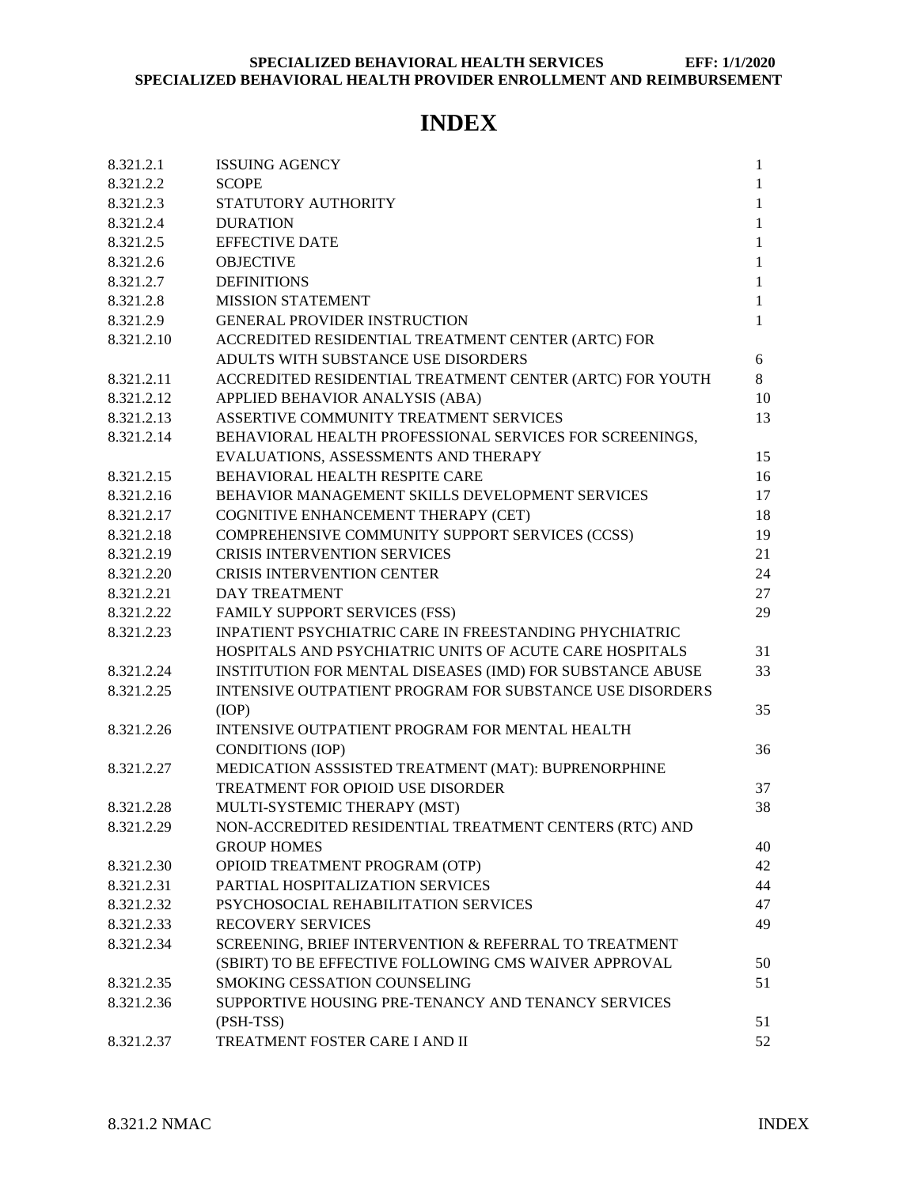**SPECIALIZED BEHAVIORAL HEALTH SERVICES EFF: 1/1/2020**
**SPECIALIZED BEHAVIORAL HEALTH PROVIDER ENROLLMENT AND REIMBURSEMENT**

# INDEX

| | | |
|---|---|---|
| 8.321.2.1 | ISSUING AGENCY | 1 |
| 8.321.2.2 | SCOPE | 1 |
| 8.321.2.3 | STATUTORY AUTHORITY | 1 |
| 8.321.2.4 | DURATION | 1 |
| 8.321.2.5 | EFFECTIVE DATE | 1 |
| 8.321.2.6 | OBJECTIVE | 1 |
| 8.321.2.7 | DEFINITIONS | 1 |
| 8.321.2.8 | MISSION STATEMENT | 1 |
| 8.321.2.9 | GENERAL PROVIDER INSTRUCTION | 1 |
| 8.321.2.10 | ACCREDITED RESIDENTIAL TREATMENT CENTER (ARTC) FOR ADULTS WITH SUBSTANCE USE DISORDERS | 6 |
| 8.321.2.11 | ACCREDITED RESIDENTIAL TREATMENT CENTER (ARTC) FOR YOUTH | 8 |
| 8.321.2.12 | APPLIED BEHAVIOR ANALYSIS (ABA) | 10 |
| 8.321.2.13 | ASSERTIVE COMMUNITY TREATMENT SERVICES | 13 |
| 8.321.2.14 | BEHAVIORAL HEALTH PROFESSIONAL SERVICES FOR SCREENINGS, EVALUATIONS, ASSESSMENTS AND THERAPY | 15 |
| 8.321.2.15 | BEHAVIORAL HEALTH RESPITE CARE | 16 |
| 8.321.2.16 | BEHAVIOR MANAGEMENT SKILLS DEVELOPMENT SERVICES | 17 |
| 8.321.2.17 | COGNITIVE ENHANCEMENT THERAPY (CET) | 18 |
| 8.321.2.18 | COMPREHENSIVE COMMUNITY SUPPORT SERVICES (CCSS) | 19 |
| 8.321.2.19 | CRISIS INTERVENTION SERVICES | 21 |
| 8.321.2.20 | CRISIS INTERVENTION CENTER | 24 |
| 8.321.2.21 | DAY TREATMENT | 27 |
| 8.321.2.22 | FAMILY SUPPORT SERVICES (FSS) | 29 |
| 8.321.2.23 | INPATIENT PSYCHIATRIC CARE IN FREESTANDING PHYCHIATRIC HOSPITALS AND PSYCHIATRIC UNITS OF ACUTE CARE HOSPITALS | 31 |
| 8.321.2.24 | INSTITUTION FOR MENTAL DISEASES (IMD) FOR SUBSTANCE ABUSE | 33 |
| 8.321.2.25 | INTENSIVE OUTPATIENT PROGRAM FOR SUBSTANCE USE DISORDERS (IOP) | 35 |
| 8.321.2.26 | INTENSIVE OUTPATIENT PROGRAM FOR MENTAL HEALTH CONDITIONS (IOP) | 36 |
| 8.321.2.27 | MEDICATION ASSSISTED TREATMENT (MAT): BUPRENORPHINE TREATMENT FOR OPIOID USE DISORDER | 37 |
| 8.321.2.28 | MULTI-SYSTEMIC THERAPY (MST) | 38 |
| 8.321.2.29 | NON-ACCREDITED RESIDENTIAL TREATMENT CENTERS (RTC) AND GROUP HOMES | 40 |
| 8.321.2.30 | OPIOID TREATMENT PROGRAM (OTP) | 42 |
| 8.321.2.31 | PARTIAL HOSPITALIZATION SERVICES | 44 |
| 8.321.2.32 | PSYCHOSOCIAL REHABILITATION SERVICES | 47 |
| 8.321.2.33 | RECOVERY SERVICES | 49 |
| 8.321.2.34 | SCREENING, BRIEF INTERVENTION & REFERRAL TO TREATMENT (SBIRT) TO BE EFFECTIVE FOLLOWING CMS WAIVER APPROVAL | 50 |
| 8.321.2.35 | SMOKING CESSATION COUNSELING | 51 |
| 8.321.2.36 | SUPPORTIVE HOUSING PRE-TENANCY AND TENANCY SERVICES (PSH-TSS) | 51 |
| 8.321.2.37 | TREATMENT FOSTER CARE I AND II | 52 |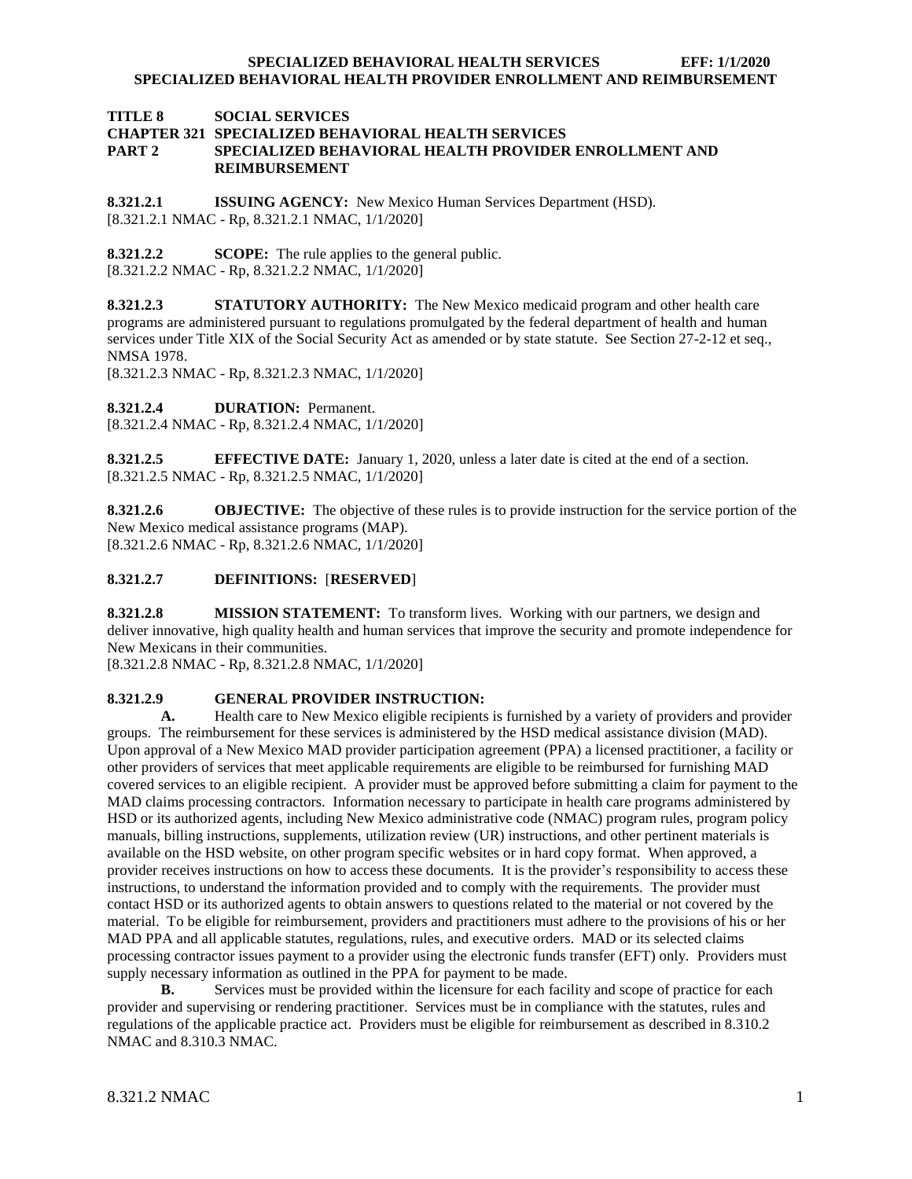**TITLE 8 SOCIAL SERVICES**
**CHAPTER 321 SPECIALIZED BEHAVIORAL HEALTH SERVICES**
**PART 2 SPECIALIZED BEHAVIORAL HEALTH PROVIDER ENROLLMENT AND REIMBURSEMENT**

**8.321.2.1 ISSUING AGENCY:** New Mexico Human Services Department (HSD).
[8.321.2.1 NMAC - Rp, 8.321.2.1 NMAC, 1/1/2020]

**8.321.2.2 SCOPE:** The rule applies to the general public.
[8.321.2.2 NMAC - Rp, 8.321.2.2 NMAC, 1/1/2020]

**8.321.2.3 STATUTORY AUTHORITY:** The New Mexico medicaid program and other health care programs are administered pursuant to regulations promulgated by the federal department of health and human services under Title XIX of the Social Security Act as amended or by state statute. See Section 27-2-12 et seq., NMSA 1978.
[8.321.2.3 NMAC - Rp, 8.321.2.3 NMAC, 1/1/2020]

**8.321.2.4 DURATION:** Permanent.
[8.321.2.4 NMAC - Rp, 8.321.2.4 NMAC, 1/1/2020]

**8.321.2.5 EFFECTIVE DATE:** January 1, 2020, unless a later date is cited at the end of a section.
[8.321.2.5 NMAC - Rp, 8.321.2.5 NMAC, 1/1/2020]

**8.321.2.6 OBJECTIVE:** The objective of these rules is to provide instruction for the service portion of the New Mexico medical assistance programs (MAP).
[8.321.2.6 NMAC - Rp, 8.321.2.6 NMAC, 1/1/2020]

**8.321.2.7 DEFINITIONS:** [**RESERVED**]

**8.321.2.8 MISSION STATEMENT:** To transform lives. Working with our partners, we design and deliver innovative, high quality health and human services that improve the security and promote independence for New Mexicans in their communities.
[8.321.2.8 NMAC - Rp, 8.321.2.8 NMAC, 1/1/2020]

**8.321.2.9 GENERAL PROVIDER INSTRUCTION:**

**A.** Health care to New Mexico eligible recipients is furnished by a variety of providers and provider groups. The reimbursement for these services is administered by the HSD medical assistance division (MAD). Upon approval of a New Mexico MAD provider participation agreement (PPA) a licensed practitioner, a facility or other providers of services that meet applicable requirements are eligible to be reimbursed for furnishing MAD covered services to an eligible recipient. A provider must be approved before submitting a claim for payment to the MAD claims processing contractors. Information necessary to participate in health care programs administered by HSD or its authorized agents, including New Mexico administrative code (NMAC) program rules, program policy manuals, billing instructions, supplements, utilization review (UR) instructions, and other pertinent materials is available on the HSD website, on other program specific websites or in hard copy format. When approved, a provider receives instructions on how to access these documents. It is the provider's responsibility to access these instructions, to understand the information provided and to comply with the requirements. The provider must contact HSD or its authorized agents to obtain answers to questions related to the material or not covered by the material. To be eligible for reimbursement, providers and practitioners must adhere to the provisions of his or her MAD PPA and all applicable statutes, regulations, rules, and executive orders. MAD or its selected claims processing contractor issues payment to a provider using the electronic funds transfer (EFT) only. Providers must supply necessary information as outlined in the PPA for payment to be made.

**B.** Services must be provided within the licensure for each facility and scope of practice for each provider and supervising or rendering practitioner. Services must be in compliance with the statutes, rules and regulations of the applicable practice act. Providers must be eligible for reimbursement as described in 8.310.2 NMAC and 8.310.3 NMAC.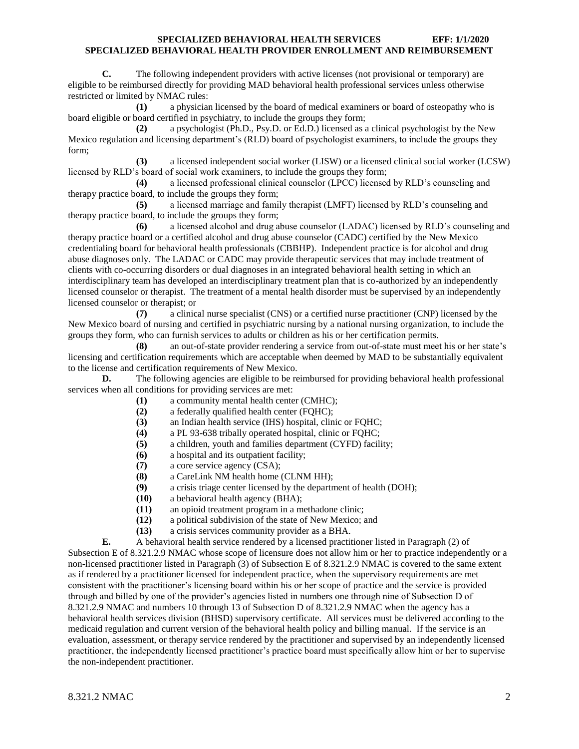**C.** The following independent providers with active licenses (not provisional or temporary) are eligible to be reimbursed directly for providing MAD behavioral health professional services unless otherwise restricted or limited by NMAC rules:

**(1)** a physician licensed by the board of medical examiners or board of osteopathy who is board eligible or board certified in psychiatry, to include the groups they form;

**(2)** a psychologist (Ph.D., Psy.D. or Ed.D.) licensed as a clinical psychologist by the New Mexico regulation and licensing department's (RLD) board of psychologist examiners, to include the groups they form;

**(3)** a licensed independent social worker (LISW) or a licensed clinical social worker (LCSW) licensed by RLD's board of social work examiners, to include the groups they form;

**(4)** a licensed professional clinical counselor (LPCC) licensed by RLD's counseling and therapy practice board, to include the groups they form;

**(5)** a licensed marriage and family therapist (LMFT) licensed by RLD's counseling and therapy practice board, to include the groups they form;

**(6)** a licensed alcohol and drug abuse counselor (LADAC) licensed by RLD's counseling and therapy practice board or a certified alcohol and drug abuse counselor (CADC) certified by the New Mexico credentialing board for behavioral health professionals (CBBHP). Independent practice is for alcohol and drug abuse diagnoses only. The LADAC or CADC may provide therapeutic services that may include treatment of clients with co-occurring disorders or dual diagnoses in an integrated behavioral health setting in which an interdisciplinary team has developed an interdisciplinary treatment plan that is co-authorized by an independently licensed counselor or therapist. The treatment of a mental health disorder must be supervised by an independently licensed counselor or therapist; or

**(7)** a clinical nurse specialist (CNS) or a certified nurse practitioner (CNP) licensed by the New Mexico board of nursing and certified in psychiatric nursing by a national nursing organization, to include the groups they form, who can furnish services to adults or children as his or her certification permits.

**(8)** an out-of-state provider rendering a service from out-of-state must meet his or her state's licensing and certification requirements which are acceptable when deemed by MAD to be substantially equivalent to the license and certification requirements of New Mexico.

**D.** The following agencies are eligible to be reimbursed for providing behavioral health professional services when all conditions for providing services are met:

**(1)** a community mental health center (CMHC);
**(2)** a federally qualified health center (FQHC);
**(3)** an Indian health service (IHS) hospital, clinic or FQHC;
**(4)** a PL 93-638 tribally operated hospital, clinic or FQHC;
**(5)** a children, youth and families department (CYFD) facility;
**(6)** a hospital and its outpatient facility;
**(7)** a core service agency (CSA);
**(8)** a CareLink NM health home (CLNM HH);
**(9)** a crisis triage center licensed by the department of health (DOH);
**(10)** a behavioral health agency (BHA);
**(11)** an opioid treatment program in a methadone clinic;
**(12)** a political subdivision of the state of New Mexico; and
**(13)** a crisis services community provider as a BHA.

**E.** A behavioral health service rendered by a licensed practitioner listed in Paragraph (2) of Subsection E of 8.321.2.9 NMAC whose scope of licensure does not allow him or her to practice independently or a non-licensed practitioner listed in Paragraph (3) of Subsection E of 8.321.2.9 NMAC is covered to the same extent as if rendered by a practitioner licensed for independent practice, when the supervisory requirements are met consistent with the practitioner's licensing board within his or her scope of practice and the service is provided through and billed by one of the provider's agencies listed in numbers one through nine of Subsection D of 8.321.2.9 NMAC and numbers 10 through 13 of Subsection D of 8.321.2.9 NMAC when the agency has a behavioral health services division (BHSD) supervisory certificate. All services must be delivered according to the medicaid regulation and current version of the behavioral health policy and billing manual. If the service is an evaluation, assessment, or therapy service rendered by the practitioner and supervised by an independently licensed practitioner, the independently licensed practitioner's practice board must specifically allow him or her to supervise the non-independent practitioner.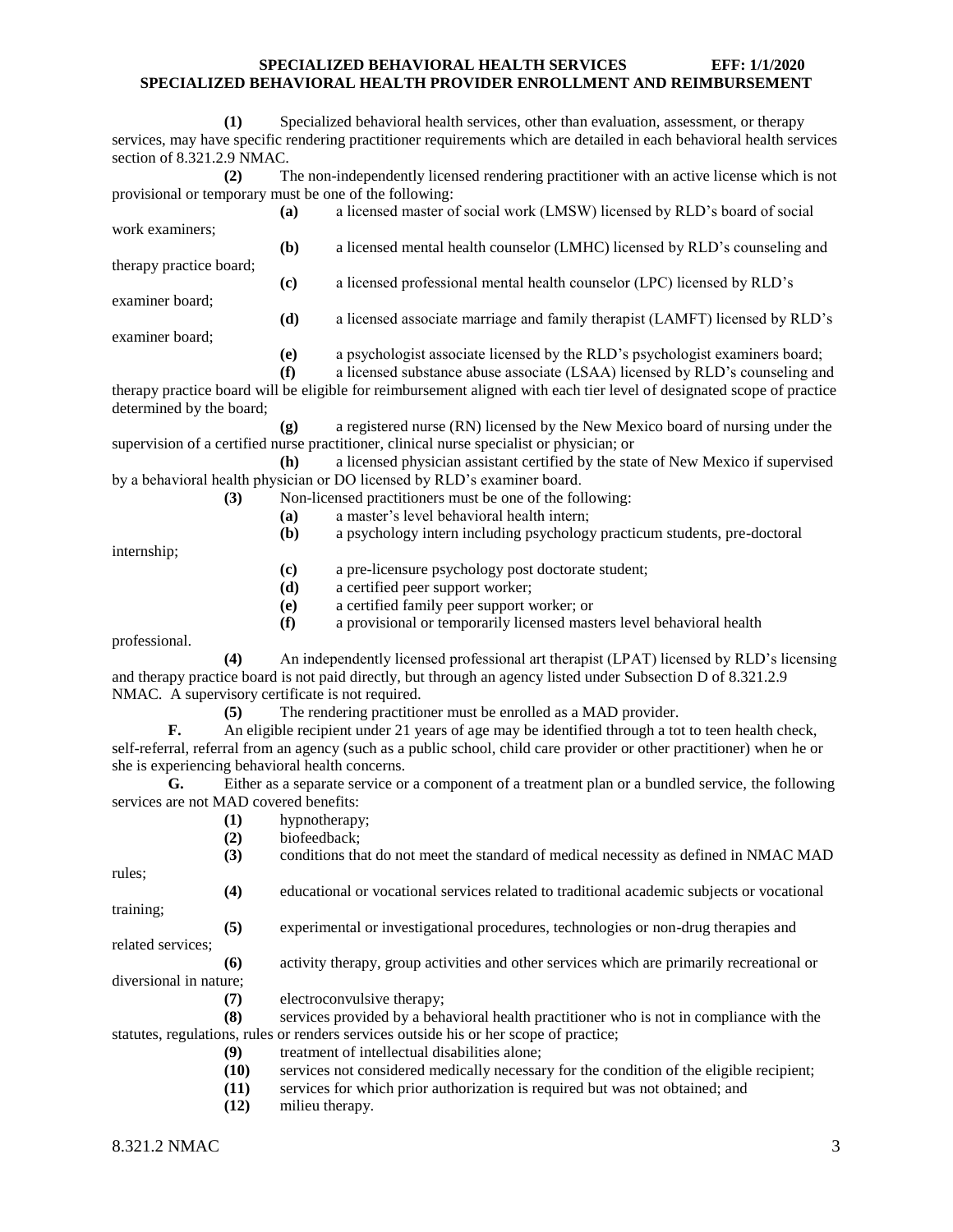**(1)** Specialized behavioral health services, other than evaluation, assessment, or therapy services, may have specific rendering practitioner requirements which are detailed in each behavioral health services section of 8.321.2.9 NMAC.

**(2)** The non-independently licensed rendering practitioner with an active license which is not provisional or temporary must be one of the following:

**(a)** a licensed master of social work (LMSW) licensed by RLD's board of social work examiners;

**(b)** a licensed mental health counselor (LMHC) licensed by RLD's counseling and therapy practice board;

**(c)** a licensed professional mental health counselor (LPC) licensed by RLD's examiner board;

**(d)** a licensed associate marriage and family therapist (LAMFT) licensed by RLD's examiner board;

**(e)** a psychologist associate licensed by the RLD's psychologist examiners board;

**(f)** a licensed substance abuse associate (LSAA) licensed by RLD's counseling and therapy practice board will be eligible for reimbursement aligned with each tier level of designated scope of practice determined by the board;

**(g)** a registered nurse (RN) licensed by the New Mexico board of nursing under the supervision of a certified nurse practitioner, clinical nurse specialist or physician; or

**(h)** a licensed physician assistant certified by the state of New Mexico if supervised by a behavioral health physician or DO licensed by RLD's examiner board.

**(3)** Non-licensed practitioners must be one of the following:

**(a)** a master's level behavioral health intern;

**(b)** a psychology intern including psychology practicum students, pre-doctoral internship;

**(c)** a pre-licensure psychology post doctorate student;

**(d)** a certified peer support worker;

**(e)** a certified family peer support worker; or

**(f)** a provisional or temporarily licensed masters level behavioral health professional.

**(4)** An independently licensed professional art therapist (LPAT) licensed by RLD's licensing and therapy practice board is not paid directly, but through an agency listed under Subsection D of 8.321.2.9 NMAC. A supervisory certificate is not required.

**(5)** The rendering practitioner must be enrolled as a MAD provider.

**F.** An eligible recipient under 21 years of age may be identified through a tot to teen health check, self-referral, referral from an agency (such as a public school, child care provider or other practitioner) when he or she is experiencing behavioral health concerns.

**G.** Either as a separate service or a component of a treatment plan or a bundled service, the following services are not MAD covered benefits:

**(1)** hypnotherapy;

**(2)** biofeedback;

**(3)** conditions that do not meet the standard of medical necessity as defined in NMAC MAD rules;

**(4)** educational or vocational services related to traditional academic subjects or vocational training;

**(5)** experimental or investigational procedures, technologies or non-drug therapies and related services;

**(6)** activity therapy, group activities and other services which are primarily recreational or diversional in nature;

**(7)** electroconvulsive therapy;

**(8)** services provided by a behavioral health practitioner who is not in compliance with the statutes, regulations, rules or renders services outside his or her scope of practice;

**(9)** treatment of intellectual disabilities alone;

**(10)** services not considered medically necessary for the condition of the eligible recipient;

**(11)** services for which prior authorization is required but was not obtained; and

**(12)** milieu therapy.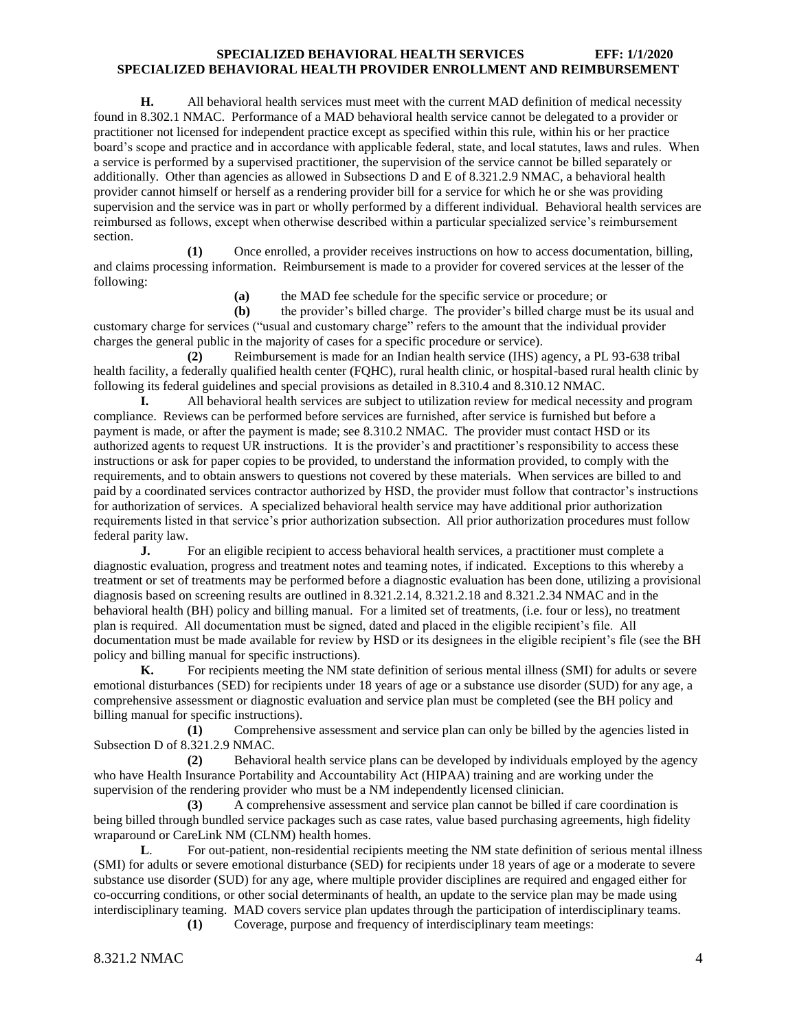**H.** All behavioral health services must meet with the current MAD definition of medical necessity found in 8.302.1 NMAC. Performance of a MAD behavioral health service cannot be delegated to a provider or practitioner not licensed for independent practice except as specified within this rule, within his or her practice board's scope and practice and in accordance with applicable federal, state, and local statutes, laws and rules. When a service is performed by a supervised practitioner, the supervision of the service cannot be billed separately or additionally. Other than agencies as allowed in Subsections D and E of 8.321.2.9 NMAC, a behavioral health provider cannot himself or herself as a rendering provider bill for a service for which he or she was providing supervision and the service was in part or wholly performed by a different individual. Behavioral health services are reimbursed as follows, except when otherwise described within a particular specialized service's reimbursement section.

**(1)** Once enrolled, a provider receives instructions on how to access documentation, billing, and claims processing information. Reimbursement is made to a provider for covered services at the lesser of the following:

**(a)** the MAD fee schedule for the specific service or procedure; or

**(b)** the provider's billed charge. The provider's billed charge must be its usual and customary charge for services ("usual and customary charge" refers to the amount that the individual provider charges the general public in the majority of cases for a specific procedure or service).

**(2)** Reimbursement is made for an Indian health service (IHS) agency, a PL 93-638 tribal health facility, a federally qualified health center (FQHC), rural health clinic, or hospital-based rural health clinic by following its federal guidelines and special provisions as detailed in 8.310.4 and 8.310.12 NMAC.

**I.** All behavioral health services are subject to utilization review for medical necessity and program compliance. Reviews can be performed before services are furnished, after service is furnished but before a payment is made, or after the payment is made; see 8.310.2 NMAC. The provider must contact HSD or its authorized agents to request UR instructions. It is the provider's and practitioner's responsibility to access these instructions or ask for paper copies to be provided, to understand the information provided, to comply with the requirements, and to obtain answers to questions not covered by these materials. When services are billed to and paid by a coordinated services contractor authorized by HSD, the provider must follow that contractor's instructions for authorization of services. A specialized behavioral health service may have additional prior authorization requirements listed in that service's prior authorization subsection. All prior authorization procedures must follow federal parity law.

**J.** For an eligible recipient to access behavioral health services, a practitioner must complete a diagnostic evaluation, progress and treatment notes and teaming notes, if indicated. Exceptions to this whereby a treatment or set of treatments may be performed before a diagnostic evaluation has been done, utilizing a provisional diagnosis based on screening results are outlined in 8.321.2.14, 8.321.2.18 and 8.321.2.34 NMAC and in the behavioral health (BH) policy and billing manual. For a limited set of treatments, (i.e. four or less), no treatment plan is required. All documentation must be signed, dated and placed in the eligible recipient's file. All documentation must be made available for review by HSD or its designees in the eligible recipient's file (see the BH policy and billing manual for specific instructions).

**K.** For recipients meeting the NM state definition of serious mental illness (SMI) for adults or severe emotional disturbances (SED) for recipients under 18 years of age or a substance use disorder (SUD) for any age, a comprehensive assessment or diagnostic evaluation and service plan must be completed (see the BH policy and billing manual for specific instructions).

**(1)** Comprehensive assessment and service plan can only be billed by the agencies listed in Subsection D of 8.321.2.9 NMAC.

**(2)** Behavioral health service plans can be developed by individuals employed by the agency who have Health Insurance Portability and Accountability Act (HIPAA) training and are working under the supervision of the rendering provider who must be a NM independently licensed clinician.

**(3)** A comprehensive assessment and service plan cannot be billed if care coordination is being billed through bundled service packages such as case rates, value based purchasing agreements, high fidelity wraparound or CareLink NM (CLNM) health homes.

**L**. For out-patient, non-residential recipients meeting the NM state definition of serious mental illness (SMI) for adults or severe emotional disturbance (SED) for recipients under 18 years of age or a moderate to severe substance use disorder (SUD) for any age, where multiple provider disciplines are required and engaged either for co-occurring conditions, or other social determinants of health, an update to the service plan may be made using interdisciplinary teaming. MAD covers service plan updates through the participation of interdisciplinary teams.

**(1)** Coverage, purpose and frequency of interdisciplinary team meetings: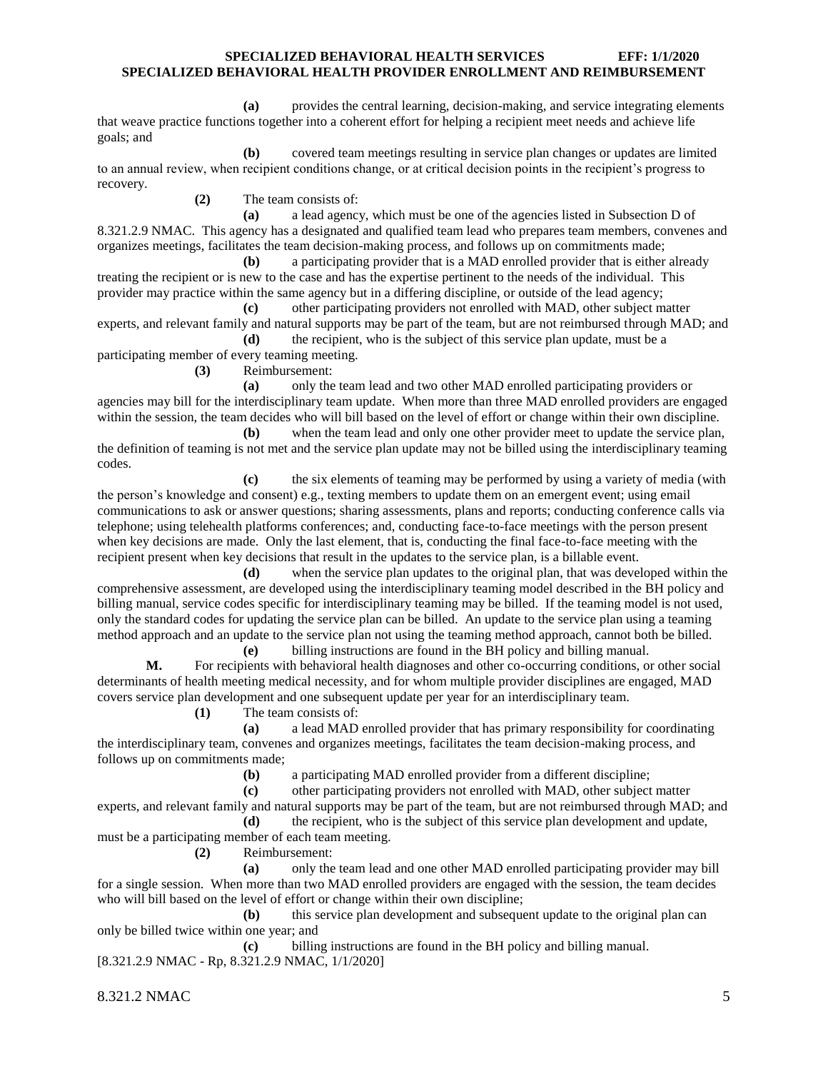**(a)** provides the central learning, decision-making, and service integrating elements that weave practice functions together into a coherent effort for helping a recipient meet needs and achieve life goals; and

**(b)** covered team meetings resulting in service plan changes or updates are limited to an annual review, when recipient conditions change, or at critical decision points in the recipient's progress to recovery.

**(2)** The team consists of:

**(a)** a lead agency, which must be one of the agencies listed in Subsection D of 8.321.2.9 NMAC. This agency has a designated and qualified team lead who prepares team members, convenes and organizes meetings, facilitates the team decision-making process, and follows up on commitments made;

**(b)** a participating provider that is a MAD enrolled provider that is either already treating the recipient or is new to the case and has the expertise pertinent to the needs of the individual. This provider may practice within the same agency but in a differing discipline, or outside of the lead agency;

**(c)** other participating providers not enrolled with MAD, other subject matter experts, and relevant family and natural supports may be part of the team, but are not reimbursed through MAD; and

**(d)** the recipient, who is the subject of this service plan update, must be a participating member of every teaming meeting.

**(3)** Reimbursement:

**(a)** only the team lead and two other MAD enrolled participating providers or agencies may bill for the interdisciplinary team update. When more than three MAD enrolled providers are engaged within the session, the team decides who will bill based on the level of effort or change within their own discipline.

**(b)** when the team lead and only one other provider meet to update the service plan, the definition of teaming is not met and the service plan update may not be billed using the interdisciplinary teaming codes.

**(c)** the six elements of teaming may be performed by using a variety of media (with the person's knowledge and consent) e.g., texting members to update them on an emergent event; using email communications to ask or answer questions; sharing assessments, plans and reports; conducting conference calls via telephone; using telehealth platforms conferences; and, conducting face-to-face meetings with the person present when key decisions are made. Only the last element, that is, conducting the final face-to-face meeting with the recipient present when key decisions that result in the updates to the service plan, is a billable event.

**(d)** when the service plan updates to the original plan, that was developed within the comprehensive assessment, are developed using the interdisciplinary teaming model described in the BH policy and billing manual, service codes specific for interdisciplinary teaming may be billed. If the teaming model is not used, only the standard codes for updating the service plan can be billed. An update to the service plan using a teaming method approach and an update to the service plan not using the teaming method approach, cannot both be billed.

**(e)** billing instructions are found in the BH policy and billing manual.

**M.** For recipients with behavioral health diagnoses and other co-occurring conditions, or other social determinants of health meeting medical necessity, and for whom multiple provider disciplines are engaged, MAD covers service plan development and one subsequent update per year for an interdisciplinary team.

**(1)** The team consists of:

**(a)** a lead MAD enrolled provider that has primary responsibility for coordinating the interdisciplinary team, convenes and organizes meetings, facilitates the team decision-making process, and follows up on commitments made;

**(b)** a participating MAD enrolled provider from a different discipline;

**(c)** other participating providers not enrolled with MAD, other subject matter experts, and relevant family and natural supports may be part of the team, but are not reimbursed through MAD; and

**(d)** the recipient, who is the subject of this service plan development and update, must be a participating member of each team meeting.

**(2)** Reimbursement:

**(a)** only the team lead and one other MAD enrolled participating provider may bill for a single session. When more than two MAD enrolled providers are engaged with the session, the team decides who will bill based on the level of effort or change within their own discipline;

**(b)** this service plan development and subsequent update to the original plan can only be billed twice within one year; and

**(c)** billing instructions are found in the BH policy and billing manual.

[8.321.2.9 NMAC - Rp, 8.321.2.9 NMAC, 1/1/2020]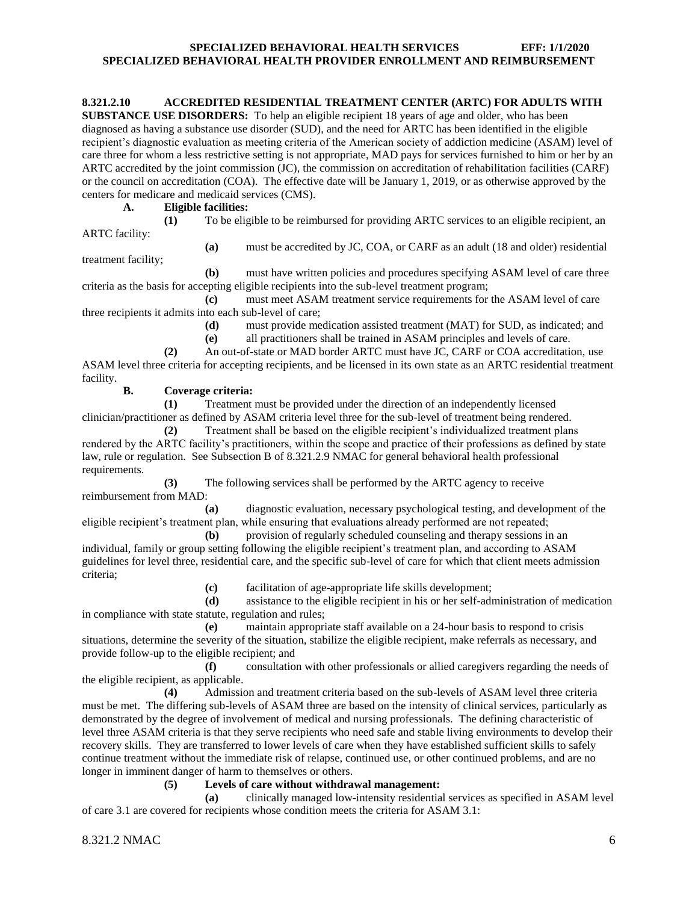**8.321.2.10 ACCREDITED RESIDENTIAL TREATMENT CENTER (ARTC) FOR ADULTS WITH SUBSTANCE USE DISORDERS:** To help an eligible recipient 18 years of age and older, who has been diagnosed as having a substance use disorder (SUD), and the need for ARTC has been identified in the eligible recipient's diagnostic evaluation as meeting criteria of the American society of addiction medicine (ASAM) level of care three for whom a less restrictive setting is not appropriate, MAD pays for services furnished to him or her by an ARTC accredited by the joint commission (JC), the commission on accreditation of rehabilitation facilities (CARF) or the council on accreditation (COA). The effective date will be January 1, 2019, or as otherwise approved by the centers for medicare and medicaid services (CMS).

**A. Eligible facilities:**

**(1)** To be eligible to be reimbursed for providing ARTC services to an eligible recipient, an ARTC facility:

**(a)** must be accredited by JC, COA, or CARF as an adult (18 and older) residential treatment facility;

**(b)** must have written policies and procedures specifying ASAM level of care three criteria as the basis for accepting eligible recipients into the sub-level treatment program;

**(c)** must meet ASAM treatment service requirements for the ASAM level of care three recipients it admits into each sub-level of care;

**(d)** must provide medication assisted treatment (MAT) for SUD, as indicated; and

**(e)** all practitioners shall be trained in ASAM principles and levels of care.

**(2)** An out-of-state or MAD border ARTC must have JC, CARF or COA accreditation, use ASAM level three criteria for accepting recipients, and be licensed in its own state as an ARTC residential treatment facility.

**B. Coverage criteria:**

**(1)** Treatment must be provided under the direction of an independently licensed clinician/practitioner as defined by ASAM criteria level three for the sub-level of treatment being rendered.

**(2)** Treatment shall be based on the eligible recipient's individualized treatment plans rendered by the ARTC facility's practitioners, within the scope and practice of their professions as defined by state law, rule or regulation. See Subsection B of 8.321.2.9 NMAC for general behavioral health professional requirements.

**(3)** The following services shall be performed by the ARTC agency to receive reimbursement from MAD:

**(a)** diagnostic evaluation, necessary psychological testing, and development of the eligible recipient's treatment plan, while ensuring that evaluations already performed are not repeated;

**(b)** provision of regularly scheduled counseling and therapy sessions in an individual, family or group setting following the eligible recipient's treatment plan, and according to ASAM guidelines for level three, residential care, and the specific sub-level of care for which that client meets admission criteria;

**(c)** facilitation of age-appropriate life skills development;

**(d)** assistance to the eligible recipient in his or her self-administration of medication in compliance with state statute, regulation and rules;

**(e)** maintain appropriate staff available on a 24-hour basis to respond to crisis situations, determine the severity of the situation, stabilize the eligible recipient, make referrals as necessary, and provide follow-up to the eligible recipient; and

**(f)** consultation with other professionals or allied caregivers regarding the needs of the eligible recipient, as applicable.

**(4)** Admission and treatment criteria based on the sub-levels of ASAM level three criteria must be met. The differing sub-levels of ASAM three are based on the intensity of clinical services, particularly as demonstrated by the degree of involvement of medical and nursing professionals. The defining characteristic of level three ASAM criteria is that they serve recipients who need safe and stable living environments to develop their recovery skills. They are transferred to lower levels of care when they have established sufficient skills to safely continue treatment without the immediate risk of relapse, continued use, or other continued problems, and are no longer in imminent danger of harm to themselves or others.

**(5) Levels of care without withdrawal management:**

**(a)** clinically managed low-intensity residential services as specified in ASAM level of care 3.1 are covered for recipients whose condition meets the criteria for ASAM 3.1: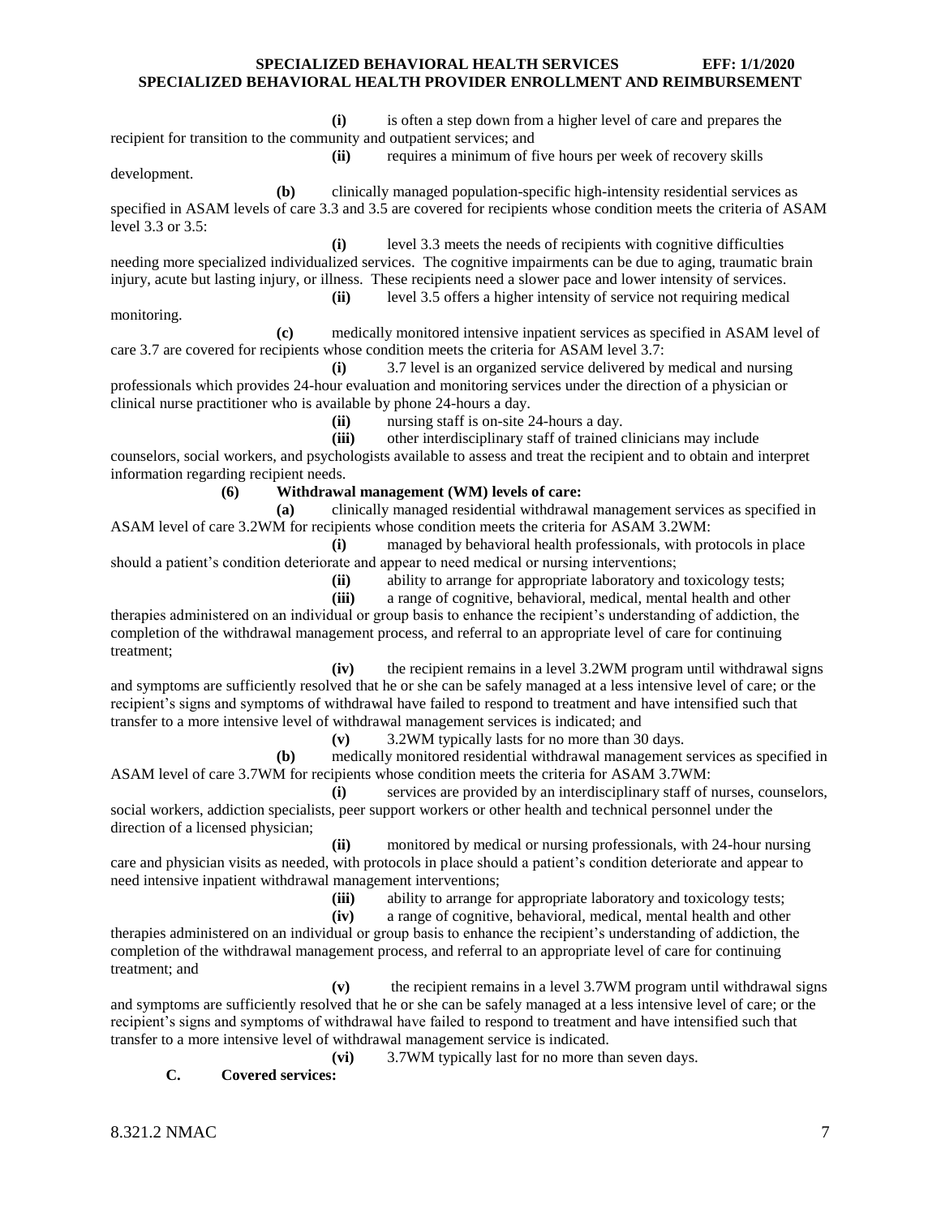**(i)** is often a step down from a higher level of care and prepares the recipient for transition to the community and outpatient services; and

**(ii)** requires a minimum of five hours per week of recovery skills development.

**(b)** clinically managed population-specific high-intensity residential services as specified in ASAM levels of care 3.3 and 3.5 are covered for recipients whose condition meets the criteria of ASAM level 3.3 or 3.5:

**(i)** level 3.3 meets the needs of recipients with cognitive difficulties needing more specialized individualized services. The cognitive impairments can be due to aging, traumatic brain injury, acute but lasting injury, or illness. These recipients need a slower pace and lower intensity of services.

**(ii)** level 3.5 offers a higher intensity of service not requiring medical monitoring.

**(c)** medically monitored intensive inpatient services as specified in ASAM level of care 3.7 are covered for recipients whose condition meets the criteria for ASAM level 3.7:

**(i)** 3.7 level is an organized service delivered by medical and nursing professionals which provides 24-hour evaluation and monitoring services under the direction of a physician or clinical nurse practitioner who is available by phone 24-hours a day.

**(ii)** nursing staff is on-site 24-hours a day.

**(iii)** other interdisciplinary staff of trained clinicians may include counselors, social workers, and psychologists available to assess and treat the recipient and to obtain and interpret information regarding recipient needs.

**(6) Withdrawal management (WM) levels of care:**

**(a)** clinically managed residential withdrawal management services as specified in ASAM level of care 3.2WM for recipients whose condition meets the criteria for ASAM 3.2WM:

**(i)** managed by behavioral health professionals, with protocols in place should a patient's condition deteriorate and appear to need medical or nursing interventions;

**(ii)** ability to arrange for appropriate laboratory and toxicology tests;

**(iii)** a range of cognitive, behavioral, medical, mental health and other therapies administered on an individual or group basis to enhance the recipient's understanding of addiction, the completion of the withdrawal management process, and referral to an appropriate level of care for continuing treatment;

**(iv)** the recipient remains in a level 3.2WM program until withdrawal signs and symptoms are sufficiently resolved that he or she can be safely managed at a less intensive level of care; or the recipient's signs and symptoms of withdrawal have failed to respond to treatment and have intensified such that transfer to a more intensive level of withdrawal management services is indicated; and

**(v)** 3.2WM typically lasts for no more than 30 days.

**(b)** medically monitored residential withdrawal management services as specified in ASAM level of care 3.7WM for recipients whose condition meets the criteria for ASAM 3.7WM:

**(i)** services are provided by an interdisciplinary staff of nurses, counselors, social workers, addiction specialists, peer support workers or other health and technical personnel under the direction of a licensed physician;

**(ii)** monitored by medical or nursing professionals, with 24-hour nursing care and physician visits as needed, with protocols in place should a patient's condition deteriorate and appear to need intensive inpatient withdrawal management interventions;

**(iii)** ability to arrange for appropriate laboratory and toxicology tests;

**(iv)** a range of cognitive, behavioral, medical, mental health and other therapies administered on an individual or group basis to enhance the recipient's understanding of addiction, the completion of the withdrawal management process, and referral to an appropriate level of care for continuing treatment; and

**(v)** the recipient remains in a level 3.7WM program until withdrawal signs and symptoms are sufficiently resolved that he or she can be safely managed at a less intensive level of care; or the recipient's signs and symptoms of withdrawal have failed to respond to treatment and have intensified such that transfer to a more intensive level of withdrawal management service is indicated.

**(vi)** 3.7WM typically last for no more than seven days.

**C. Covered services:**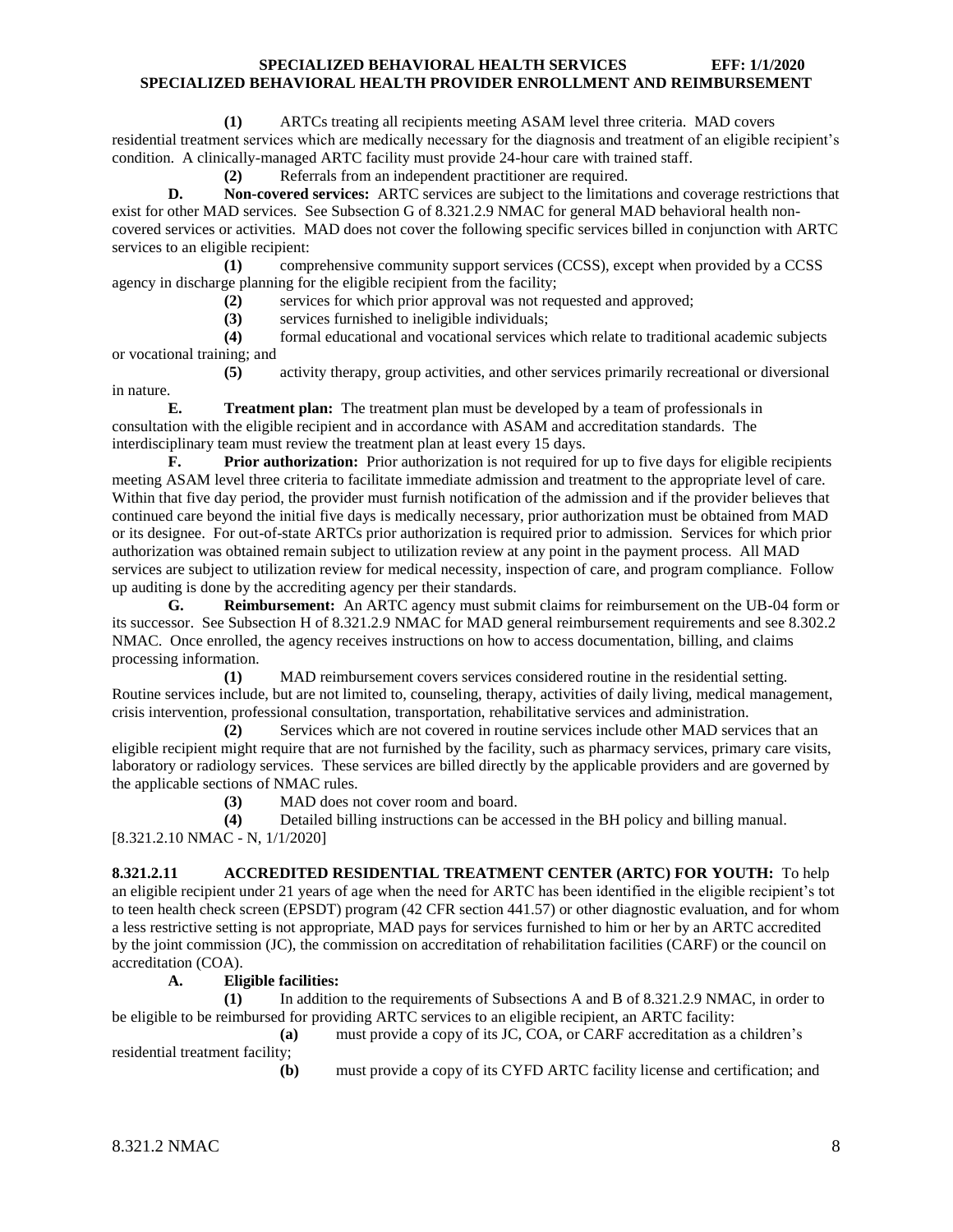**(1)** ARTCs treating all recipients meeting ASAM level three criteria. MAD covers residential treatment services which are medically necessary for the diagnosis and treatment of an eligible recipient's condition. A clinically-managed ARTC facility must provide 24-hour care with trained staff.

**(2)** Referrals from an independent practitioner are required.

**D. Non-covered services:** ARTC services are subject to the limitations and coverage restrictions that exist for other MAD services. See Subsection G of 8.321.2.9 NMAC for general MAD behavioral health non-covered services or activities. MAD does not cover the following specific services billed in conjunction with ARTC services to an eligible recipient:

**(1)** comprehensive community support services (CCSS), except when provided by a CCSS agency in discharge planning for the eligible recipient from the facility;

**(2)** services for which prior approval was not requested and approved;

**(3)** services furnished to ineligible individuals;

**(4)** formal educational and vocational services which relate to traditional academic subjects or vocational training; and

**(5)** activity therapy, group activities, and other services primarily recreational or diversional in nature.

**E. Treatment plan:** The treatment plan must be developed by a team of professionals in consultation with the eligible recipient and in accordance with ASAM and accreditation standards. The interdisciplinary team must review the treatment plan at least every 15 days.

**F. Prior authorization:** Prior authorization is not required for up to five days for eligible recipients meeting ASAM level three criteria to facilitate immediate admission and treatment to the appropriate level of care. Within that five day period, the provider must furnish notification of the admission and if the provider believes that continued care beyond the initial five days is medically necessary, prior authorization must be obtained from MAD or its designee. For out-of-state ARTCs prior authorization is required prior to admission. Services for which prior authorization was obtained remain subject to utilization review at any point in the payment process. All MAD services are subject to utilization review for medical necessity, inspection of care, and program compliance. Follow up auditing is done by the accrediting agency per their standards.

**G. Reimbursement:** An ARTC agency must submit claims for reimbursement on the UB-04 form or its successor. See Subsection H of 8.321.2.9 NMAC for MAD general reimbursement requirements and see 8.302.2 NMAC. Once enrolled, the agency receives instructions on how to access documentation, billing, and claims processing information.

**(1)** MAD reimbursement covers services considered routine in the residential setting. Routine services include, but are not limited to, counseling, therapy, activities of daily living, medical management, crisis intervention, professional consultation, transportation, rehabilitative services and administration.

**(2)** Services which are not covered in routine services include other MAD services that an eligible recipient might require that are not furnished by the facility, such as pharmacy services, primary care visits, laboratory or radiology services. These services are billed directly by the applicable providers and are governed by the applicable sections of NMAC rules.

**(3)** MAD does not cover room and board.

**(4)** Detailed billing instructions can be accessed in the BH policy and billing manual.

[8.321.2.10 NMAC - N, 1/1/2020]

**8.321.2.11 ACCREDITED RESIDENTIAL TREATMENT CENTER (ARTC) FOR YOUTH:** To help an eligible recipient under 21 years of age when the need for ARTC has been identified in the eligible recipient's tot to teen health check screen (EPSDT) program (42 CFR section 441.57) or other diagnostic evaluation, and for whom a less restrictive setting is not appropriate, MAD pays for services furnished to him or her by an ARTC accredited by the joint commission (JC), the commission on accreditation of rehabilitation facilities (CARF) or the council on accreditation (COA).

**A. Eligible facilities:**

**(1)** In addition to the requirements of Subsections A and B of 8.321.2.9 NMAC, in order to be eligible to be reimbursed for providing ARTC services to an eligible recipient, an ARTC facility:

**(a)** must provide a copy of its JC, COA, or CARF accreditation as a children's residential treatment facility;

**(b)** must provide a copy of its CYFD ARTC facility license and certification; and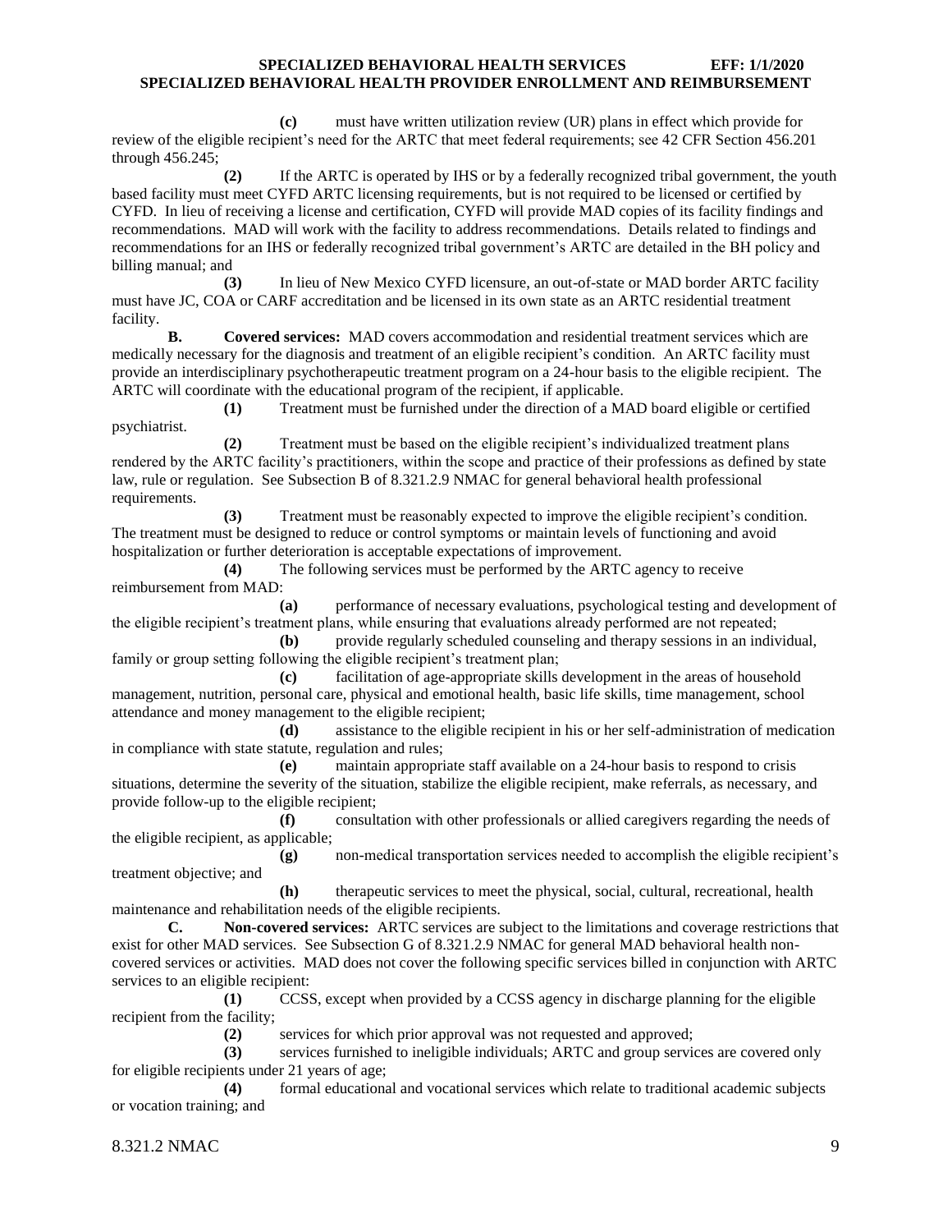**(c)** must have written utilization review (UR) plans in effect which provide for review of the eligible recipient's need for the ARTC that meet federal requirements; see 42 CFR Section 456.201 through 456.245;

**(2)** If the ARTC is operated by IHS or by a federally recognized tribal government, the youth based facility must meet CYFD ARTC licensing requirements, but is not required to be licensed or certified by CYFD. In lieu of receiving a license and certification, CYFD will provide MAD copies of its facility findings and recommendations. MAD will work with the facility to address recommendations. Details related to findings and recommendations for an IHS or federally recognized tribal government's ARTC are detailed in the BH policy and billing manual; and

**(3)** In lieu of New Mexico CYFD licensure, an out-of-state or MAD border ARTC facility must have JC, COA or CARF accreditation and be licensed in its own state as an ARTC residential treatment facility.

**B. Covered services:** MAD covers accommodation and residential treatment services which are medically necessary for the diagnosis and treatment of an eligible recipient's condition. An ARTC facility must provide an interdisciplinary psychotherapeutic treatment program on a 24-hour basis to the eligible recipient. The ARTC will coordinate with the educational program of the recipient, if applicable.

**(1)** Treatment must be furnished under the direction of a MAD board eligible or certified psychiatrist.

**(2)** Treatment must be based on the eligible recipient's individualized treatment plans rendered by the ARTC facility's practitioners, within the scope and practice of their professions as defined by state law, rule or regulation. See Subsection B of 8.321.2.9 NMAC for general behavioral health professional requirements.

**(3)** Treatment must be reasonably expected to improve the eligible recipient's condition. The treatment must be designed to reduce or control symptoms or maintain levels of functioning and avoid hospitalization or further deterioration is acceptable expectations of improvement.

**(4)** The following services must be performed by the ARTC agency to receive reimbursement from MAD:

**(a)** performance of necessary evaluations, psychological testing and development of the eligible recipient's treatment plans, while ensuring that evaluations already performed are not repeated;

**(b)** provide regularly scheduled counseling and therapy sessions in an individual, family or group setting following the eligible recipient's treatment plan;

**(c)** facilitation of age-appropriate skills development in the areas of household management, nutrition, personal care, physical and emotional health, basic life skills, time management, school attendance and money management to the eligible recipient;

**(d)** assistance to the eligible recipient in his or her self-administration of medication in compliance with state statute, regulation and rules;

**(e)** maintain appropriate staff available on a 24-hour basis to respond to crisis situations, determine the severity of the situation, stabilize the eligible recipient, make referrals, as necessary, and provide follow-up to the eligible recipient;

**(f)** consultation with other professionals or allied caregivers regarding the needs of the eligible recipient, as applicable;

**(g)** non-medical transportation services needed to accomplish the eligible recipient's treatment objective; and

**(h)** therapeutic services to meet the physical, social, cultural, recreational, health maintenance and rehabilitation needs of the eligible recipients.

**C. Non-covered services:** ARTC services are subject to the limitations and coverage restrictions that exist for other MAD services. See Subsection G of 8.321.2.9 NMAC for general MAD behavioral health non-covered services or activities. MAD does not cover the following specific services billed in conjunction with ARTC services to an eligible recipient:

**(1)** CCSS, except when provided by a CCSS agency in discharge planning for the eligible recipient from the facility;

**(2)** services for which prior approval was not requested and approved;

**(3)** services furnished to ineligible individuals; ARTC and group services are covered only for eligible recipients under 21 years of age;

**(4)** formal educational and vocational services which relate to traditional academic subjects or vocation training; and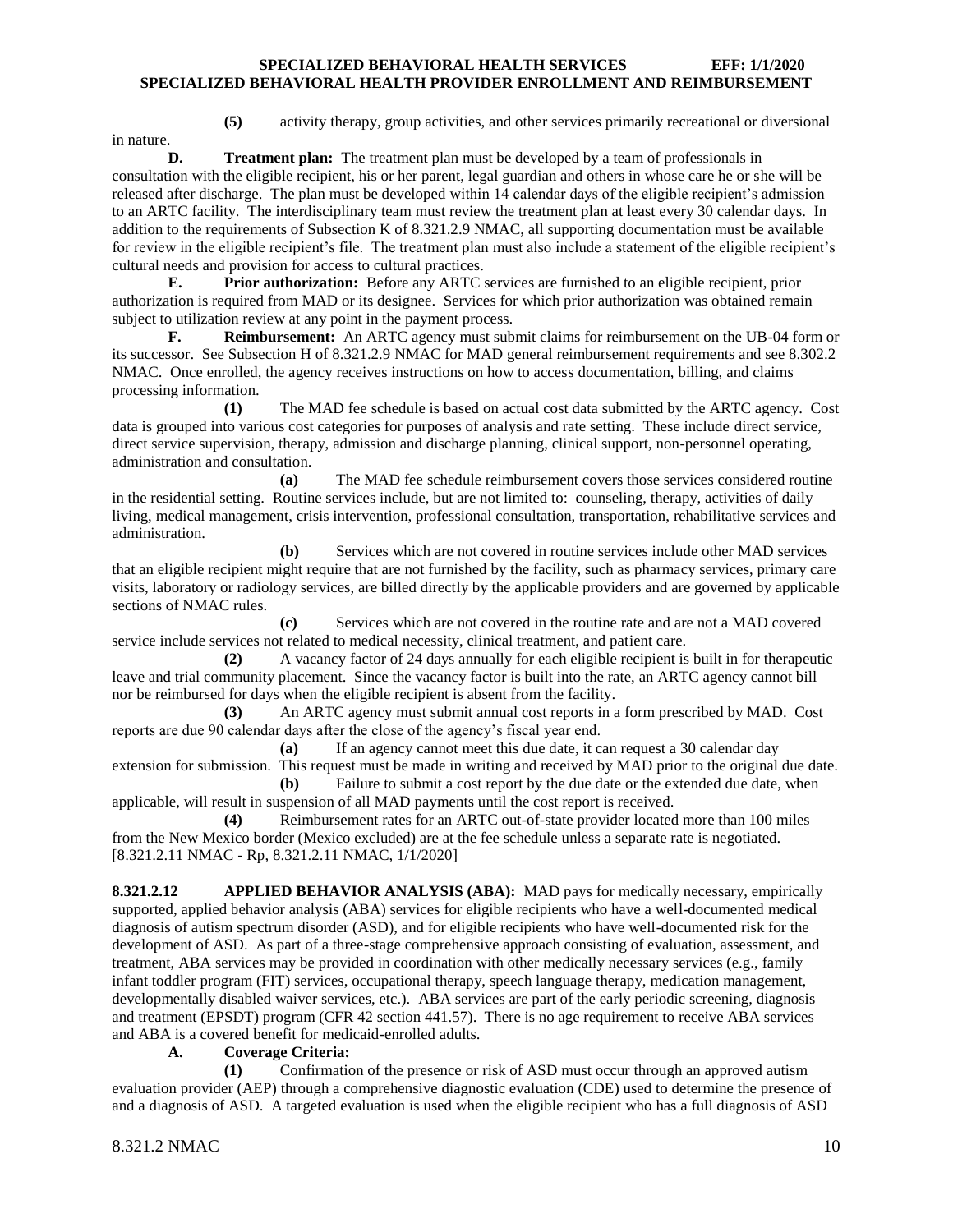**(5)** activity therapy, group activities, and other services primarily recreational or diversional in nature.

**D. Treatment plan:** The treatment plan must be developed by a team of professionals in consultation with the eligible recipient, his or her parent, legal guardian and others in whose care he or she will be released after discharge. The plan must be developed within 14 calendar days of the eligible recipient's admission to an ARTC facility. The interdisciplinary team must review the treatment plan at least every 30 calendar days. In addition to the requirements of Subsection K of 8.321.2.9 NMAC, all supporting documentation must be available for review in the eligible recipient's file. The treatment plan must also include a statement of the eligible recipient's cultural needs and provision for access to cultural practices.

**E. Prior authorization:** Before any ARTC services are furnished to an eligible recipient, prior authorization is required from MAD or its designee. Services for which prior authorization was obtained remain subject to utilization review at any point in the payment process.

**F. Reimbursement:** An ARTC agency must submit claims for reimbursement on the UB-04 form or its successor. See Subsection H of 8.321.2.9 NMAC for MAD general reimbursement requirements and see 8.302.2 NMAC. Once enrolled, the agency receives instructions on how to access documentation, billing, and claims processing information.

**(1)** The MAD fee schedule is based on actual cost data submitted by the ARTC agency. Cost data is grouped into various cost categories for purposes of analysis and rate setting. These include direct service, direct service supervision, therapy, admission and discharge planning, clinical support, non-personnel operating, administration and consultation.

**(a)** The MAD fee schedule reimbursement covers those services considered routine in the residential setting. Routine services include, but are not limited to: counseling, therapy, activities of daily living, medical management, crisis intervention, professional consultation, transportation, rehabilitative services and administration.

**(b)** Services which are not covered in routine services include other MAD services that an eligible recipient might require that are not furnished by the facility, such as pharmacy services, primary care visits, laboratory or radiology services, are billed directly by the applicable providers and are governed by applicable sections of NMAC rules.

**(c)** Services which are not covered in the routine rate and are not a MAD covered service include services not related to medical necessity, clinical treatment, and patient care.

**(2)** A vacancy factor of 24 days annually for each eligible recipient is built in for therapeutic leave and trial community placement. Since the vacancy factor is built into the rate, an ARTC agency cannot bill nor be reimbursed for days when the eligible recipient is absent from the facility.

**(3)** An ARTC agency must submit annual cost reports in a form prescribed by MAD. Cost reports are due 90 calendar days after the close of the agency's fiscal year end.

**(a)** If an agency cannot meet this due date, it can request a 30 calendar day extension for submission. This request must be made in writing and received by MAD prior to the original due date.

**(b)** Failure to submit a cost report by the due date or the extended due date, when applicable, will result in suspension of all MAD payments until the cost report is received.

**(4)** Reimbursement rates for an ARTC out-of-state provider located more than 100 miles from the New Mexico border (Mexico excluded) are at the fee schedule unless a separate rate is negotiated.

[8.321.2.11 NMAC - Rp, 8.321.2.11 NMAC, 1/1/2020]

**8.321.2.12 APPLIED BEHAVIOR ANALYSIS (ABA):** MAD pays for medically necessary, empirically supported, applied behavior analysis (ABA) services for eligible recipients who have a well-documented medical diagnosis of autism spectrum disorder (ASD), and for eligible recipients who have well-documented risk for the development of ASD. As part of a three-stage comprehensive approach consisting of evaluation, assessment, and treatment, ABA services may be provided in coordination with other medically necessary services (e.g., family infant toddler program (FIT) services, occupational therapy, speech language therapy, medication management, developmentally disabled waiver services, etc.). ABA services are part of the early periodic screening, diagnosis and treatment (EPSDT) program (CFR 42 section 441.57). There is no age requirement to receive ABA services and ABA is a covered benefit for medicaid-enrolled adults.

**A. Coverage Criteria:**

**(1)** Confirmation of the presence or risk of ASD must occur through an approved autism evaluation provider (AEP) through a comprehensive diagnostic evaluation (CDE) used to determine the presence of and a diagnosis of ASD. A targeted evaluation is used when the eligible recipient who has a full diagnosis of ASD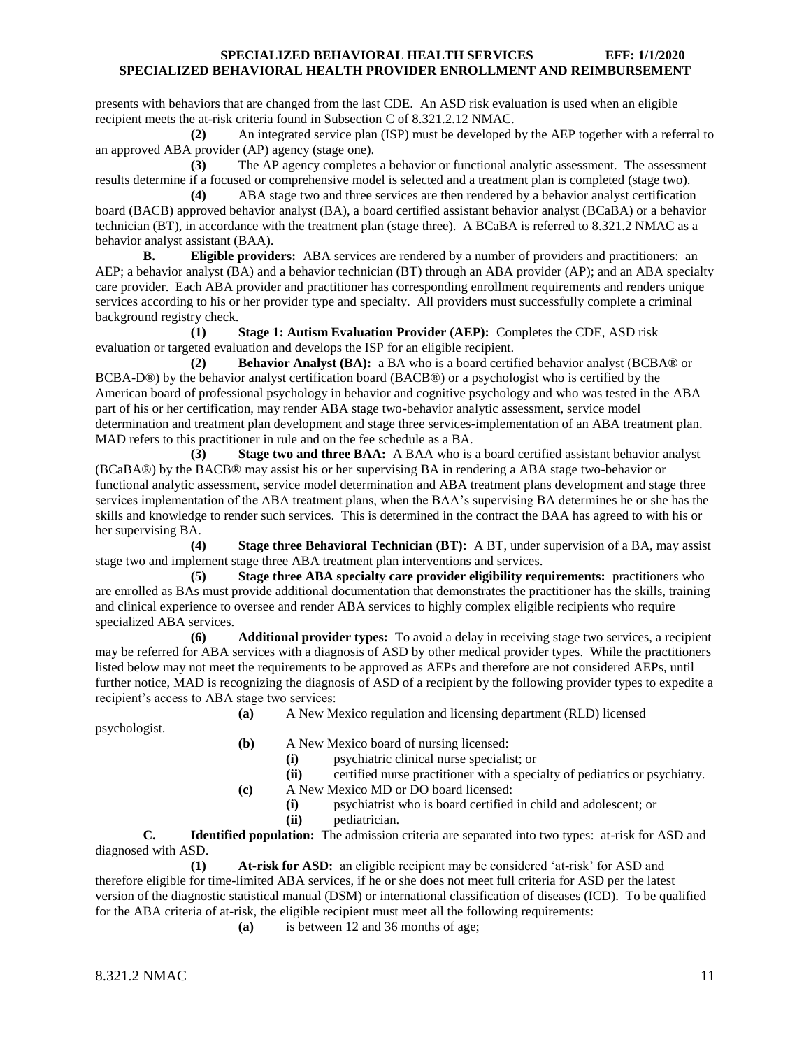presents with behaviors that are changed from the last CDE. An ASD risk evaluation is used when an eligible recipient meets the at-risk criteria found in Subsection C of 8.321.2.12 NMAC.

**(2)** An integrated service plan (ISP) must be developed by the AEP together with a referral to an approved ABA provider (AP) agency (stage one).

**(3)** The AP agency completes a behavior or functional analytic assessment. The assessment results determine if a focused or comprehensive model is selected and a treatment plan is completed (stage two).

**(4)** ABA stage two and three services are then rendered by a behavior analyst certification board (BACB) approved behavior analyst (BA), a board certified assistant behavior analyst (BCaBA) or a behavior technician (BT), in accordance with the treatment plan (stage three). A BCaBA is referred to 8.321.2 NMAC as a behavior analyst assistant (BAA).

**B. Eligible providers:** ABA services are rendered by a number of providers and practitioners: an AEP; a behavior analyst (BA) and a behavior technician (BT) through an ABA provider (AP); and an ABA specialty care provider. Each ABA provider and practitioner has corresponding enrollment requirements and renders unique services according to his or her provider type and specialty. All providers must successfully complete a criminal background registry check.

**(1) Stage 1: Autism Evaluation Provider (AEP):** Completes the CDE, ASD risk evaluation or targeted evaluation and develops the ISP for an eligible recipient.

**(2) Behavior Analyst (BA):** a BA who is a board certified behavior analyst (BCBA® or BCBA-D®) by the behavior analyst certification board (BACB®) or a psychologist who is certified by the American board of professional psychology in behavior and cognitive psychology and who was tested in the ABA part of his or her certification, may render ABA stage two-behavior analytic assessment, service model determination and treatment plan development and stage three services-implementation of an ABA treatment plan. MAD refers to this practitioner in rule and on the fee schedule as a BA.

**(3) Stage two and three BAA:** A BAA who is a board certified assistant behavior analyst (BCaBA®) by the BACB® may assist his or her supervising BA in rendering a ABA stage two-behavior or functional analytic assessment, service model determination and ABA treatment plans development and stage three services implementation of the ABA treatment plans, when the BAA's supervising BA determines he or she has the skills and knowledge to render such services. This is determined in the contract the BAA has agreed to with his or her supervising BA.

**(4) Stage three Behavioral Technician (BT):** A BT, under supervision of a BA, may assist stage two and implement stage three ABA treatment plan interventions and services.

**(5) Stage three ABA specialty care provider eligibility requirements:** practitioners who are enrolled as BAs must provide additional documentation that demonstrates the practitioner has the skills, training and clinical experience to oversee and render ABA services to highly complex eligible recipients who require specialized ABA services.

**(6) Additional provider types:** To avoid a delay in receiving stage two services, a recipient may be referred for ABA services with a diagnosis of ASD by other medical provider types. While the practitioners listed below may not meet the requirements to be approved as AEPs and therefore are not considered AEPs, until further notice, MAD is recognizing the diagnosis of ASD of a recipient by the following provider types to expedite a recipient's access to ABA stage two services:

**(a)** A New Mexico regulation and licensing department (RLD) licensed psychologist.

**(b)** A New Mexico board of nursing licensed:

**(i)** psychiatric clinical nurse specialist; or

**(ii)** certified nurse practitioner with a specialty of pediatrics or psychiatry.

**(c)** A New Mexico MD or DO board licensed:

**(i)** psychiatrist who is board certified in child and adolescent; or

**(ii)** pediatrician.

**C. Identified population:** The admission criteria are separated into two types: at-risk for ASD and diagnosed with ASD.

**(1) At-risk for ASD:** an eligible recipient may be considered 'at-risk' for ASD and therefore eligible for time-limited ABA services, if he or she does not meet full criteria for ASD per the latest version of the diagnostic statistical manual (DSM) or international classification of diseases (ICD). To be qualified for the ABA criteria of at-risk, the eligible recipient must meet all the following requirements:

**(a)** is between 12 and 36 months of age;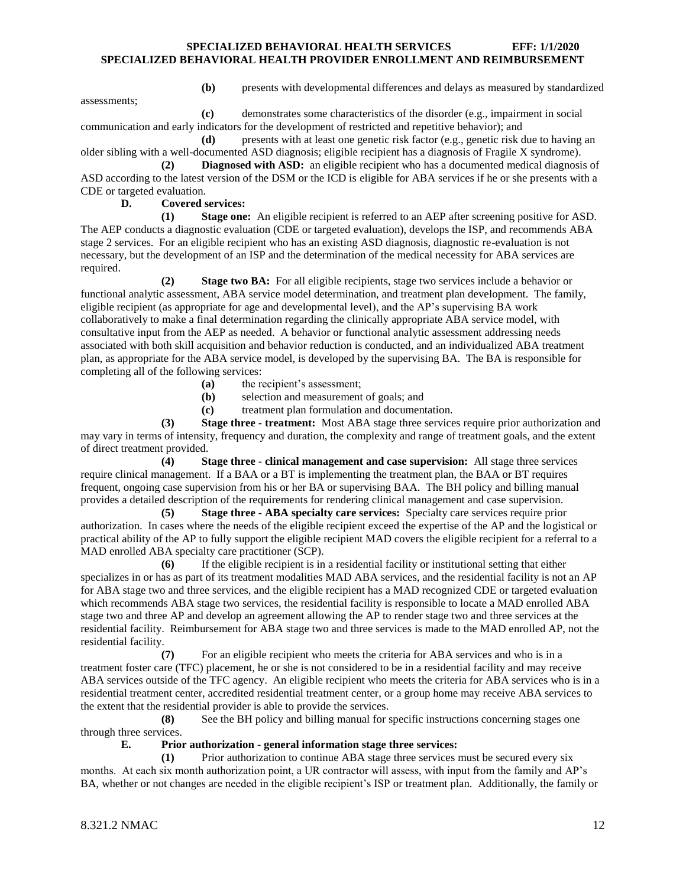**(b)** presents with developmental differences and delays as measured by standardized assessments;

**(c)** demonstrates some characteristics of the disorder (e.g., impairment in social communication and early indicators for the development of restricted and repetitive behavior); and

**(d)** presents with at least one genetic risk factor (e.g., genetic risk due to having an older sibling with a well-documented ASD diagnosis; eligible recipient has a diagnosis of Fragile X syndrome).

**(2)** **Diagnosed with ASD:** an eligible recipient who has a documented medical diagnosis of ASD according to the latest version of the DSM or the ICD is eligible for ABA services if he or she presents with a CDE or targeted evaluation.

**D.** **Covered services:**

**(1)** **Stage one:** An eligible recipient is referred to an AEP after screening positive for ASD. The AEP conducts a diagnostic evaluation (CDE or targeted evaluation), develops the ISP, and recommends ABA stage 2 services. For an eligible recipient who has an existing ASD diagnosis, diagnostic re-evaluation is not necessary, but the development of an ISP and the determination of the medical necessity for ABA services are required.

**(2)** **Stage two BA:** For all eligible recipients, stage two services include a behavior or functional analytic assessment, ABA service model determination, and treatment plan development. The family, eligible recipient (as appropriate for age and developmental level), and the AP's supervising BA work collaboratively to make a final determination regarding the clinically appropriate ABA service model, with consultative input from the AEP as needed. A behavior or functional analytic assessment addressing needs associated with both skill acquisition and behavior reduction is conducted, and an individualized ABA treatment plan, as appropriate for the ABA service model, is developed by the supervising BA. The BA is responsible for completing all of the following services:

**(a)** the recipient's assessment;

**(b)** selection and measurement of goals; and

**(c)** treatment plan formulation and documentation.

**(3)** **Stage three - treatment:** Most ABA stage three services require prior authorization and may vary in terms of intensity, frequency and duration, the complexity and range of treatment goals, and the extent of direct treatment provided.

**(4)** **Stage three - clinical management and case supervision:** All stage three services require clinical management. If a BAA or a BT is implementing the treatment plan, the BAA or BT requires frequent, ongoing case supervision from his or her BA or supervising BAA. The BH policy and billing manual provides a detailed description of the requirements for rendering clinical management and case supervision.

**(5)** **Stage three - ABA specialty care services:** Specialty care services require prior authorization. In cases where the needs of the eligible recipient exceed the expertise of the AP and the logistical or practical ability of the AP to fully support the eligible recipient MAD covers the eligible recipient for a referral to a MAD enrolled ABA specialty care practitioner (SCP).

**(6)** If the eligible recipient is in a residential facility or institutional setting that either specializes in or has as part of its treatment modalities MAD ABA services, and the residential facility is not an AP for ABA stage two and three services, and the eligible recipient has a MAD recognized CDE or targeted evaluation which recommends ABA stage two services, the residential facility is responsible to locate a MAD enrolled ABA stage two and three AP and develop an agreement allowing the AP to render stage two and three services at the residential facility. Reimbursement for ABA stage two and three services is made to the MAD enrolled AP, not the residential facility.

**(7)** For an eligible recipient who meets the criteria for ABA services and who is in a treatment foster care (TFC) placement, he or she is not considered to be in a residential facility and may receive ABA services outside of the TFC agency. An eligible recipient who meets the criteria for ABA services who is in a residential treatment center, accredited residential treatment center, or a group home may receive ABA services to the extent that the residential provider is able to provide the services.

**(8)** See the BH policy and billing manual for specific instructions concerning stages one through three services.

**E.** **Prior authorization - general information stage three services:**

**(1)** Prior authorization to continue ABA stage three services must be secured every six months. At each six month authorization point, a UR contractor will assess, with input from the family and AP's BA, whether or not changes are needed in the eligible recipient's ISP or treatment plan. Additionally, the family or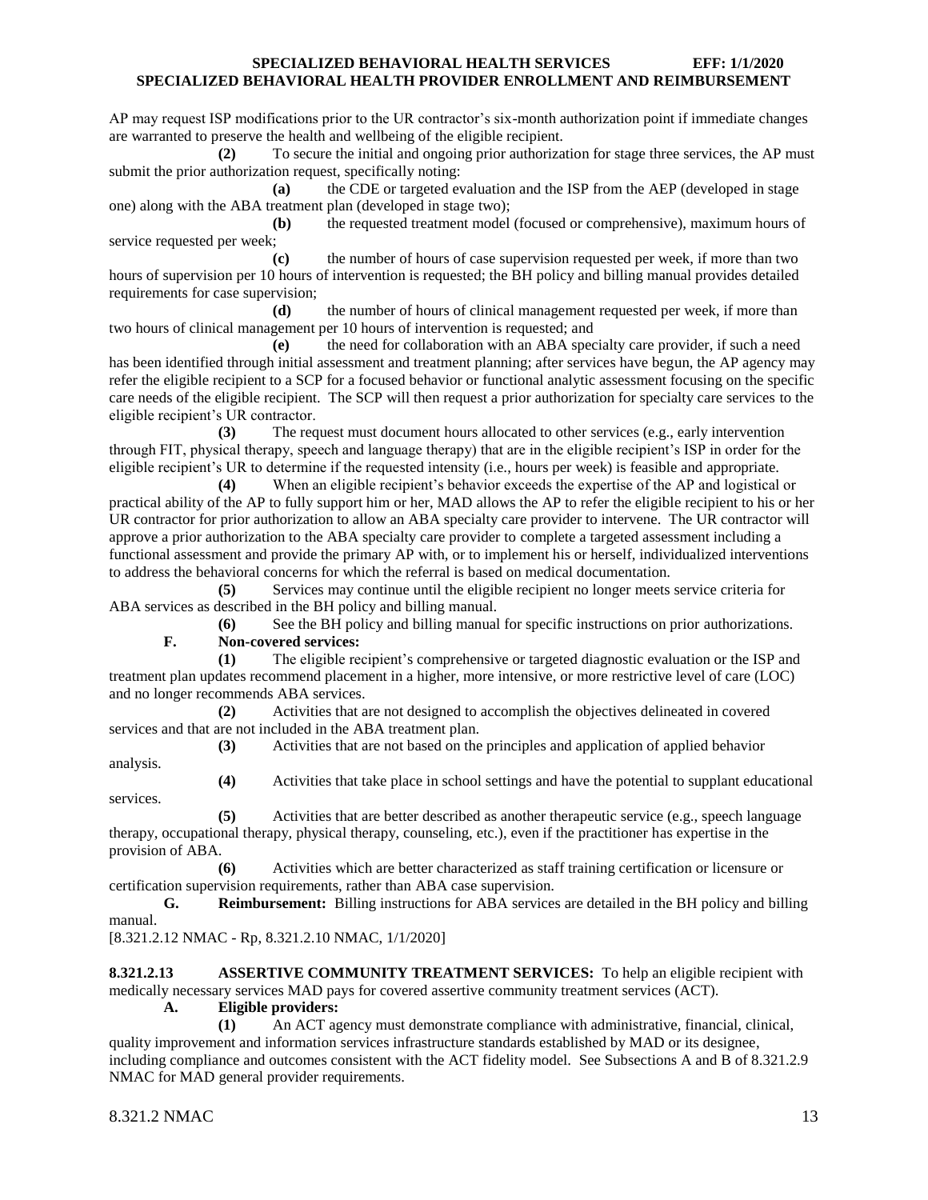AP may request ISP modifications prior to the UR contractor's six-month authorization point if immediate changes are warranted to preserve the health and wellbeing of the eligible recipient.

**(2)** To secure the initial and ongoing prior authorization for stage three services, the AP must submit the prior authorization request, specifically noting:

**(a)** the CDE or targeted evaluation and the ISP from the AEP (developed in stage one) along with the ABA treatment plan (developed in stage two);

**(b)** the requested treatment model (focused or comprehensive), maximum hours of service requested per week;

**(c)** the number of hours of case supervision requested per week, if more than two hours of supervision per 10 hours of intervention is requested; the BH policy and billing manual provides detailed requirements for case supervision;

**(d)** the number of hours of clinical management requested per week, if more than two hours of clinical management per 10 hours of intervention is requested; and

**(e)** the need for collaboration with an ABA specialty care provider, if such a need has been identified through initial assessment and treatment planning; after services have begun, the AP agency may refer the eligible recipient to a SCP for a focused behavior or functional analytic assessment focusing on the specific care needs of the eligible recipient. The SCP will then request a prior authorization for specialty care services to the eligible recipient's UR contractor.

**(3)** The request must document hours allocated to other services (e.g., early intervention through FIT, physical therapy, speech and language therapy) that are in the eligible recipient's ISP in order for the eligible recipient's UR to determine if the requested intensity (i.e., hours per week) is feasible and appropriate.

**(4)** When an eligible recipient's behavior exceeds the expertise of the AP and logistical or practical ability of the AP to fully support him or her, MAD allows the AP to refer the eligible recipient to his or her UR contractor for prior authorization to allow an ABA specialty care provider to intervene. The UR contractor will approve a prior authorization to the ABA specialty care provider to complete a targeted assessment including a functional assessment and provide the primary AP with, or to implement his or herself, individualized interventions to address the behavioral concerns for which the referral is based on medical documentation.

**(5)** Services may continue until the eligible recipient no longer meets service criteria for ABA services as described in the BH policy and billing manual.

**(6)** See the BH policy and billing manual for specific instructions on prior authorizations.

**F. Non-covered services:**

**(1)** The eligible recipient's comprehensive or targeted diagnostic evaluation or the ISP and treatment plan updates recommend placement in a higher, more intensive, or more restrictive level of care (LOC) and no longer recommends ABA services.

**(2)** Activities that are not designed to accomplish the objectives delineated in covered services and that are not included in the ABA treatment plan.

**(3)** Activities that are not based on the principles and application of applied behavior analysis.

**(4)** Activities that take place in school settings and have the potential to supplant educational services.

**(5)** Activities that are better described as another therapeutic service (e.g., speech language therapy, occupational therapy, physical therapy, counseling, etc.), even if the practitioner has expertise in the provision of ABA.

**(6)** Activities which are better characterized as staff training certification or licensure or certification supervision requirements, rather than ABA case supervision.

**G. Reimbursement:** Billing instructions for ABA services are detailed in the BH policy and billing manual.

[8.321.2.12 NMAC - Rp, 8.321.2.10 NMAC, 1/1/2020]

**8.321.2.13 ASSERTIVE COMMUNITY TREATMENT SERVICES:** To help an eligible recipient with medically necessary services MAD pays for covered assertive community treatment services (ACT).

**A. Eligible providers:**

**(1)** An ACT agency must demonstrate compliance with administrative, financial, clinical, quality improvement and information services infrastructure standards established by MAD or its designee, including compliance and outcomes consistent with the ACT fidelity model. See Subsections A and B of 8.321.2.9 NMAC for MAD general provider requirements.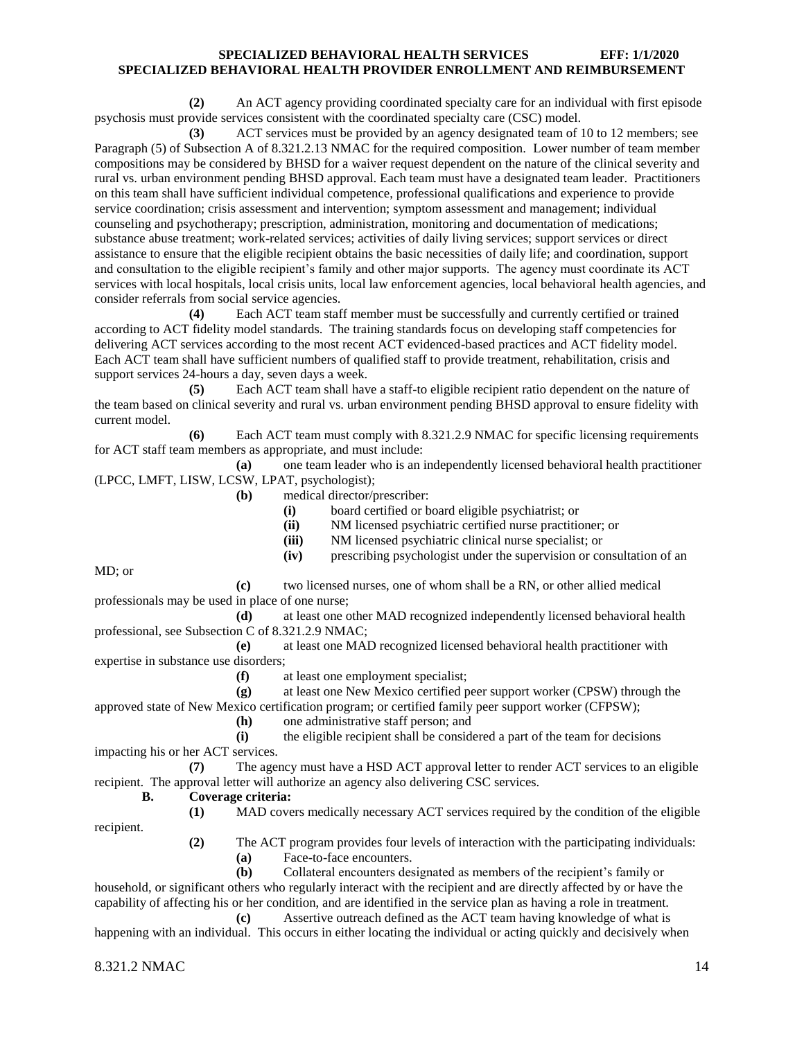**(2)** An ACT agency providing coordinated specialty care for an individual with first episode psychosis must provide services consistent with the coordinated specialty care (CSC) model.

**(3)** ACT services must be provided by an agency designated team of 10 to 12 members; see Paragraph (5) of Subsection A of 8.321.2.13 NMAC for the required composition. Lower number of team member compositions may be considered by BHSD for a waiver request dependent on the nature of the clinical severity and rural vs. urban environment pending BHSD approval. Each team must have a designated team leader. Practitioners on this team shall have sufficient individual competence, professional qualifications and experience to provide service coordination; crisis assessment and intervention; symptom assessment and management; individual counseling and psychotherapy; prescription, administration, monitoring and documentation of medications; substance abuse treatment; work-related services; activities of daily living services; support services or direct assistance to ensure that the eligible recipient obtains the basic necessities of daily life; and coordination, support and consultation to the eligible recipient's family and other major supports. The agency must coordinate its ACT services with local hospitals, local crisis units, local law enforcement agencies, local behavioral health agencies, and consider referrals from social service agencies.

**(4)** Each ACT team staff member must be successfully and currently certified or trained according to ACT fidelity model standards. The training standards focus on developing staff competencies for delivering ACT services according to the most recent ACT evidenced-based practices and ACT fidelity model. Each ACT team shall have sufficient numbers of qualified staff to provide treatment, rehabilitation, crisis and support services 24-hours a day, seven days a week.

**(5)** Each ACT team shall have a staff-to eligible recipient ratio dependent on the nature of the team based on clinical severity and rural vs. urban environment pending BHSD approval to ensure fidelity with current model.

**(6)** Each ACT team must comply with 8.321.2.9 NMAC for specific licensing requirements for ACT staff team members as appropriate, and must include:

**(a)** one team leader who is an independently licensed behavioral health practitioner (LPCC, LMFT, LISW, LCSW, LPAT, psychologist);

**(b)** medical director/prescriber:

**(i)** board certified or board eligible psychiatrist; or

**(ii)** NM licensed psychiatric certified nurse practitioner; or

**(iii)** NM licensed psychiatric clinical nurse specialist; or

**(iv)** prescribing psychologist under the supervision or consultation of an MD; or

**(c)** two licensed nurses, one of whom shall be a RN, or other allied medical professionals may be used in place of one nurse;

**(d)** at least one other MAD recognized independently licensed behavioral health professional, see Subsection C of 8.321.2.9 NMAC;

**(e)** at least one MAD recognized licensed behavioral health practitioner with expertise in substance use disorders;

**(f)** at least one employment specialist;

**(g)** at least one New Mexico certified peer support worker (CPSW) through the approved state of New Mexico certification program; or certified family peer support worker (CFPSW);

**(h)** one administrative staff person; and

**(i)** the eligible recipient shall be considered a part of the team for decisions impacting his or her ACT services.

**(7)** The agency must have a HSD ACT approval letter to render ACT services to an eligible recipient. The approval letter will authorize an agency also delivering CSC services.

**B. Coverage criteria:**

**(1)** MAD covers medically necessary ACT services required by the condition of the eligible recipient.

**(2)** The ACT program provides four levels of interaction with the participating individuals:

**(a)** Face-to-face encounters.

**(b)** Collateral encounters designated as members of the recipient's family or household, or significant others who regularly interact with the recipient and are directly affected by or have the capability of affecting his or her condition, and are identified in the service plan as having a role in treatment.

**(c)** Assertive outreach defined as the ACT team having knowledge of what is happening with an individual. This occurs in either locating the individual or acting quickly and decisively when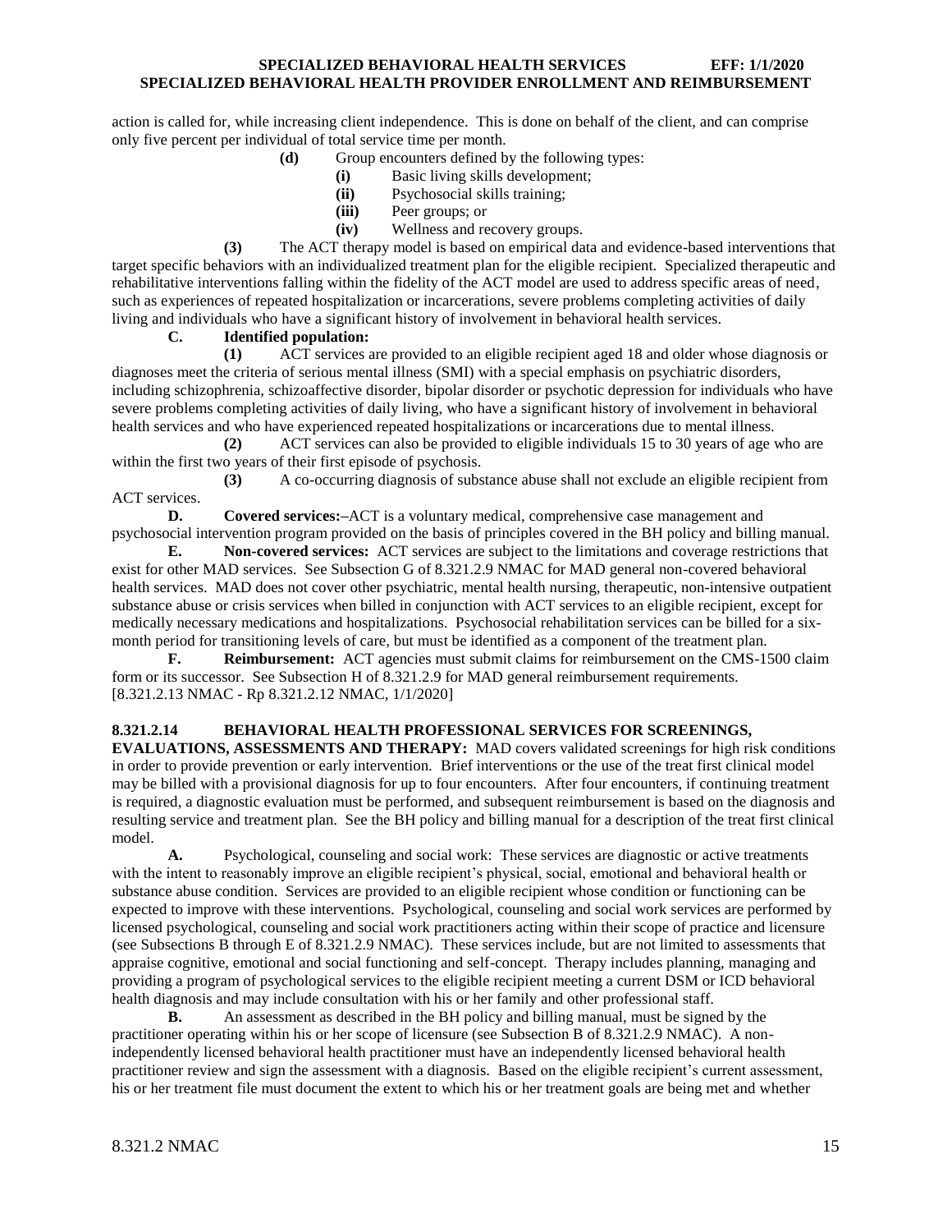action is called for, while increasing client independence. This is done on behalf of the client, and can comprise only five percent per individual of total service time per month.

**(d)** Group encounters defined by the following types:

**(i)** Basic living skills development;

**(ii)** Psychosocial skills training;

**(iii)** Peer groups; or

**(iv)** Wellness and recovery groups.

**(3)** The ACT therapy model is based on empirical data and evidence-based interventions that target specific behaviors with an individualized treatment plan for the eligible recipient. Specialized therapeutic and rehabilitative interventions falling within the fidelity of the ACT model are used to address specific areas of need, such as experiences of repeated hospitalization or incarcerations, severe problems completing activities of daily living and individuals who have a significant history of involvement in behavioral health services.

**C. Identified population:**

**(1)** ACT services are provided to an eligible recipient aged 18 and older whose diagnosis or diagnoses meet the criteria of serious mental illness (SMI) with a special emphasis on psychiatric disorders, including schizophrenia, schizoaffective disorder, bipolar disorder or psychotic depression for individuals who have severe problems completing activities of daily living, who have a significant history of involvement in behavioral health services and who have experienced repeated hospitalizations or incarcerations due to mental illness.

**(2)** ACT services can also be provided to eligible individuals 15 to 30 years of age who are within the first two years of their first episode of psychosis.

**(3)** A co-occurring diagnosis of substance abuse shall not exclude an eligible recipient from ACT services.

**D. Covered services:** ACT is a voluntary medical, comprehensive case management and psychosocial intervention program provided on the basis of principles covered in the BH policy and billing manual.

**E. Non-covered services:** ACT services are subject to the limitations and coverage restrictions that exist for other MAD services. See Subsection G of 8.321.2.9 NMAC for MAD general non-covered behavioral health services. MAD does not cover other psychiatric, mental health nursing, therapeutic, non-intensive outpatient substance abuse or crisis services when billed in conjunction with ACT services to an eligible recipient, except for medically necessary medications and hospitalizations. Psychosocial rehabilitation services can be billed for a six-month period for transitioning levels of care, but must be identified as a component of the treatment plan.

**F. Reimbursement:** ACT agencies must submit claims for reimbursement on the CMS-1500 claim form or its successor. See Subsection H of 8.321.2.9 for MAD general reimbursement requirements.
[8.321.2.13 NMAC - Rp 8.321.2.12 NMAC, 1/1/2020]

**8.321.2.14 BEHAVIORAL HEALTH PROFESSIONAL SERVICES FOR SCREENINGS, EVALUATIONS, ASSESSMENTS AND THERAPY:** MAD covers validated screenings for high risk conditions in order to provide prevention or early intervention. Brief interventions or the use of the treat first clinical model may be billed with a provisional diagnosis for up to four encounters. After four encounters, if continuing treatment is required, a diagnostic evaluation must be performed, and subsequent reimbursement is based on the diagnosis and resulting service and treatment plan. See the BH policy and billing manual for a description of the treat first clinical model.

**A.** Psychological, counseling and social work: These services are diagnostic or active treatments with the intent to reasonably improve an eligible recipient's physical, social, emotional and behavioral health or substance abuse condition. Services are provided to an eligible recipient whose condition or functioning can be expected to improve with these interventions. Psychological, counseling and social work services are performed by licensed psychological, counseling and social work practitioners acting within their scope of practice and licensure (see Subsections B through E of 8.321.2.9 NMAC). These services include, but are not limited to assessments that appraise cognitive, emotional and social functioning and self-concept. Therapy includes planning, managing and providing a program of psychological services to the eligible recipient meeting a current DSM or ICD behavioral health diagnosis and may include consultation with his or her family and other professional staff.

**B.** An assessment as described in the BH policy and billing manual, must be signed by the practitioner operating within his or her scope of licensure (see Subsection B of 8.321.2.9 NMAC). A non-independently licensed behavioral health practitioner must have an independently licensed behavioral health practitioner review and sign the assessment with a diagnosis. Based on the eligible recipient's current assessment, his or her treatment file must document the extent to which his or her treatment goals are being met and whether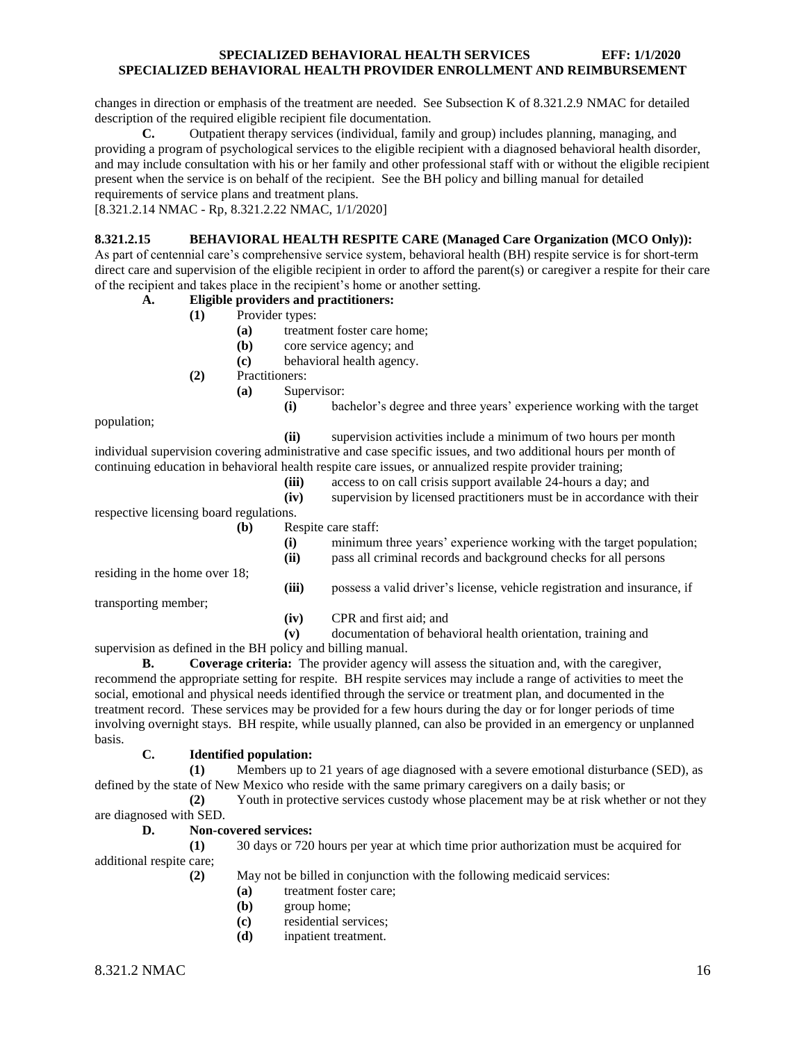changes in direction or emphasis of the treatment are needed. See Subsection K of 8.321.2.9 NMAC for detailed description of the required eligible recipient file documentation.

**C.** Outpatient therapy services (individual, family and group) includes planning, managing, and providing a program of psychological services to the eligible recipient with a diagnosed behavioral health disorder, and may include consultation with his or her family and other professional staff with or without the eligible recipient present when the service is on behalf of the recipient. See the BH policy and billing manual for detailed requirements of service plans and treatment plans.

[8.321.2.14 NMAC - Rp, 8.321.2.22 NMAC, 1/1/2020]

**8.321.2.15 BEHAVIORAL HEALTH RESPITE CARE (Managed Care Organization (MCO Only)):** As part of centennial care's comprehensive service system, behavioral health (BH) respite service is for short-term direct care and supervision of the eligible recipient in order to afford the parent(s) or caregiver a respite for their care of the recipient and takes place in the recipient's home or another setting.

**A. Eligible providers and practitioners:**

**(1)** Provider types:

**(a)** treatment foster care home;

**(b)** core service agency; and

**(c)** behavioral health agency.

**(2)** Practitioners:

**(a)** Supervisor:

**(i)** bachelor's degree and three years' experience working with the target population;

**(ii)** supervision activities include a minimum of two hours per month individual supervision covering administrative and case specific issues, and two additional hours per month of continuing education in behavioral health respite care issues, or annualized respite provider training;

**(iii)** access to on call crisis support available 24-hours a day; and

**(iv)** supervision by licensed practitioners must be in accordance with their respective licensing board regulations.

**(b)** Respite care staff:

**(i)** minimum three years' experience working with the target population;

**(ii)** pass all criminal records and background checks for all persons residing in the home over 18;

**(iii)** possess a valid driver's license, vehicle registration and insurance, if transporting member;

**(iv)** CPR and first aid; and

**(v)** documentation of behavioral health orientation, training and supervision as defined in the BH policy and billing manual.

**B. Coverage criteria:** The provider agency will assess the situation and, with the caregiver, recommend the appropriate setting for respite. BH respite services may include a range of activities to meet the social, emotional and physical needs identified through the service or treatment plan, and documented in the treatment record. These services may be provided for a few hours during the day or for longer periods of time involving overnight stays. BH respite, while usually planned, can also be provided in an emergency or unplanned basis.

**C. Identified population:**

**(1)** Members up to 21 years of age diagnosed with a severe emotional disturbance (SED), as defined by the state of New Mexico who reside with the same primary caregivers on a daily basis; or

**(2)** Youth in protective services custody whose placement may be at risk whether or not they are diagnosed with SED.

**D. Non-covered services:**

**(1)** 30 days or 720 hours per year at which time prior authorization must be acquired for additional respite care;

**(2)** May not be billed in conjunction with the following medicaid services:

**(a)** treatment foster care;

**(b)** group home;

**(c)** residential services;

**(d)** inpatient treatment.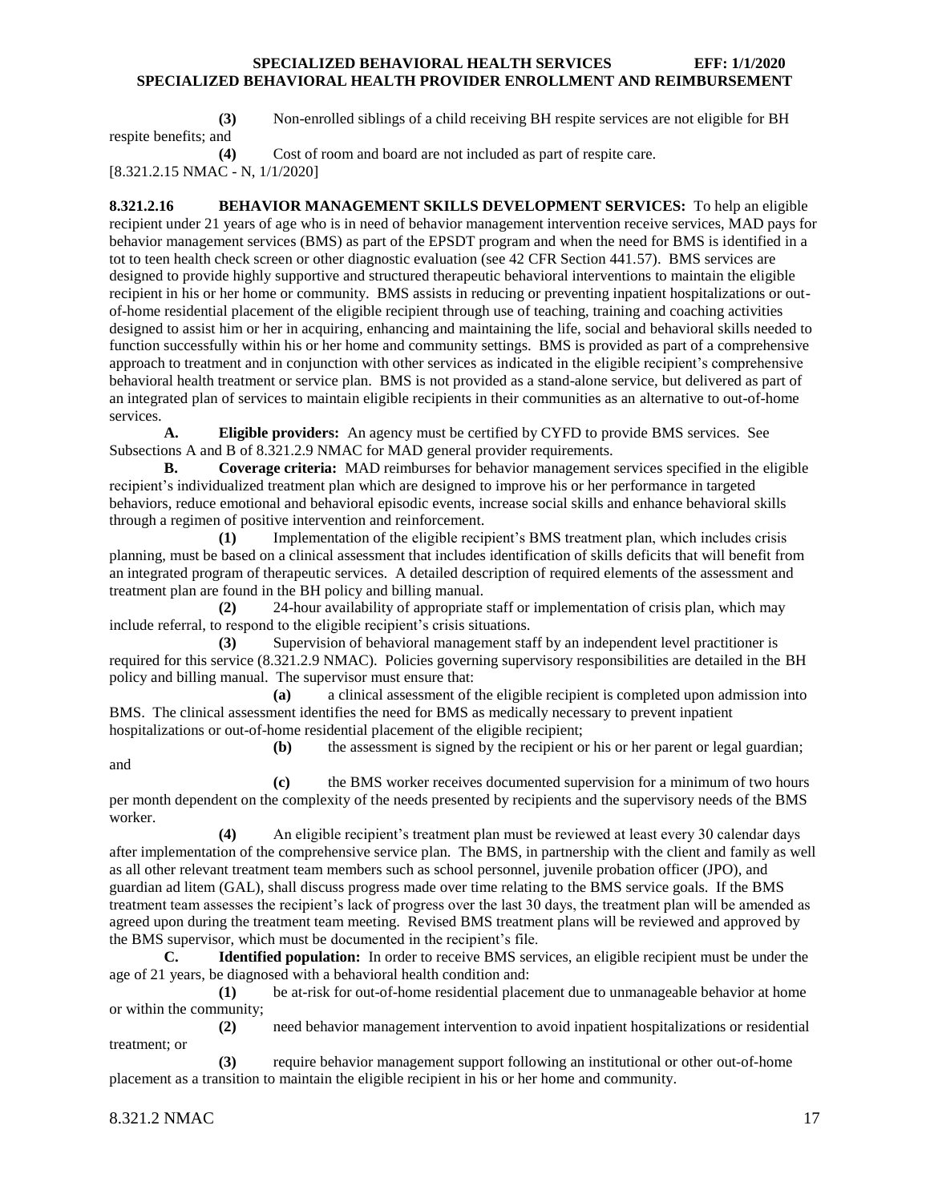**(3)** Non-enrolled siblings of a child receiving BH respite services are not eligible for BH respite benefits; and

**(4)** Cost of room and board are not included as part of respite care.

[8.321.2.15 NMAC - N, 1/1/2020]

**8.321.2.16 BEHAVIOR MANAGEMENT SKILLS DEVELOPMENT SERVICES:** To help an eligible recipient under 21 years of age who is in need of behavior management intervention receive services, MAD pays for behavior management services (BMS) as part of the EPSDT program and when the need for BMS is identified in a tot to teen health check screen or other diagnostic evaluation (see 42 CFR Section 441.57). BMS services are designed to provide highly supportive and structured therapeutic behavioral interventions to maintain the eligible recipient in his or her home or community. BMS assists in reducing or preventing inpatient hospitalizations or out-of-home residential placement of the eligible recipient through use of teaching, training and coaching activities designed to assist him or her in acquiring, enhancing and maintaining the life, social and behavioral skills needed to function successfully within his or her home and community settings. BMS is provided as part of a comprehensive approach to treatment and in conjunction with other services as indicated in the eligible recipient's comprehensive behavioral health treatment or service plan. BMS is not provided as a stand-alone service, but delivered as part of an integrated plan of services to maintain eligible recipients in their communities as an alternative to out-of-home services.

**A. Eligible providers:** An agency must be certified by CYFD to provide BMS services. See Subsections A and B of 8.321.2.9 NMAC for MAD general provider requirements.

**B. Coverage criteria:** MAD reimburses for behavior management services specified in the eligible recipient's individualized treatment plan which are designed to improve his or her performance in targeted behaviors, reduce emotional and behavioral episodic events, increase social skills and enhance behavioral skills through a regimen of positive intervention and reinforcement.

**(1)** Implementation of the eligible recipient's BMS treatment plan, which includes crisis planning, must be based on a clinical assessment that includes identification of skills deficits that will benefit from an integrated program of therapeutic services. A detailed description of required elements of the assessment and treatment plan are found in the BH policy and billing manual.

**(2)** 24-hour availability of appropriate staff or implementation of crisis plan, which may include referral, to respond to the eligible recipient's crisis situations.

**(3)** Supervision of behavioral management staff by an independent level practitioner is required for this service (8.321.2.9 NMAC). Policies governing supervisory responsibilities are detailed in the BH policy and billing manual. The supervisor must ensure that:

**(a)** a clinical assessment of the eligible recipient is completed upon admission into BMS. The clinical assessment identifies the need for BMS as medically necessary to prevent inpatient hospitalizations or out-of-home residential placement of the eligible recipient;

**(b)** the assessment is signed by the recipient or his or her parent or legal guardian; and

**(c)** the BMS worker receives documented supervision for a minimum of two hours per month dependent on the complexity of the needs presented by recipients and the supervisory needs of the BMS worker.

**(4)** An eligible recipient's treatment plan must be reviewed at least every 30 calendar days after implementation of the comprehensive service plan. The BMS, in partnership with the client and family as well as all other relevant treatment team members such as school personnel, juvenile probation officer (JPO), and guardian ad litem (GAL), shall discuss progress made over time relating to the BMS service goals. If the BMS treatment team assesses the recipient's lack of progress over the last 30 days, the treatment plan will be amended as agreed upon during the treatment team meeting. Revised BMS treatment plans will be reviewed and approved by the BMS supervisor, which must be documented in the recipient's file.

**C. Identified population:** In order to receive BMS services, an eligible recipient must be under the age of 21 years, be diagnosed with a behavioral health condition and:

**(1)** be at-risk for out-of-home residential placement due to unmanageable behavior at home or within the community;

**(2)** need behavior management intervention to avoid inpatient hospitalizations or residential treatment; or

**(3)** require behavior management support following an institutional or other out-of-home placement as a transition to maintain the eligible recipient in his or her home and community.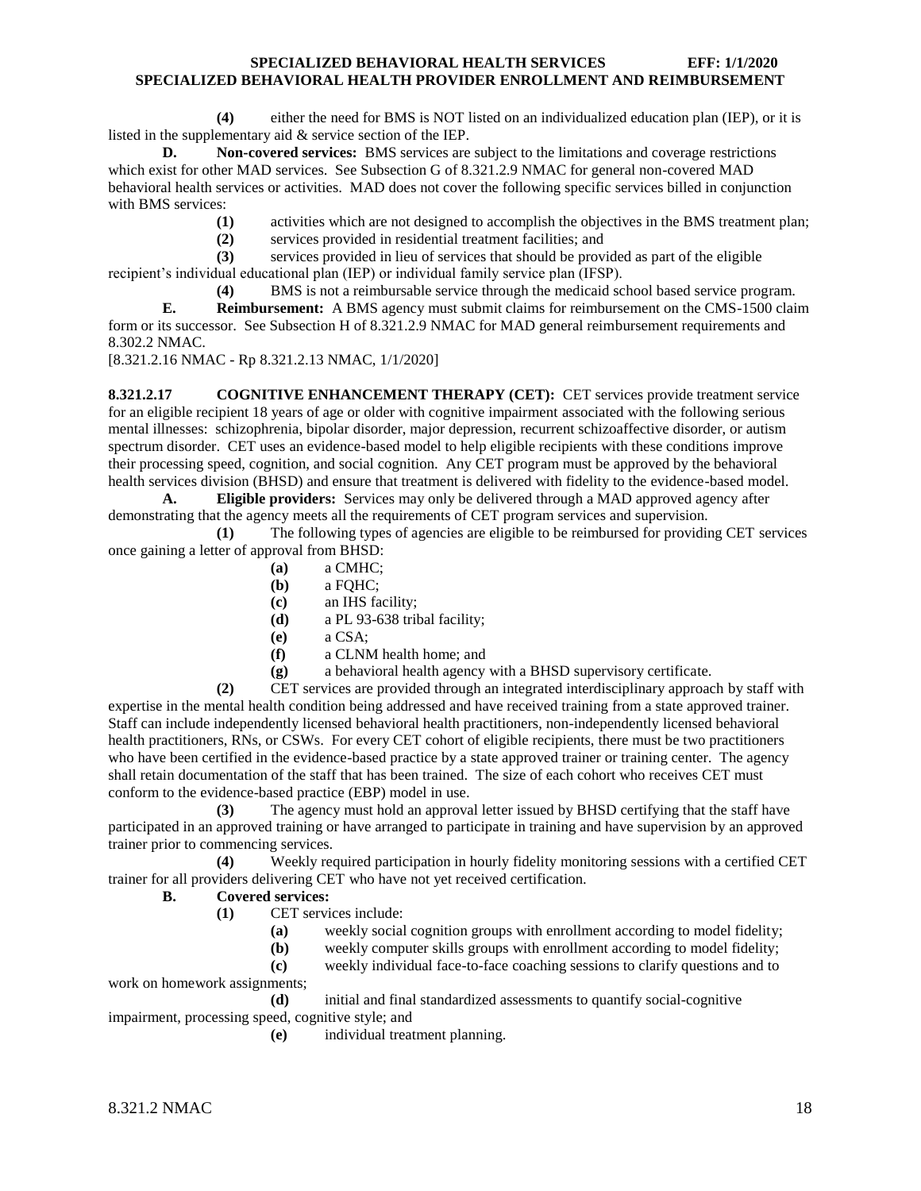**(4)** either the need for BMS is NOT listed on an individualized education plan (IEP), or it is listed in the supplementary aid & service section of the IEP.

**D. Non-covered services:** BMS services are subject to the limitations and coverage restrictions which exist for other MAD services. See Subsection G of 8.321.2.9 NMAC for general non-covered MAD behavioral health services or activities. MAD does not cover the following specific services billed in conjunction with BMS services:

**(1)** activities which are not designed to accomplish the objectives in the BMS treatment plan;

**(2)** services provided in residential treatment facilities; and

**(3)** services provided in lieu of services that should be provided as part of the eligible recipient's individual educational plan (IEP) or individual family service plan (IFSP).

**(4)** BMS is not a reimbursable service through the medicaid school based service program.

**E. Reimbursement:** A BMS agency must submit claims for reimbursement on the CMS-1500 claim form or its successor. See Subsection H of 8.321.2.9 NMAC for MAD general reimbursement requirements and 8.302.2 NMAC.

[8.321.2.16 NMAC - Rp 8.321.2.13 NMAC, 1/1/2020]

**8.321.2.17 COGNITIVE ENHANCEMENT THERAPY (CET):** CET services provide treatment service for an eligible recipient 18 years of age or older with cognitive impairment associated with the following serious mental illnesses: schizophrenia, bipolar disorder, major depression, recurrent schizoaffective disorder, or autism spectrum disorder. CET uses an evidence-based model to help eligible recipients with these conditions improve their processing speed, cognition, and social cognition. Any CET program must be approved by the behavioral health services division (BHSD) and ensure that treatment is delivered with fidelity to the evidence-based model.

**A. Eligible providers:** Services may only be delivered through a MAD approved agency after demonstrating that the agency meets all the requirements of CET program services and supervision.

**(1)** The following types of agencies are eligible to be reimbursed for providing CET services once gaining a letter of approval from BHSD:

**(a)** a CMHC;

**(b)** a FQHC;

**(c)** an IHS facility;

**(d)** a PL 93-638 tribal facility;

**(e)** a CSA;

**(f)** a CLNM health home; and

**(g)** a behavioral health agency with a BHSD supervisory certificate.

**(2)** CET services are provided through an integrated interdisciplinary approach by staff with expertise in the mental health condition being addressed and have received training from a state approved trainer. Staff can include independently licensed behavioral health practitioners, non-independently licensed behavioral health practitioners, RNs, or CSWs. For every CET cohort of eligible recipients, there must be two practitioners who have been certified in the evidence-based practice by a state approved trainer or training center. The agency shall retain documentation of the staff that has been trained. The size of each cohort who receives CET must conform to the evidence-based practice (EBP) model in use.

**(3)** The agency must hold an approval letter issued by BHSD certifying that the staff have participated in an approved training or have arranged to participate in training and have supervision by an approved trainer prior to commencing services.

**(4)** Weekly required participation in hourly fidelity monitoring sessions with a certified CET trainer for all providers delivering CET who have not yet received certification.

**B. Covered services:**

**(1)** CET services include:

**(a)** weekly social cognition groups with enrollment according to model fidelity;

**(b)** weekly computer skills groups with enrollment according to model fidelity;

**(c)** weekly individual face-to-face coaching sessions to clarify questions and to work on homework assignments;

**(d)** initial and final standardized assessments to quantify social-cognitive impairment, processing speed, cognitive style; and

**(e)** individual treatment planning.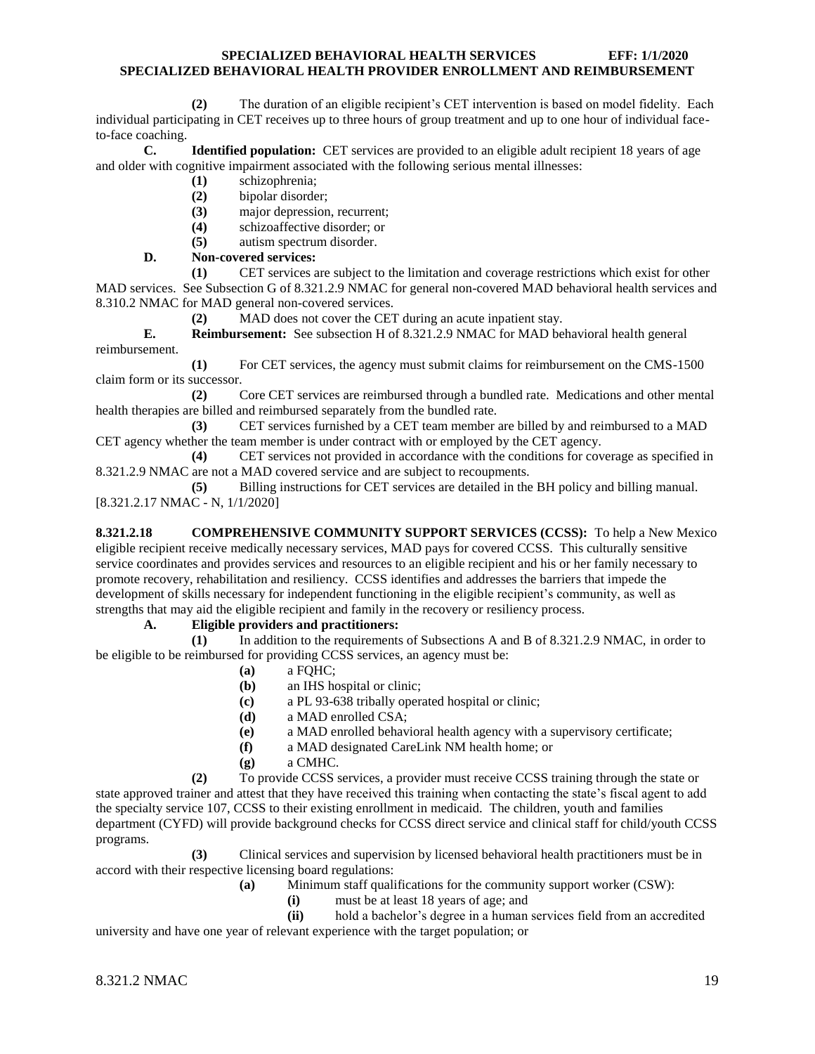**(2)** The duration of an eligible recipient's CET intervention is based on model fidelity. Each individual participating in CET receives up to three hours of group treatment and up to one hour of individual face-to-face coaching.

**C. Identified population:** CET services are provided to an eligible adult recipient 18 years of age and older with cognitive impairment associated with the following serious mental illnesses:

**(1)** schizophrenia;

**(2)** bipolar disorder;

**(3)** major depression, recurrent;

**(4)** schizoaffective disorder; or

**(5)** autism spectrum disorder.

**D. Non-covered services:**

**(1)** CET services are subject to the limitation and coverage restrictions which exist for other MAD services. See Subsection G of 8.321.2.9 NMAC for general non-covered MAD behavioral health services and 8.310.2 NMAC for MAD general non-covered services.

**(2)** MAD does not cover the CET during an acute inpatient stay.

**E. Reimbursement:** See subsection H of 8.321.2.9 NMAC for MAD behavioral health general reimbursement.

**(1)** For CET services, the agency must submit claims for reimbursement on the CMS-1500 claim form or its successor.

**(2)** Core CET services are reimbursed through a bundled rate. Medications and other mental health therapies are billed and reimbursed separately from the bundled rate.

**(3)** CET services furnished by a CET team member are billed by and reimbursed to a MAD CET agency whether the team member is under contract with or employed by the CET agency.

**(4)** CET services not provided in accordance with the conditions for coverage as specified in 8.321.2.9 NMAC are not a MAD covered service and are subject to recoupments.

**(5)** Billing instructions for CET services are detailed in the BH policy and billing manual.

[8.321.2.17 NMAC - N, 1/1/2020]

**8.321.2.18 COMPREHENSIVE COMMUNITY SUPPORT SERVICES (CCSS):** To help a New Mexico eligible recipient receive medically necessary services, MAD pays for covered CCSS. This culturally sensitive service coordinates and provides services and resources to an eligible recipient and his or her family necessary to promote recovery, rehabilitation and resiliency. CCSS identifies and addresses the barriers that impede the development of skills necessary for independent functioning in the eligible recipient's community, as well as strengths that may aid the eligible recipient and family in the recovery or resiliency process.

**A. Eligible providers and practitioners:**

**(1)** In addition to the requirements of Subsections A and B of 8.321.2.9 NMAC, in order to be eligible to be reimbursed for providing CCSS services, an agency must be:

**(a)** a FQHC;

**(b)** an IHS hospital or clinic;

**(c)** a PL 93-638 tribally operated hospital or clinic;

**(d)** a MAD enrolled CSA;

**(e)** a MAD enrolled behavioral health agency with a supervisory certificate;

**(f)** a MAD designated CareLink NM health home; or

**(g)** a CMHC.

**(2)** To provide CCSS services, a provider must receive CCSS training through the state or state approved trainer and attest that they have received this training when contacting the state's fiscal agent to add the specialty service 107, CCSS to their existing enrollment in medicaid. The children, youth and families department (CYFD) will provide background checks for CCSS direct service and clinical staff for child/youth CCSS programs.

**(3)** Clinical services and supervision by licensed behavioral health practitioners must be in accord with their respective licensing board regulations:

**(a)** Minimum staff qualifications for the community support worker (CSW):

**(i)** must be at least 18 years of age; and

**(ii)** hold a bachelor's degree in a human services field from an accredited university and have one year of relevant experience with the target population; or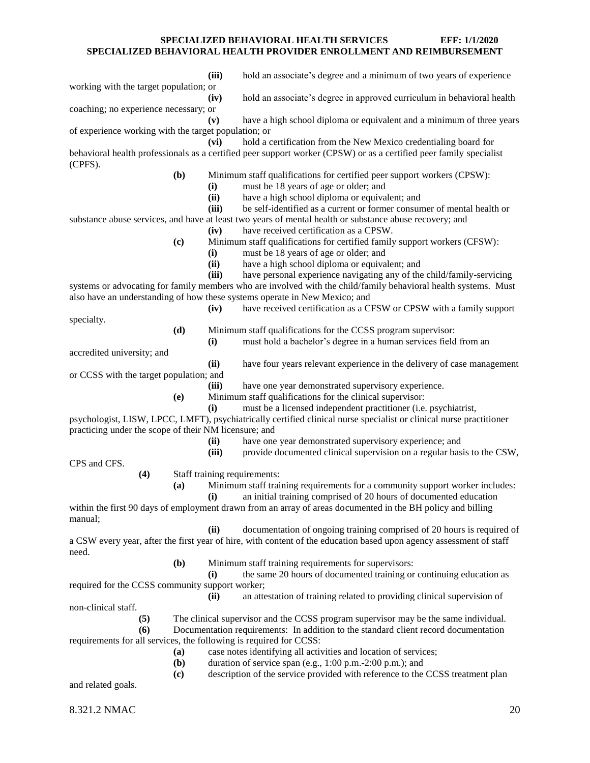**(iii)** hold an associate's degree and a minimum of two years of experience working with the target population; or

**(iv)** hold an associate's degree in approved curriculum in behavioral health coaching; no experience necessary; or

**(v)** have a high school diploma or equivalent and a minimum of three years of experience working with the target population; or

**(vi)** hold a certification from the New Mexico credentialing board for behavioral health professionals as a certified peer support worker (CPSW) or as a certified peer family specialist (CPFS).

**(b)** Minimum staff qualifications for certified peer support workers (CPSW):

**(i)** must be 18 years of age or older; and

**(ii)** have a high school diploma or equivalent; and

**(iii)** be self-identified as a current or former consumer of mental health or substance abuse services, and have at least two years of mental health or substance abuse recovery; and

**(iv)** have received certification as a CPSW.

**(c)** Minimum staff qualifications for certified family support workers (CFSW):

**(i)** must be 18 years of age or older; and

**(ii)** have a high school diploma or equivalent; and

**(iii)** have personal experience navigating any of the child/family-servicing systems or advocating for family members who are involved with the child/family behavioral health systems. Must also have an understanding of how these systems operate in New Mexico; and

**(iv)** have received certification as a CFSW or CPSW with a family support specialty.

**(d)** Minimum staff qualifications for the CCSS program supervisor:

**(i)** must hold a bachelor's degree in a human services field from an accredited university; and

**(ii)** have four years relevant experience in the delivery of case management or CCSS with the target population; and

**(iii)** have one year demonstrated supervisory experience.

**(e)** Minimum staff qualifications for the clinical supervisor:

**(i)** must be a licensed independent practitioner (i.e. psychiatrist, psychologist, LISW, LPCC, LMFT), psychiatrically certified clinical nurse specialist or clinical nurse practitioner practicing under the scope of their NM licensure; and

**(ii)** have one year demonstrated supervisory experience; and

**(iii)** provide documented clinical supervision on a regular basis to the CSW, CPS and CFS.

**(4)** Staff training requirements:

**(a)** Minimum staff training requirements for a community support worker includes:

**(i)** an initial training comprised of 20 hours of documented education within the first 90 days of employment drawn from an array of areas documented in the BH policy and billing manual;

**(ii)** documentation of ongoing training comprised of 20 hours is required of a CSW every year, after the first year of hire, with content of the education based upon agency assessment of staff need.

**(b)** Minimum staff training requirements for supervisors:

**(i)** the same 20 hours of documented training or continuing education as required for the CCSS community support worker;

**(ii)** an attestation of training related to providing clinical supervision of non-clinical staff.

**(5)** The clinical supervisor and the CCSS program supervisor may be the same individual.

**(6)** Documentation requirements: In addition to the standard client record documentation requirements for all services, the following is required for CCSS:

**(a)** case notes identifying all activities and location of services;

**(b)** duration of service span (e.g., 1:00 p.m.-2:00 p.m.); and

**(c)** description of the service provided with reference to the CCSS treatment plan and related goals.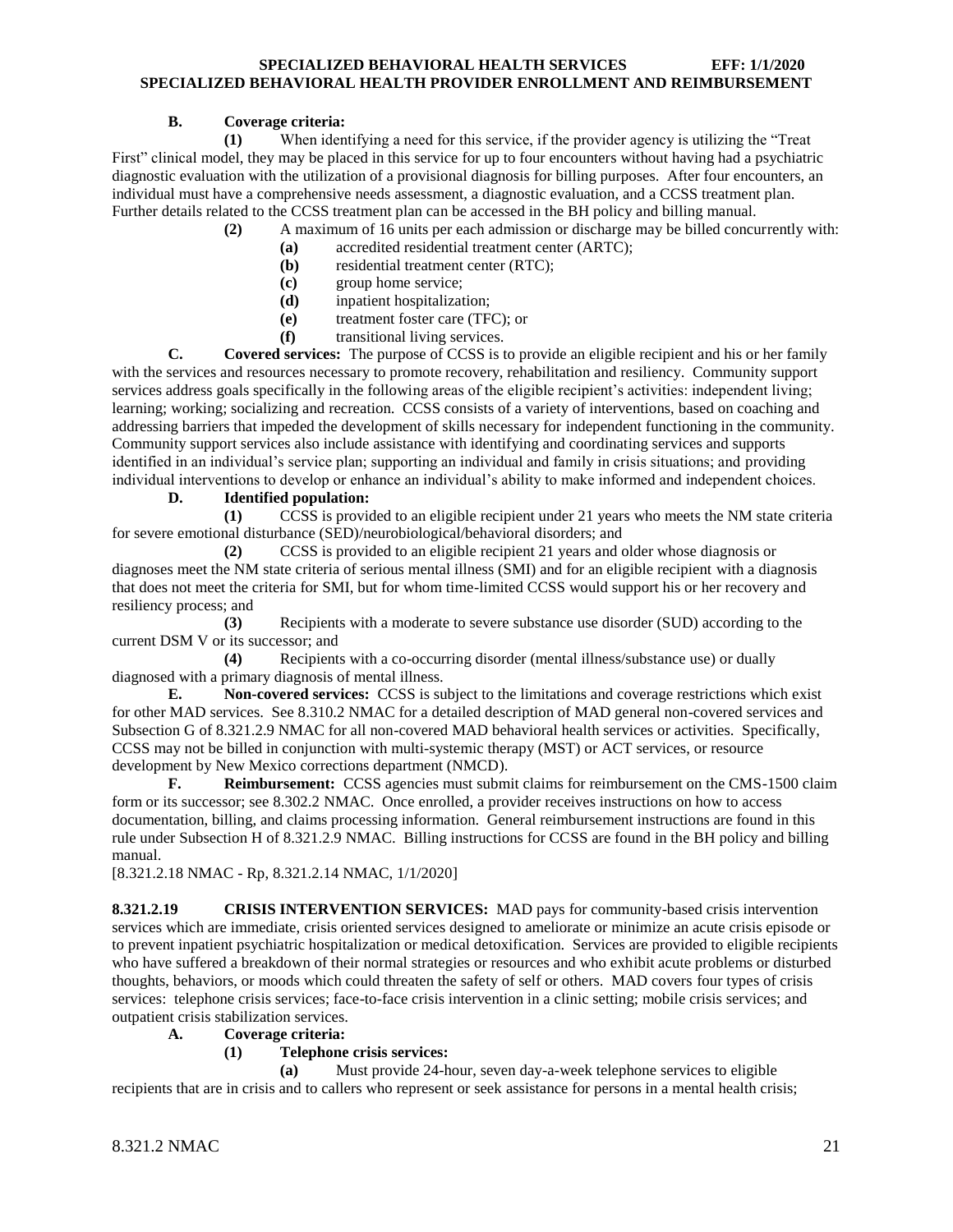**B. Coverage criteria:**

**(1)** When identifying a need for this service, if the provider agency is utilizing the "Treat First" clinical model, they may be placed in this service for up to four encounters without having had a psychiatric diagnostic evaluation with the utilization of a provisional diagnosis for billing purposes. After four encounters, an individual must have a comprehensive needs assessment, a diagnostic evaluation, and a CCSS treatment plan. Further details related to the CCSS treatment plan can be accessed in the BH policy and billing manual.

**(2)** A maximum of 16 units per each admission or discharge may be billed concurrently with:

**(a)** accredited residential treatment center (ARTC);

**(b)** residential treatment center (RTC);

**(c)** group home service;

**(d)** inpatient hospitalization;

**(e)** treatment foster care (TFC); or

**(f)** transitional living services.

**C. Covered services:** The purpose of CCSS is to provide an eligible recipient and his or her family with the services and resources necessary to promote recovery, rehabilitation and resiliency. Community support services address goals specifically in the following areas of the eligible recipient's activities: independent living; learning; working; socializing and recreation. CCSS consists of a variety of interventions, based on coaching and addressing barriers that impeded the development of skills necessary for independent functioning in the community. Community support services also include assistance with identifying and coordinating services and supports identified in an individual's service plan; supporting an individual and family in crisis situations; and providing individual interventions to develop or enhance an individual's ability to make informed and independent choices.

**D. Identified population:**

**(1)** CCSS is provided to an eligible recipient under 21 years who meets the NM state criteria for severe emotional disturbance (SED)/neurobiological/behavioral disorders; and

**(2)** CCSS is provided to an eligible recipient 21 years and older whose diagnosis or diagnoses meet the NM state criteria of serious mental illness (SMI) and for an eligible recipient with a diagnosis that does not meet the criteria for SMI, but for whom time-limited CCSS would support his or her recovery and resiliency process; and

**(3)** Recipients with a moderate to severe substance use disorder (SUD) according to the current DSM V or its successor; and

**(4)** Recipients with a co-occurring disorder (mental illness/substance use) or dually diagnosed with a primary diagnosis of mental illness.

**E. Non-covered services:** CCSS is subject to the limitations and coverage restrictions which exist for other MAD services. See 8.310.2 NMAC for a detailed description of MAD general non-covered services and Subsection G of 8.321.2.9 NMAC for all non-covered MAD behavioral health services or activities. Specifically, CCSS may not be billed in conjunction with multi-systemic therapy (MST) or ACT services, or resource development by New Mexico corrections department (NMCD).

**F. Reimbursement:** CCSS agencies must submit claims for reimbursement on the CMS-1500 claim form or its successor; see 8.302.2 NMAC. Once enrolled, a provider receives instructions on how to access documentation, billing, and claims processing information. General reimbursement instructions are found in this rule under Subsection H of 8.321.2.9 NMAC. Billing instructions for CCSS are found in the BH policy and billing manual.

[8.321.2.18 NMAC - Rp, 8.321.2.14 NMAC, 1/1/2020]

**8.321.2.19 CRISIS INTERVENTION SERVICES:** MAD pays for community-based crisis intervention services which are immediate, crisis oriented services designed to ameliorate or minimize an acute crisis episode or to prevent inpatient psychiatric hospitalization or medical detoxification. Services are provided to eligible recipients who have suffered a breakdown of their normal strategies or resources and who exhibit acute problems or disturbed thoughts, behaviors, or moods which could threaten the safety of self or others. MAD covers four types of crisis services: telephone crisis services; face-to-face crisis intervention in a clinic setting; mobile crisis services; and outpatient crisis stabilization services.

**A. Coverage criteria:**

**(1) Telephone crisis services:**

**(a)** Must provide 24-hour, seven day-a-week telephone services to eligible recipients that are in crisis and to callers who represent or seek assistance for persons in a mental health crisis;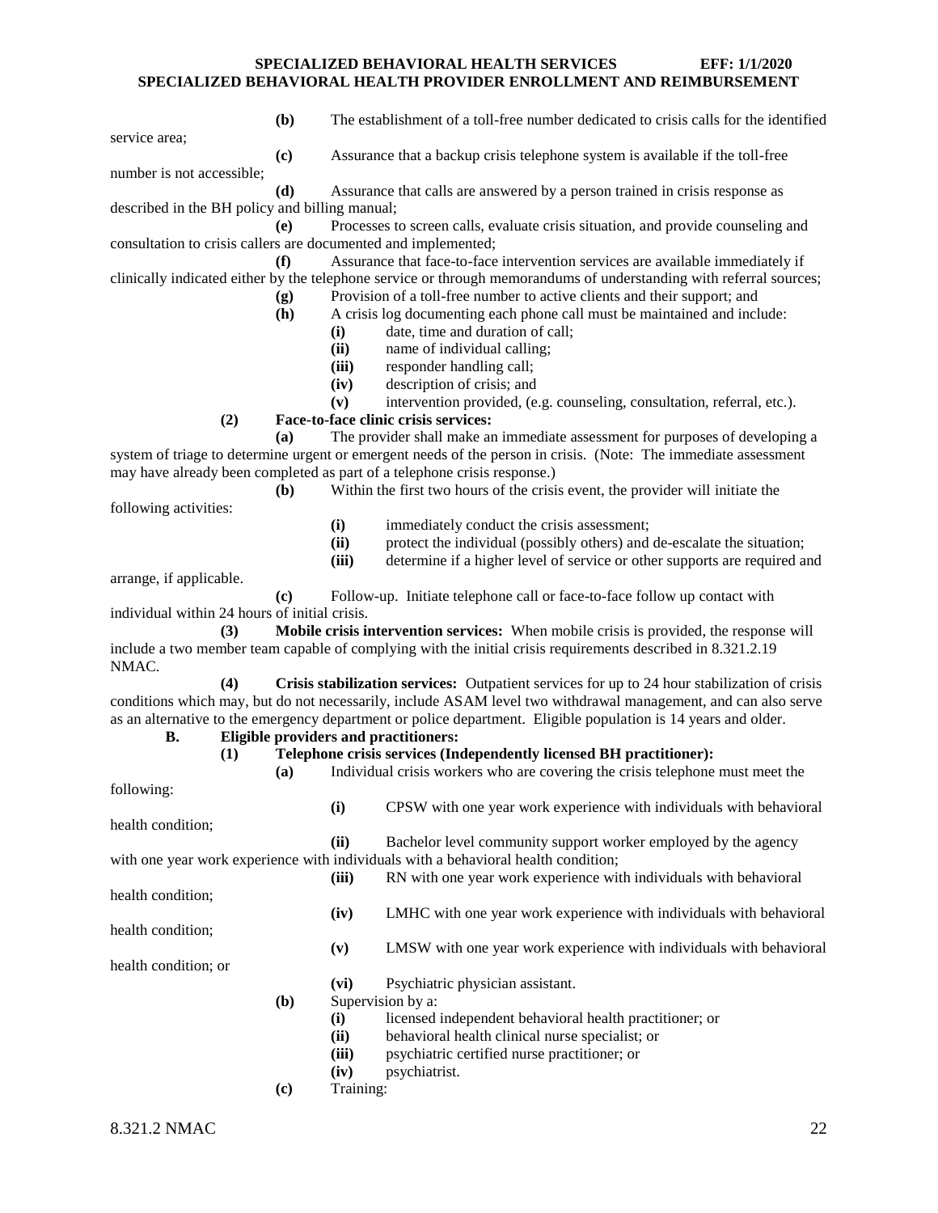**(b)** The establishment of a toll-free number dedicated to crisis calls for the identified service area;

**(c)** Assurance that a backup crisis telephone system is available if the toll-free number is not accessible;

**(d)** Assurance that calls are answered by a person trained in crisis response as described in the BH policy and billing manual;

**(e)** Processes to screen calls, evaluate crisis situation, and provide counseling and consultation to crisis callers are documented and implemented;

**(f)** Assurance that face-to-face intervention services are available immediately if clinically indicated either by the telephone service or through memorandums of understanding with referral sources;

**(g)** Provision of a toll-free number to active clients and their support; and

**(h)** A crisis log documenting each phone call must be maintained and include:

- **(i)** date, time and duration of call;
- **(ii)** name of individual calling;
- **(iii)** responder handling call;
- **(iv)** description of crisis; and
- **(v)** intervention provided, (e.g. counseling, consultation, referral, etc.).

**(2) Face-to-face clinic crisis services:**

**(a)** The provider shall make an immediate assessment for purposes of developing a system of triage to determine urgent or emergent needs of the person in crisis. (Note: The immediate assessment may have already been completed as part of a telephone crisis response.)

**(b)** Within the first two hours of the crisis event, the provider will initiate the following activities:

- **(i)** immediately conduct the crisis assessment;
- **(ii)** protect the individual (possibly others) and de-escalate the situation;
- **(iii)** determine if a higher level of service or other supports are required and arrange, if applicable.

**(c)** Follow-up. Initiate telephone call or face-to-face follow up contact with individual within 24 hours of initial crisis.

**(3) Mobile crisis intervention services:** When mobile crisis is provided, the response will include a two member team capable of complying with the initial crisis requirements described in 8.321.2.19 NMAC.

**(4) Crisis stabilization services:** Outpatient services for up to 24 hour stabilization of crisis conditions which may, but do not necessarily, include ASAM level two withdrawal management, and can also serve as an alternative to the emergency department or police department. Eligible population is 14 years and older.

**B. Eligible providers and practitioners:**

**(1) Telephone crisis services (Independently licensed BH practitioner):**

**(a)** Individual crisis workers who are covering the crisis telephone must meet the following:

- **(i)** CPSW with one year work experience with individuals with behavioral health condition;
- **(ii)** Bachelor level community support worker employed by the agency with one year work experience with individuals with a behavioral health condition;
- **(iii)** RN with one year work experience with individuals with behavioral health condition;
- **(iv)** LMHC with one year work experience with individuals with behavioral health condition;
- **(v)** LMSW with one year work experience with individuals with behavioral health condition; or
- **(vi)** Psychiatric physician assistant.

**(b)** Supervision by a:

- **(i)** licensed independent behavioral health practitioner; or
- **(ii)** behavioral health clinical nurse specialist; or
- **(iii)** psychiatric certified nurse practitioner; or
- **(iv)** psychiatrist.

**(c)** Training: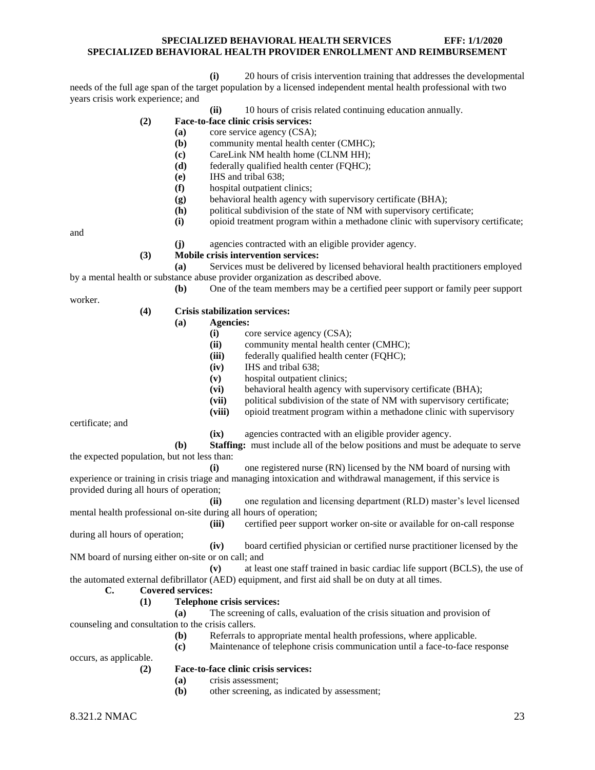**(i)** 20 hours of crisis intervention training that addresses the developmental needs of the full age span of the target population by a licensed independent mental health professional with two years crisis work experience; and

**(ii)** 10 hours of crisis related continuing education annually.

**(2) Face-to-face clinic crisis services:**

**(a)** core service agency (CSA);

**(b)** community mental health center (CMHC);

**(c)** CareLink NM health home (CLNM HH);

**(d)** federally qualified health center (FQHC);

**(e)** IHS and tribal 638;

**(f)** hospital outpatient clinics;

**(g)** behavioral health agency with supervisory certificate (BHA);

**(h)** political subdivision of the state of NM with supervisory certificate;

**(i)** opioid treatment program within a methadone clinic with supervisory certificate; and

**(j)** agencies contracted with an eligible provider agency.

**(3) Mobile crisis intervention services:**

**(a)** Services must be delivered by licensed behavioral health practitioners employed by a mental health or substance abuse provider organization as described above.

**(b)** One of the team members may be a certified peer support or family peer support worker.

**(4) Crisis stabilization services:**

**(a) Agencies:**

**(i)** core service agency (CSA);

**(ii)** community mental health center (CMHC);

**(iii)** federally qualified health center (FQHC);

**(iv)** IHS and tribal 638;

**(v)** hospital outpatient clinics;

**(vi)** behavioral health agency with supervisory certificate (BHA);

**(vii)** political subdivision of the state of NM with supervisory certificate;

**(viii)** opioid treatment program within a methadone clinic with supervisory certificate; and

**(ix)** agencies contracted with an eligible provider agency.

**(b) Staffing:** must include all of the below positions and must be adequate to serve the expected population, but not less than:

**(i)** one registered nurse (RN) licensed by the NM board of nursing with experience or training in crisis triage and managing intoxication and withdrawal management, if this service is provided during all hours of operation;

**(ii)** one regulation and licensing department (RLD) master's level licensed mental health professional on-site during all hours of operation;

**(iii)** certified peer support worker on-site or available for on-call response during all hours of operation;

**(iv)** board certified physician or certified nurse practitioner licensed by the NM board of nursing either on-site or on call; and

**(v)** at least one staff trained in basic cardiac life support (BCLS), the use of the automated external defibrillator (AED) equipment, and first aid shall be on duty at all times.

**C. Covered services:**

**(1) Telephone crisis services:**

**(a)** The screening of calls, evaluation of the crisis situation and provision of counseling and consultation to the crisis callers.

**(b)** Referrals to appropriate mental health professions, where applicable.

**(c)** Maintenance of telephone crisis communication until a face-to-face response occurs, as applicable.

**(2) Face-to-face clinic crisis services:**

**(a)** crisis assessment;

**(b)** other screening, as indicated by assessment;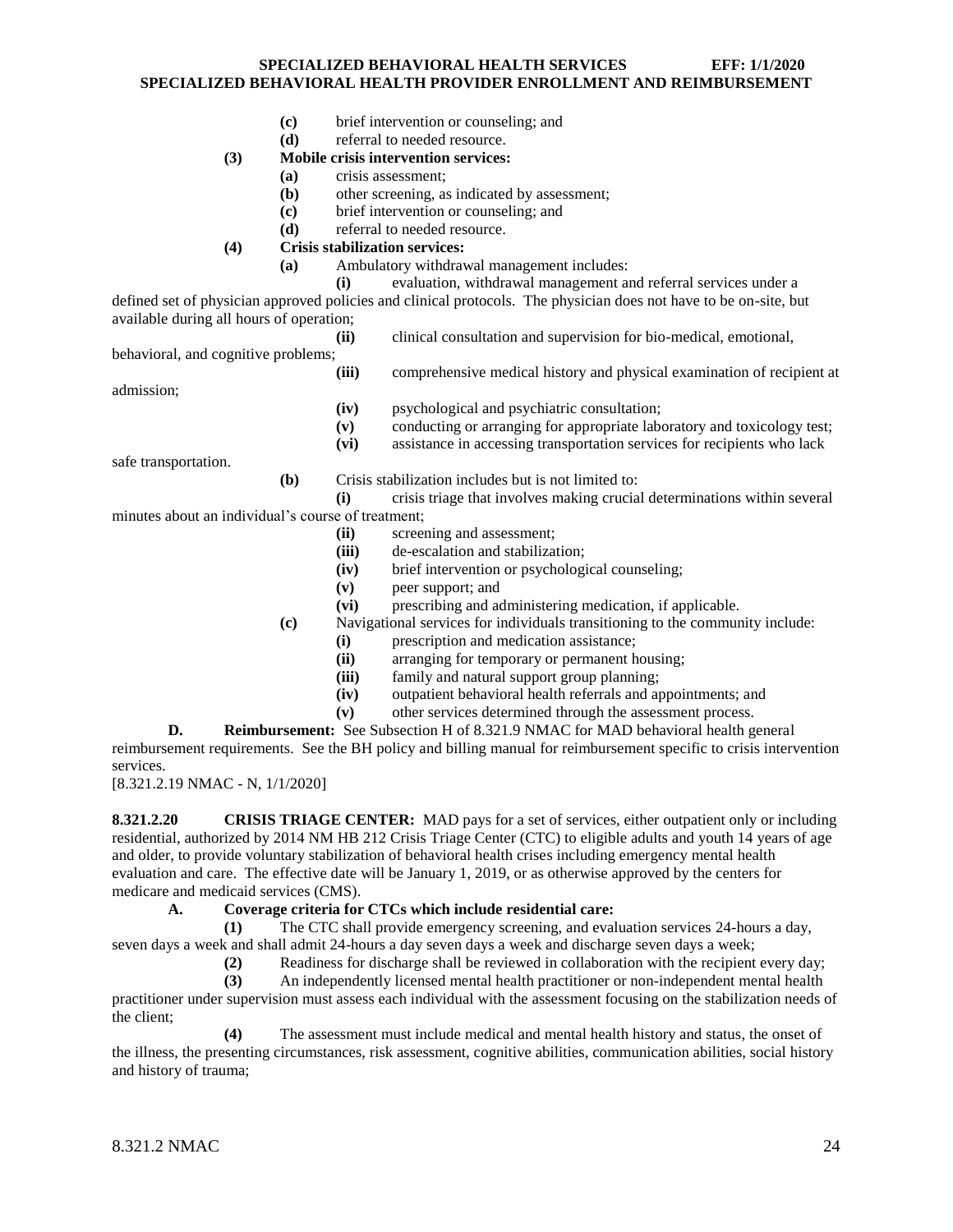**(c)** brief intervention or counseling; and

**(d)** referral to needed resource.

**(3)** **Mobile crisis intervention services:**

**(a)** crisis assessment;

**(b)** other screening, as indicated by assessment;

**(c)** brief intervention or counseling; and

**(d)** referral to needed resource.

**(4)** **Crisis stabilization services:**

**(a)** Ambulatory withdrawal management includes:

**(i)** evaluation, withdrawal management and referral services under a defined set of physician approved policies and clinical protocols. The physician does not have to be on-site, but available during all hours of operation;

**(ii)** clinical consultation and supervision for bio-medical, emotional, behavioral, and cognitive problems;

**(iii)** comprehensive medical history and physical examination of recipient at admission;

**(iv)** psychological and psychiatric consultation;

**(v)** conducting or arranging for appropriate laboratory and toxicology test;

**(vi)** assistance in accessing transportation services for recipients who lack safe transportation.

**(b)** Crisis stabilization includes but is not limited to:

**(i)** crisis triage that involves making crucial determinations within several minutes about an individual's course of treatment;

**(ii)** screening and assessment;

**(iii)** de-escalation and stabilization;

**(iv)** brief intervention or psychological counseling;

**(v)** peer support; and

**(vi)** prescribing and administering medication, if applicable.

**(c)** Navigational services for individuals transitioning to the community include:

**(i)** prescription and medication assistance;

**(ii)** arranging for temporary or permanent housing;

**(iii)** family and natural support group planning;

**(iv)** outpatient behavioral health referrals and appointments; and

**(v)** other services determined through the assessment process.

**D.** **Reimbursement:** See Subsection H of 8.321.9 NMAC for MAD behavioral health general reimbursement requirements. See the BH policy and billing manual for reimbursement specific to crisis intervention services.

[8.321.2.19 NMAC - N, 1/1/2020]

**8.321.2.20** **CRISIS TRIAGE CENTER:** MAD pays for a set of services, either outpatient only or including residential, authorized by 2014 NM HB 212 Crisis Triage Center (CTC) to eligible adults and youth 14 years of age and older, to provide voluntary stabilization of behavioral health crises including emergency mental health evaluation and care. The effective date will be January 1, 2019, or as otherwise approved by the centers for medicare and medicaid services (CMS).

**A.** **Coverage criteria for CTCs which include residential care:**

**(1)** The CTC shall provide emergency screening, and evaluation services 24-hours a day, seven days a week and shall admit 24-hours a day seven days a week and discharge seven days a week;

**(2)** Readiness for discharge shall be reviewed in collaboration with the recipient every day;

**(3)** An independently licensed mental health practitioner or non-independent mental health practitioner under supervision must assess each individual with the assessment focusing on the stabilization needs of the client;

**(4)** The assessment must include medical and mental health history and status, the onset of the illness, the presenting circumstances, risk assessment, cognitive abilities, communication abilities, social history and history of trauma;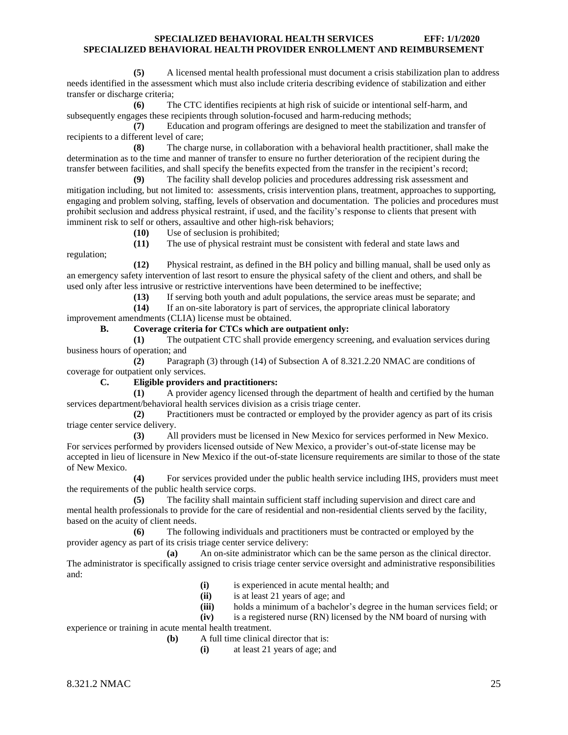**(5)** A licensed mental health professional must document a crisis stabilization plan to address needs identified in the assessment which must also include criteria describing evidence of stabilization and either transfer or discharge criteria;

**(6)** The CTC identifies recipients at high risk of suicide or intentional self-harm, and subsequently engages these recipients through solution-focused and harm-reducing methods;

**(7)** Education and program offerings are designed to meet the stabilization and transfer of recipients to a different level of care;

**(8)** The charge nurse, in collaboration with a behavioral health practitioner, shall make the determination as to the time and manner of transfer to ensure no further deterioration of the recipient during the transfer between facilities, and shall specify the benefits expected from the transfer in the recipient's record;

**(9)** The facility shall develop policies and procedures addressing risk assessment and mitigation including, but not limited to: assessments, crisis intervention plans, treatment, approaches to supporting, engaging and problem solving, staffing, levels of observation and documentation. The policies and procedures must prohibit seclusion and address physical restraint, if used, and the facility's response to clients that present with imminent risk to self or others, assaultive and other high-risk behaviors;

**(10)** Use of seclusion is prohibited;

**(11)** The use of physical restraint must be consistent with federal and state laws and regulation;

**(12)** Physical restraint, as defined in the BH policy and billing manual, shall be used only as an emergency safety intervention of last resort to ensure the physical safety of the client and others, and shall be used only after less intrusive or restrictive interventions have been determined to be ineffective;

**(13)** If serving both youth and adult populations, the service areas must be separate; and

**(14)** If an on-site laboratory is part of services, the appropriate clinical laboratory improvement amendments (CLIA) license must be obtained.

**B. Coverage criteria for CTCs which are outpatient only:**

**(1)** The outpatient CTC shall provide emergency screening, and evaluation services during business hours of operation; and

**(2)** Paragraph (3) through (14) of Subsection A of 8.321.2.20 NMAC are conditions of coverage for outpatient only services.

**C. Eligible providers and practitioners:**

**(1)** A provider agency licensed through the department of health and certified by the human services department/behavioral health services division as a crisis triage center.

**(2)** Practitioners must be contracted or employed by the provider agency as part of its crisis triage center service delivery.

**(3)** All providers must be licensed in New Mexico for services performed in New Mexico. For services performed by providers licensed outside of New Mexico, a provider's out-of-state license may be accepted in lieu of licensure in New Mexico if the out-of-state licensure requirements are similar to those of the state of New Mexico.

**(4)** For services provided under the public health service including IHS, providers must meet the requirements of the public health service corps.

**(5)** The facility shall maintain sufficient staff including supervision and direct care and mental health professionals to provide for the care of residential and non-residential clients served by the facility, based on the acuity of client needs.

**(6)** The following individuals and practitioners must be contracted or employed by the provider agency as part of its crisis triage center service delivery:

**(a)** An on-site administrator which can be the same person as the clinical director. The administrator is specifically assigned to crisis triage center service oversight and administrative responsibilities and:

**(i)** is experienced in acute mental health; and

**(ii)** is at least 21 years of age; and

**(iii)** holds a minimum of a bachelor's degree in the human services field; or

**(iv)** is a registered nurse (RN) licensed by the NM board of nursing with experience or training in acute mental health treatment.

**(b)** A full time clinical director that is:

**(i)** at least 21 years of age; and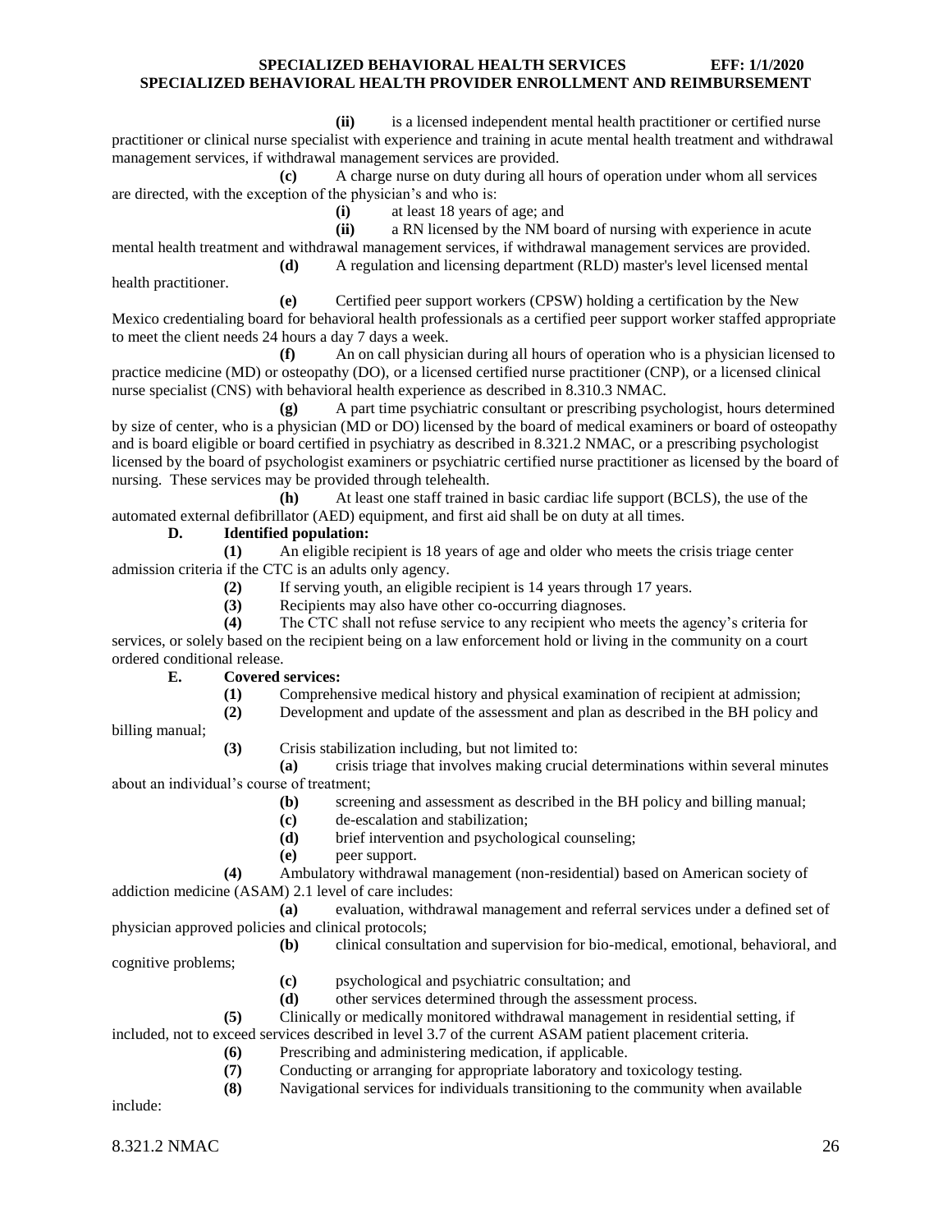**(ii)** is a licensed independent mental health practitioner or certified nurse practitioner or clinical nurse specialist with experience and training in acute mental health treatment and withdrawal management services, if withdrawal management services are provided.

**(c)** A charge nurse on duty during all hours of operation under whom all services are directed, with the exception of the physician's and who is:

**(i)** at least 18 years of age; and

**(ii)** a RN licensed by the NM board of nursing with experience in acute mental health treatment and withdrawal management services, if withdrawal management services are provided.

**(d)** A regulation and licensing department (RLD) master's level licensed mental health practitioner.

**(e)** Certified peer support workers (CPSW) holding a certification by the New Mexico credentialing board for behavioral health professionals as a certified peer support worker staffed appropriate to meet the client needs 24 hours a day 7 days a week.

**(f)** An on call physician during all hours of operation who is a physician licensed to practice medicine (MD) or osteopathy (DO), or a licensed certified nurse practitioner (CNP), or a licensed clinical nurse specialist (CNS) with behavioral health experience as described in 8.310.3 NMAC.

**(g)** A part time psychiatric consultant or prescribing psychologist, hours determined by size of center, who is a physician (MD or DO) licensed by the board of medical examiners or board of osteopathy and is board eligible or board certified in psychiatry as described in 8.321.2 NMAC, or a prescribing psychologist licensed by the board of psychologist examiners or psychiatric certified nurse practitioner as licensed by the board of nursing. These services may be provided through telehealth.

**(h)** At least one staff trained in basic cardiac life support (BCLS), the use of the automated external defibrillator (AED) equipment, and first aid shall be on duty at all times.

**D. Identified population:**

**(1)** An eligible recipient is 18 years of age and older who meets the crisis triage center admission criteria if the CTC is an adults only agency.

**(2)** If serving youth, an eligible recipient is 14 years through 17 years.

**(3)** Recipients may also have other co-occurring diagnoses.

**(4)** The CTC shall not refuse service to any recipient who meets the agency's criteria for services, or solely based on the recipient being on a law enforcement hold or living in the community on a court ordered conditional release.

**E. Covered services:**

**(1)** Comprehensive medical history and physical examination of recipient at admission;

**(2)** Development and update of the assessment and plan as described in the BH policy and billing manual;

**(3)** Crisis stabilization including, but not limited to:

**(a)** crisis triage that involves making crucial determinations within several minutes about an individual's course of treatment;

**(b)** screening and assessment as described in the BH policy and billing manual;

**(c)** de-escalation and stabilization;

**(d)** brief intervention and psychological counseling;

**(e)** peer support.

**(4)** Ambulatory withdrawal management (non-residential) based on American society of addiction medicine (ASAM) 2.1 level of care includes:

**(a)** evaluation, withdrawal management and referral services under a defined set of physician approved policies and clinical protocols;

**(b)** clinical consultation and supervision for bio-medical, emotional, behavioral, and cognitive problems;

**(c)** psychological and psychiatric consultation; and

**(d)** other services determined through the assessment process.

**(5)** Clinically or medically monitored withdrawal management in residential setting, if included, not to exceed services described in level 3.7 of the current ASAM patient placement criteria.

**(6)** Prescribing and administering medication, if applicable.

**(7)** Conducting or arranging for appropriate laboratory and toxicology testing.

**(8)** Navigational services for individuals transitioning to the community when available include: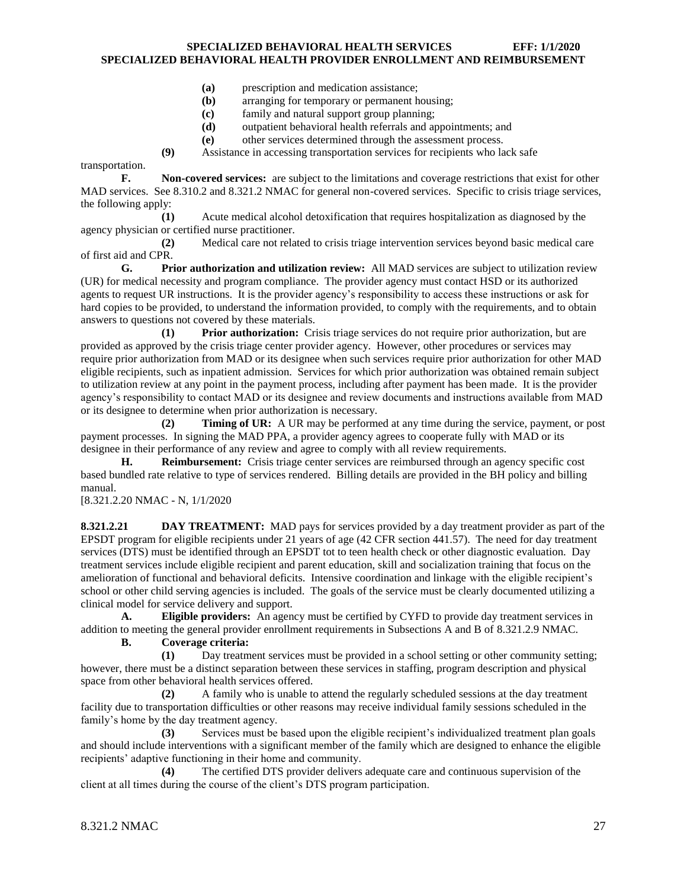**(a)** prescription and medication assistance;
**(b)** arranging for temporary or permanent housing;
**(c)** family and natural support group planning;
**(d)** outpatient behavioral health referrals and appointments; and
**(e)** other services determined through the assessment process.

**(9)** Assistance in accessing transportation services for recipients who lack safe transportation.

**F. Non-covered services:** are subject to the limitations and coverage restrictions that exist for other MAD services. See 8.310.2 and 8.321.2 NMAC for general non-covered services. Specific to crisis triage services, the following apply:

**(1)** Acute medical alcohol detoxification that requires hospitalization as diagnosed by the agency physician or certified nurse practitioner.

**(2)** Medical care not related to crisis triage intervention services beyond basic medical care of first aid and CPR.

**G. Prior authorization and utilization review:** All MAD services are subject to utilization review (UR) for medical necessity and program compliance. The provider agency must contact HSD or its authorized agents to request UR instructions. It is the provider agency's responsibility to access these instructions or ask for hard copies to be provided, to understand the information provided, to comply with the requirements, and to obtain answers to questions not covered by these materials.

**(1) Prior authorization:** Crisis triage services do not require prior authorization, but are provided as approved by the crisis triage center provider agency. However, other procedures or services may require prior authorization from MAD or its designee when such services require prior authorization for other MAD eligible recipients, such as inpatient admission. Services for which prior authorization was obtained remain subject to utilization review at any point in the payment process, including after payment has been made. It is the provider agency's responsibility to contact MAD or its designee and review documents and instructions available from MAD or its designee to determine when prior authorization is necessary.

**(2) Timing of UR:** A UR may be performed at any time during the service, payment, or post payment processes. In signing the MAD PPA, a provider agency agrees to cooperate fully with MAD or its designee in their performance of any review and agree to comply with all review requirements.

**H. Reimbursement:** Crisis triage center services are reimbursed through an agency specific cost based bundled rate relative to type of services rendered. Billing details are provided in the BH policy and billing manual.

[8.321.2.20 NMAC - N, 1/1/2020

**8.321.2.21 DAY TREATMENT:** MAD pays for services provided by a day treatment provider as part of the EPSDT program for eligible recipients under 21 years of age (42 CFR section 441.57). The need for day treatment services (DTS) must be identified through an EPSDT tot to teen health check or other diagnostic evaluation. Day treatment services include eligible recipient and parent education, skill and socialization training that focus on the amelioration of functional and behavioral deficits. Intensive coordination and linkage with the eligible recipient's school or other child serving agencies is included. The goals of the service must be clearly documented utilizing a clinical model for service delivery and support.

**A. Eligible providers:** An agency must be certified by CYFD to provide day treatment services in addition to meeting the general provider enrollment requirements in Subsections A and B of 8.321.2.9 NMAC.

**B. Coverage criteria:**

**(1)** Day treatment services must be provided in a school setting or other community setting; however, there must be a distinct separation between these services in staffing, program description and physical space from other behavioral health services offered.

**(2)** A family who is unable to attend the regularly scheduled sessions at the day treatment facility due to transportation difficulties or other reasons may receive individual family sessions scheduled in the family's home by the day treatment agency.

**(3)** Services must be based upon the eligible recipient's individualized treatment plan goals and should include interventions with a significant member of the family which are designed to enhance the eligible recipients' adaptive functioning in their home and community.

**(4)** The certified DTS provider delivers adequate care and continuous supervision of the client at all times during the course of the client's DTS program participation.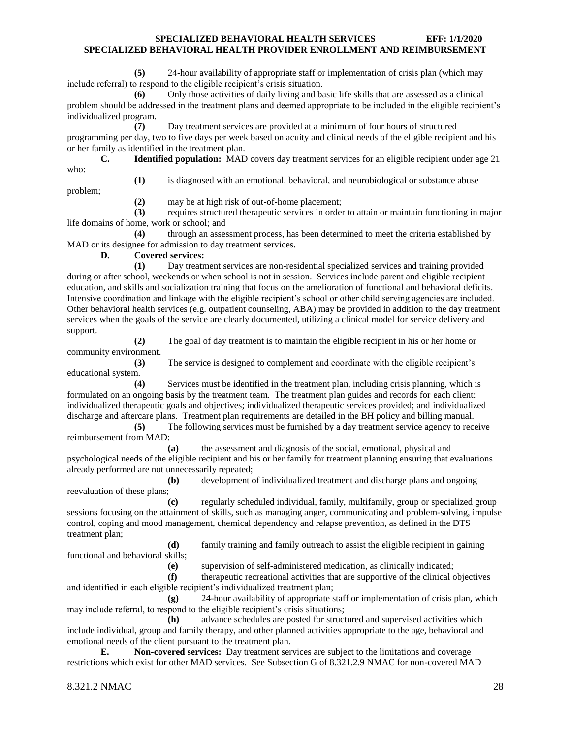**(5)** 24-hour availability of appropriate staff or implementation of crisis plan (which may include referral) to respond to the eligible recipient's crisis situation.

**(6)** Only those activities of daily living and basic life skills that are assessed as a clinical problem should be addressed in the treatment plans and deemed appropriate to be included in the eligible recipient's individualized program.

**(7)** Day treatment services are provided at a minimum of four hours of structured programming per day, two to five days per week based on acuity and clinical needs of the eligible recipient and his or her family as identified in the treatment plan.

**C. Identified population:** MAD covers day treatment services for an eligible recipient under age 21 who:

**(1)** is diagnosed with an emotional, behavioral, and neurobiological or substance abuse problem;

**(2)** may be at high risk of out-of-home placement;

**(3)** requires structured therapeutic services in order to attain or maintain functioning in major life domains of home, work or school; and

**(4)** through an assessment process, has been determined to meet the criteria established by MAD or its designee for admission to day treatment services.

**D. Covered services:**

**(1)** Day treatment services are non-residential specialized services and training provided during or after school, weekends or when school is not in session. Services include parent and eligible recipient education, and skills and socialization training that focus on the amelioration of functional and behavioral deficits. Intensive coordination and linkage with the eligible recipient's school or other child serving agencies are included. Other behavioral health services (e.g. outpatient counseling, ABA) may be provided in addition to the day treatment services when the goals of the service are clearly documented, utilizing a clinical model for service delivery and support.

**(2)** The goal of day treatment is to maintain the eligible recipient in his or her home or community environment.

**(3)** The service is designed to complement and coordinate with the eligible recipient's educational system.

**(4)** Services must be identified in the treatment plan, including crisis planning, which is formulated on an ongoing basis by the treatment team. The treatment plan guides and records for each client: individualized therapeutic goals and objectives; individualized therapeutic services provided; and individualized discharge and aftercare plans. Treatment plan requirements are detailed in the BH policy and billing manual.

**(5)** The following services must be furnished by a day treatment service agency to receive reimbursement from MAD:

**(a)** the assessment and diagnosis of the social, emotional, physical and psychological needs of the eligible recipient and his or her family for treatment planning ensuring that evaluations already performed are not unnecessarily repeated;

**(b)** development of individualized treatment and discharge plans and ongoing reevaluation of these plans;

**(c)** regularly scheduled individual, family, multifamily, group or specialized group sessions focusing on the attainment of skills, such as managing anger, communicating and problem-solving, impulse control, coping and mood management, chemical dependency and relapse prevention, as defined in the DTS treatment plan;

**(d)** family training and family outreach to assist the eligible recipient in gaining functional and behavioral skills;

**(e)** supervision of self-administered medication, as clinically indicated;

**(f)** therapeutic recreational activities that are supportive of the clinical objectives and identified in each eligible recipient's individualized treatment plan;

**(g)** 24-hour availability of appropriate staff or implementation of crisis plan, which may include referral, to respond to the eligible recipient's crisis situations;

**(h)** advance schedules are posted for structured and supervised activities which include individual, group and family therapy, and other planned activities appropriate to the age, behavioral and emotional needs of the client pursuant to the treatment plan.

**E. Non-covered services:** Day treatment services are subject to the limitations and coverage restrictions which exist for other MAD services. See Subsection G of 8.321.2.9 NMAC for non-covered MAD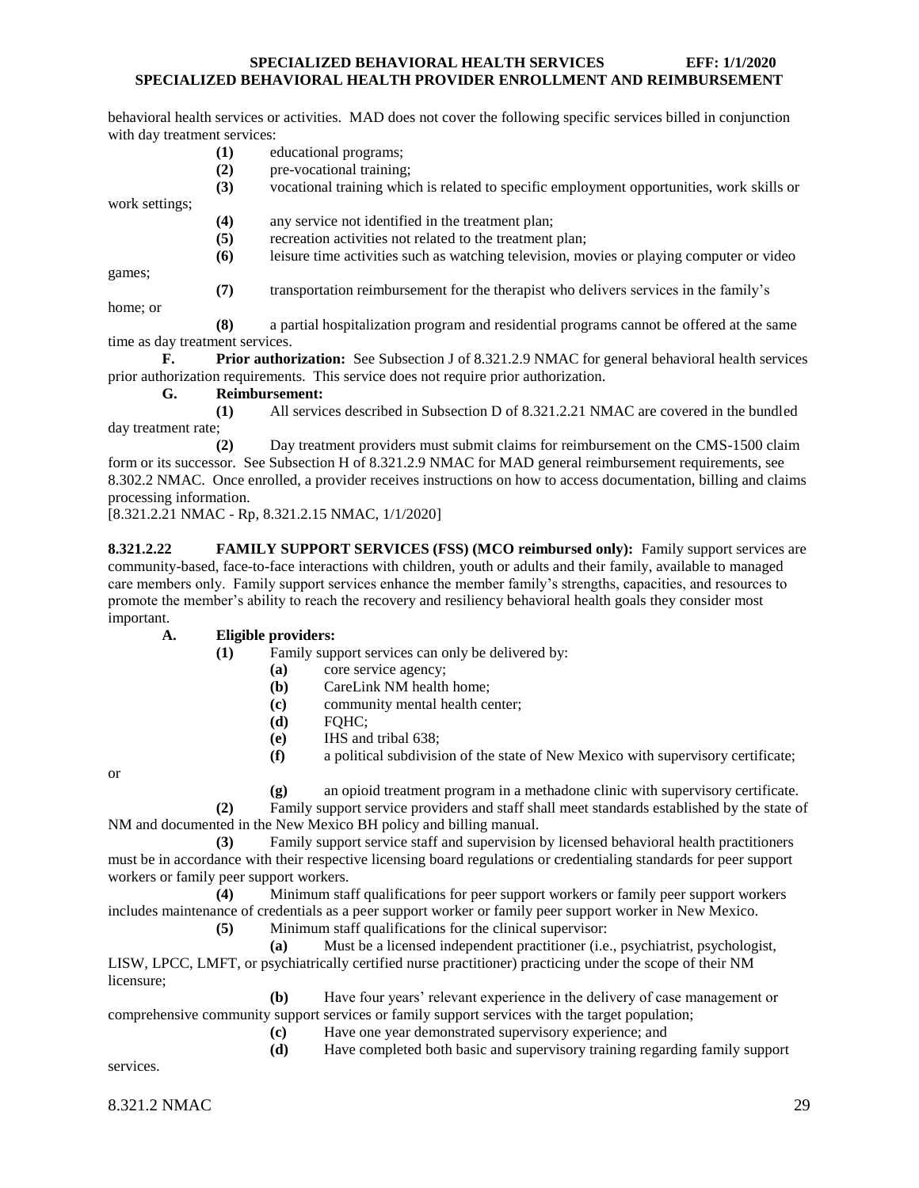behavioral health services or activities. MAD does not cover the following specific services billed in conjunction with day treatment services:

**(1)** educational programs;

**(2)** pre-vocational training;

**(3)** vocational training which is related to specific employment opportunities, work skills or work settings;

**(4)** any service not identified in the treatment plan;

**(5)** recreation activities not related to the treatment plan;

**(6)** leisure time activities such as watching television, movies or playing computer or video games;

**(7)** transportation reimbursement for the therapist who delivers services in the family's home; or

**(8)** a partial hospitalization program and residential programs cannot be offered at the same time as day treatment services.

**F. Prior authorization:** See Subsection J of 8.321.2.9 NMAC for general behavioral health services prior authorization requirements. This service does not require prior authorization.

**G. Reimbursement:**

**(1)** All services described in Subsection D of 8.321.2.21 NMAC are covered in the bundled day treatment rate;

**(2)** Day treatment providers must submit claims for reimbursement on the CMS-1500 claim form or its successor. See Subsection H of 8.321.2.9 NMAC for MAD general reimbursement requirements, see 8.302.2 NMAC. Once enrolled, a provider receives instructions on how to access documentation, billing and claims processing information.

[8.321.2.21 NMAC - Rp, 8.321.2.15 NMAC, 1/1/2020]

**8.321.2.22 FAMILY SUPPORT SERVICES (FSS) (MCO reimbursed only):** Family support services are community-based, face-to-face interactions with children, youth or adults and their family, available to managed care members only. Family support services enhance the member family's strengths, capacities, and resources to promote the member's ability to reach the recovery and resiliency behavioral health goals they consider most important.

**A. Eligible providers:**

**(1)** Family support services can only be delivered by:

**(a)** core service agency;

**(b)** CareLink NM health home;

**(c)** community mental health center;

**(d)** FQHC;

**(e)** IHS and tribal 638;

**(f)** a political subdivision of the state of New Mexico with supervisory certificate; or

**(g)** an opioid treatment program in a methadone clinic with supervisory certificate.

**(2)** Family support service providers and staff shall meet standards established by the state of NM and documented in the New Mexico BH policy and billing manual.

**(3)** Family support service staff and supervision by licensed behavioral health practitioners must be in accordance with their respective licensing board regulations or credentialing standards for peer support workers or family peer support workers.

**(4)** Minimum staff qualifications for peer support workers or family peer support workers includes maintenance of credentials as a peer support worker or family peer support worker in New Mexico.

**(5)** Minimum staff qualifications for the clinical supervisor:

**(a)** Must be a licensed independent practitioner (i.e., psychiatrist, psychologist, LISW, LPCC, LMFT, or psychiatrically certified nurse practitioner) practicing under the scope of their NM licensure;

**(b)** Have four years' relevant experience in the delivery of case management or comprehensive community support services or family support services with the target population;

**(c)** Have one year demonstrated supervisory experience; and

**(d)** Have completed both basic and supervisory training regarding family support services.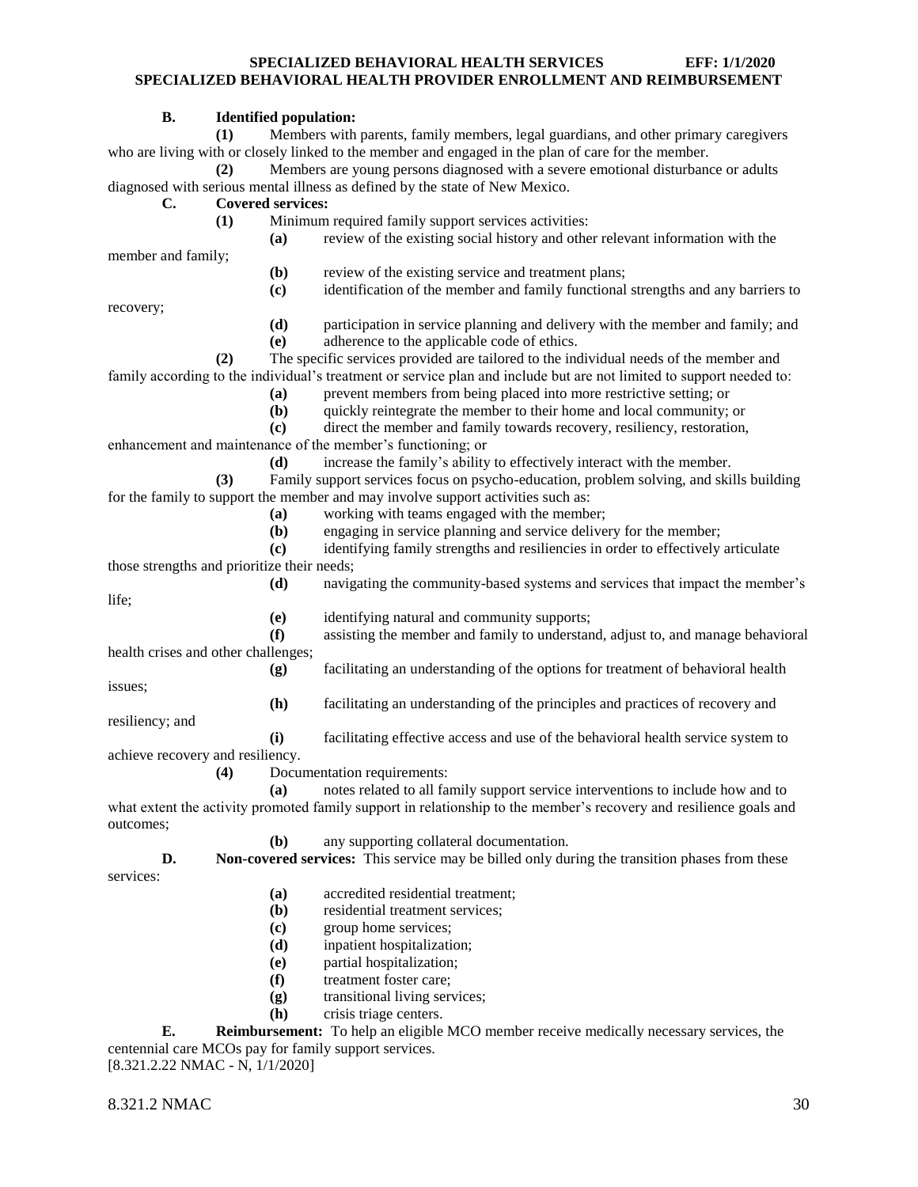**B. Identified population:**

**(1)** Members with parents, family members, legal guardians, and other primary caregivers who are living with or closely linked to the member and engaged in the plan of care for the member.

**(2)** Members are young persons diagnosed with a severe emotional disturbance or adults diagnosed with serious mental illness as defined by the state of New Mexico.

**C. Covered services:**

**(1)** Minimum required family support services activities:

**(a)** review of the existing social history and other relevant information with the member and family;

**(b)** review of the existing service and treatment plans;

**(c)** identification of the member and family functional strengths and any barriers to recovery;

**(d)** participation in service planning and delivery with the member and family; and

**(e)** adherence to the applicable code of ethics.

**(2)** The specific services provided are tailored to the individual needs of the member and family according to the individual's treatment or service plan and include but are not limited to support needed to:

**(a)** prevent members from being placed into more restrictive setting; or

**(b)** quickly reintegrate the member to their home and local community; or

**(c)** direct the member and family towards recovery, resiliency, restoration, enhancement and maintenance of the member's functioning; or

**(d)** increase the family's ability to effectively interact with the member.

**(3)** Family support services focus on psycho-education, problem solving, and skills building for the family to support the member and may involve support activities such as:

**(a)** working with teams engaged with the member;

**(b)** engaging in service planning and service delivery for the member;

**(c)** identifying family strengths and resiliencies in order to effectively articulate those strengths and prioritize their needs;

**(d)** navigating the community-based systems and services that impact the member's life;

**(e)** identifying natural and community supports;

**(f)** assisting the member and family to understand, adjust to, and manage behavioral health crises and other challenges;

**(g)** facilitating an understanding of the options for treatment of behavioral health issues;

**(h)** facilitating an understanding of the principles and practices of recovery and resiliency; and

**(i)** facilitating effective access and use of the behavioral health service system to achieve recovery and resiliency.

**(4)** Documentation requirements:

**(a)** notes related to all family support service interventions to include how and to what extent the activity promoted family support in relationship to the member's recovery and resilience goals and outcomes;

**(b)** any supporting collateral documentation.

**D. Non-covered services:** This service may be billed only during the transition phases from these services:

**(a)** accredited residential treatment;

**(b)** residential treatment services;

**(c)** group home services;

**(d)** inpatient hospitalization;

**(e)** partial hospitalization;

**(f)** treatment foster care;

**(g)** transitional living services;

**(h)** crisis triage centers.

**E. Reimbursement:** To help an eligible MCO member receive medically necessary services, the centennial care MCOs pay for family support services.

[8.321.2.22 NMAC - N, 1/1/2020]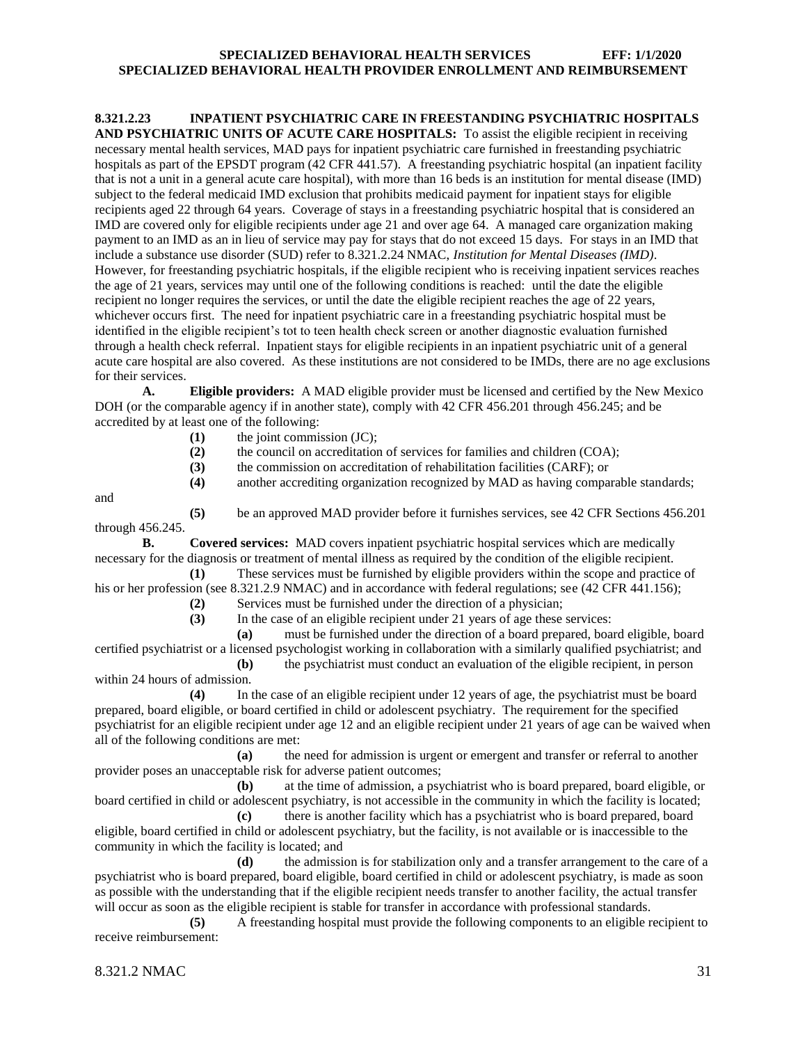**8.321.2.23 INPATIENT PSYCHIATRIC CARE IN FREESTANDING PSYCHIATRIC HOSPITALS AND PSYCHIATRIC UNITS OF ACUTE CARE HOSPITALS:** To assist the eligible recipient in receiving necessary mental health services, MAD pays for inpatient psychiatric care furnished in freestanding psychiatric hospitals as part of the EPSDT program (42 CFR 441.57). A freestanding psychiatric hospital (an inpatient facility that is not a unit in a general acute care hospital), with more than 16 beds is an institution for mental disease (IMD) subject to the federal medicaid IMD exclusion that prohibits medicaid payment for inpatient stays for eligible recipients aged 22 through 64 years. Coverage of stays in a freestanding psychiatric hospital that is considered an IMD are covered only for eligible recipients under age 21 and over age 64. A managed care organization making payment to an IMD as an in lieu of service may pay for stays that do not exceed 15 days. For stays in an IMD that include a substance use disorder (SUD) refer to 8.321.2.24 NMAC, *Institution for Mental Diseases (IMD)*. However, for freestanding psychiatric hospitals, if the eligible recipient who is receiving inpatient services reaches the age of 21 years, services may until one of the following conditions is reached: until the date the eligible recipient no longer requires the services, or until the date the eligible recipient reaches the age of 22 years, whichever occurs first. The need for inpatient psychiatric care in a freestanding psychiatric hospital must be identified in the eligible recipient's tot to teen health check screen or another diagnostic evaluation furnished through a health check referral. Inpatient stays for eligible recipients in an inpatient psychiatric unit of a general acute care hospital are also covered. As these institutions are not considered to be IMDs, there are no age exclusions for their services.

**A. Eligible providers:** A MAD eligible provider must be licensed and certified by the New Mexico DOH (or the comparable agency if in another state), comply with 42 CFR 456.201 through 456.245; and be accredited by at least one of the following:

**(1)** the joint commission (JC);

**(2)** the council on accreditation of services for families and children (COA);

**(3)** the commission on accreditation of rehabilitation facilities (CARF); or

**(4)** another accrediting organization recognized by MAD as having comparable standards; and

**(5)** be an approved MAD provider before it furnishes services, see 42 CFR Sections 456.201 through 456.245.

**B. Covered services:** MAD covers inpatient psychiatric hospital services which are medically necessary for the diagnosis or treatment of mental illness as required by the condition of the eligible recipient.

**(1)** These services must be furnished by eligible providers within the scope and practice of his or her profession (see 8.321.2.9 NMAC) and in accordance with federal regulations; see (42 CFR 441.156);

**(2)** Services must be furnished under the direction of a physician;

**(3)** In the case of an eligible recipient under 21 years of age these services:

**(a)** must be furnished under the direction of a board prepared, board eligible, board certified psychiatrist or a licensed psychologist working in collaboration with a similarly qualified psychiatrist; and

**(b)** the psychiatrist must conduct an evaluation of the eligible recipient, in person within 24 hours of admission.

**(4)** In the case of an eligible recipient under 12 years of age, the psychiatrist must be board prepared, board eligible, or board certified in child or adolescent psychiatry. The requirement for the specified psychiatrist for an eligible recipient under age 12 and an eligible recipient under 21 years of age can be waived when all of the following conditions are met:

**(a)** the need for admission is urgent or emergent and transfer or referral to another provider poses an unacceptable risk for adverse patient outcomes;

**(b)** at the time of admission, a psychiatrist who is board prepared, board eligible, or board certified in child or adolescent psychiatry, is not accessible in the community in which the facility is located;

**(c)** there is another facility which has a psychiatrist who is board prepared, board eligible, board certified in child or adolescent psychiatry, but the facility, is not available or is inaccessible to the community in which the facility is located; and

**(d)** the admission is for stabilization only and a transfer arrangement to the care of a psychiatrist who is board prepared, board eligible, board certified in child or adolescent psychiatry, is made as soon as possible with the understanding that if the eligible recipient needs transfer to another facility, the actual transfer will occur as soon as the eligible recipient is stable for transfer in accordance with professional standards.

**(5)** A freestanding hospital must provide the following components to an eligible recipient to receive reimbursement: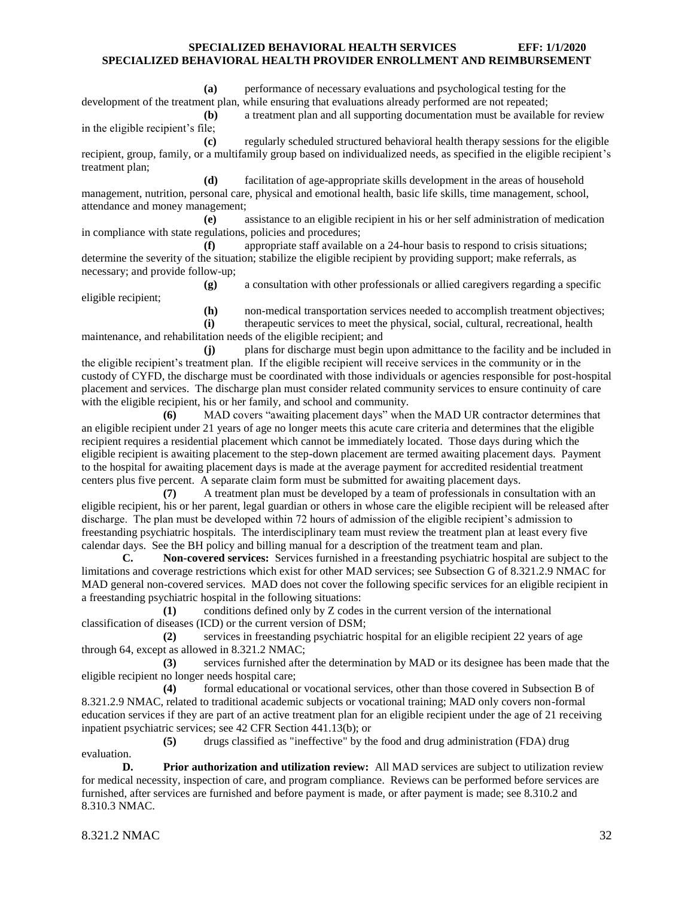**(a)** performance of necessary evaluations and psychological testing for the development of the treatment plan, while ensuring that evaluations already performed are not repeated;

**(b)** a treatment plan and all supporting documentation must be available for review in the eligible recipient's file;

**(c)** regularly scheduled structured behavioral health therapy sessions for the eligible recipient, group, family, or a multifamily group based on individualized needs, as specified in the eligible recipient's treatment plan;

**(d)** facilitation of age-appropriate skills development in the areas of household management, nutrition, personal care, physical and emotional health, basic life skills, time management, school, attendance and money management;

**(e)** assistance to an eligible recipient in his or her self administration of medication in compliance with state regulations, policies and procedures;

**(f)** appropriate staff available on a 24-hour basis to respond to crisis situations; determine the severity of the situation; stabilize the eligible recipient by providing support; make referrals, as necessary; and provide follow-up;

**(g)** a consultation with other professionals or allied caregivers regarding a specific eligible recipient;

**(h)** non-medical transportation services needed to accomplish treatment objectives;

**(i)** therapeutic services to meet the physical, social, cultural, recreational, health maintenance, and rehabilitation needs of the eligible recipient; and

**(j)** plans for discharge must begin upon admittance to the facility and be included in the eligible recipient's treatment plan. If the eligible recipient will receive services in the community or in the custody of CYFD, the discharge must be coordinated with those individuals or agencies responsible for post-hospital placement and services. The discharge plan must consider related community services to ensure continuity of care with the eligible recipient, his or her family, and school and community.

**(6)** MAD covers "awaiting placement days" when the MAD UR contractor determines that an eligible recipient under 21 years of age no longer meets this acute care criteria and determines that the eligible recipient requires a residential placement which cannot be immediately located. Those days during which the eligible recipient is awaiting placement to the step-down placement are termed awaiting placement days. Payment to the hospital for awaiting placement days is made at the average payment for accredited residential treatment centers plus five percent. A separate claim form must be submitted for awaiting placement days.

**(7)** A treatment plan must be developed by a team of professionals in consultation with an eligible recipient, his or her parent, legal guardian or others in whose care the eligible recipient will be released after discharge. The plan must be developed within 72 hours of admission of the eligible recipient's admission to freestanding psychiatric hospitals. The interdisciplinary team must review the treatment plan at least every five calendar days. See the BH policy and billing manual for a description of the treatment team and plan.

**C. Non-covered services:** Services furnished in a freestanding psychiatric hospital are subject to the limitations and coverage restrictions which exist for other MAD services; see Subsection G of 8.321.2.9 NMAC for MAD general non-covered services. MAD does not cover the following specific services for an eligible recipient in a freestanding psychiatric hospital in the following situations:

**(1)** conditions defined only by Z codes in the current version of the international classification of diseases (ICD) or the current version of DSM;

**(2)** services in freestanding psychiatric hospital for an eligible recipient 22 years of age through 64, except as allowed in 8.321.2 NMAC;

**(3)** services furnished after the determination by MAD or its designee has been made that the eligible recipient no longer needs hospital care;

**(4)** formal educational or vocational services, other than those covered in Subsection B of 8.321.2.9 NMAC, related to traditional academic subjects or vocational training; MAD only covers non-formal education services if they are part of an active treatment plan for an eligible recipient under the age of 21 receiving inpatient psychiatric services; see 42 CFR Section 441.13(b); or

**(5)** drugs classified as "ineffective" by the food and drug administration (FDA) drug evaluation.

**D. Prior authorization and utilization review:** All MAD services are subject to utilization review for medical necessity, inspection of care, and program compliance. Reviews can be performed before services are furnished, after services are furnished and before payment is made, or after payment is made; see 8.310.2 and 8.310.3 NMAC.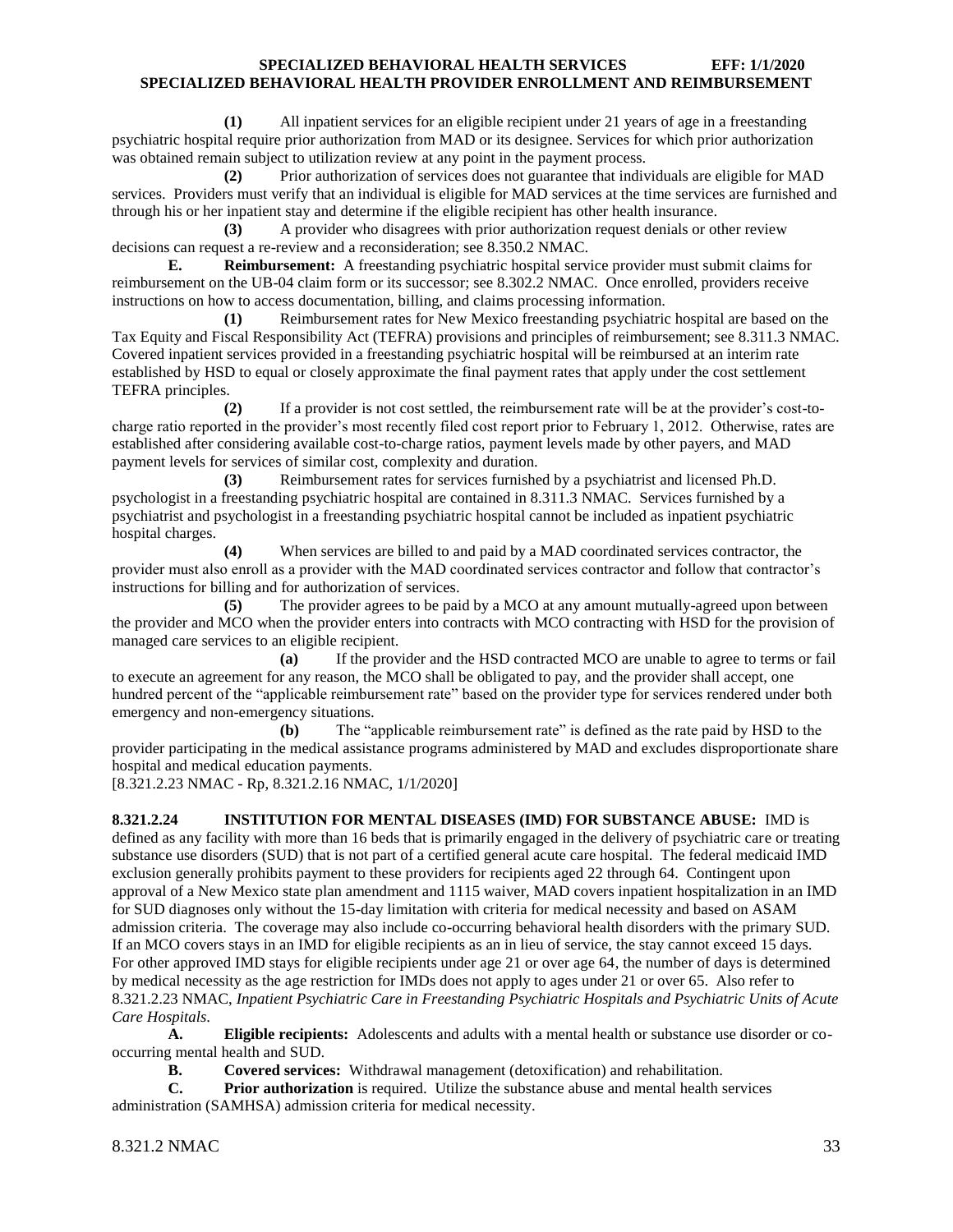**(1)** All inpatient services for an eligible recipient under 21 years of age in a freestanding psychiatric hospital require prior authorization from MAD or its designee. Services for which prior authorization was obtained remain subject to utilization review at any point in the payment process.

**(2)** Prior authorization of services does not guarantee that individuals are eligible for MAD services. Providers must verify that an individual is eligible for MAD services at the time services are furnished and through his or her inpatient stay and determine if the eligible recipient has other health insurance.

**(3)** A provider who disagrees with prior authorization request denials or other review decisions can request a re-review and a reconsideration; see 8.350.2 NMAC.

**E. Reimbursement:** A freestanding psychiatric hospital service provider must submit claims for reimbursement on the UB-04 claim form or its successor; see 8.302.2 NMAC. Once enrolled, providers receive instructions on how to access documentation, billing, and claims processing information.

**(1)** Reimbursement rates for New Mexico freestanding psychiatric hospital are based on the Tax Equity and Fiscal Responsibility Act (TEFRA) provisions and principles of reimbursement; see 8.311.3 NMAC. Covered inpatient services provided in a freestanding psychiatric hospital will be reimbursed at an interim rate established by HSD to equal or closely approximate the final payment rates that apply under the cost settlement TEFRA principles.

**(2)** If a provider is not cost settled, the reimbursement rate will be at the provider's cost-to-charge ratio reported in the provider's most recently filed cost report prior to February 1, 2012. Otherwise, rates are established after considering available cost-to-charge ratios, payment levels made by other payers, and MAD payment levels for services of similar cost, complexity and duration.

**(3)** Reimbursement rates for services furnished by a psychiatrist and licensed Ph.D. psychologist in a freestanding psychiatric hospital are contained in 8.311.3 NMAC. Services furnished by a psychiatrist and psychologist in a freestanding psychiatric hospital cannot be included as inpatient psychiatric hospital charges.

**(4)** When services are billed to and paid by a MAD coordinated services contractor, the provider must also enroll as a provider with the MAD coordinated services contractor and follow that contractor's instructions for billing and for authorization of services.

**(5)** The provider agrees to be paid by a MCO at any amount mutually-agreed upon between the provider and MCO when the provider enters into contracts with MCO contracting with HSD for the provision of managed care services to an eligible recipient.

**(a)** If the provider and the HSD contracted MCO are unable to agree to terms or fail to execute an agreement for any reason, the MCO shall be obligated to pay, and the provider shall accept, one hundred percent of the "applicable reimbursement rate" based on the provider type for services rendered under both emergency and non-emergency situations.

**(b)** The "applicable reimbursement rate" is defined as the rate paid by HSD to the provider participating in the medical assistance programs administered by MAD and excludes disproportionate share hospital and medical education payments.

[8.321.2.23 NMAC - Rp, 8.321.2.16 NMAC, 1/1/2020]

**8.321.2.24 INSTITUTION FOR MENTAL DISEASES (IMD) FOR SUBSTANCE ABUSE:** IMD is defined as any facility with more than 16 beds that is primarily engaged in the delivery of psychiatric care or treating substance use disorders (SUD) that is not part of a certified general acute care hospital. The federal medicaid IMD exclusion generally prohibits payment to these providers for recipients aged 22 through 64. Contingent upon approval of a New Mexico state plan amendment and 1115 waiver, MAD covers inpatient hospitalization in an IMD for SUD diagnoses only without the 15-day limitation with criteria for medical necessity and based on ASAM admission criteria. The coverage may also include co-occurring behavioral health disorders with the primary SUD. If an MCO covers stays in an IMD for eligible recipients as an in lieu of service, the stay cannot exceed 15 days. For other approved IMD stays for eligible recipients under age 21 or over age 64, the number of days is determined by medical necessity as the age restriction for IMDs does not apply to ages under 21 or over 65. Also refer to 8.321.2.23 NMAC, *Inpatient Psychiatric Care in Freestanding Psychiatric Hospitals and Psychiatric Units of Acute Care Hospitals*.

**A. Eligible recipients:** Adolescents and adults with a mental health or substance use disorder or co-occurring mental health and SUD.

**B. Covered services:** Withdrawal management (detoxification) and rehabilitation.

**C. Prior authorization** is required. Utilize the substance abuse and mental health services administration (SAMHSA) admission criteria for medical necessity.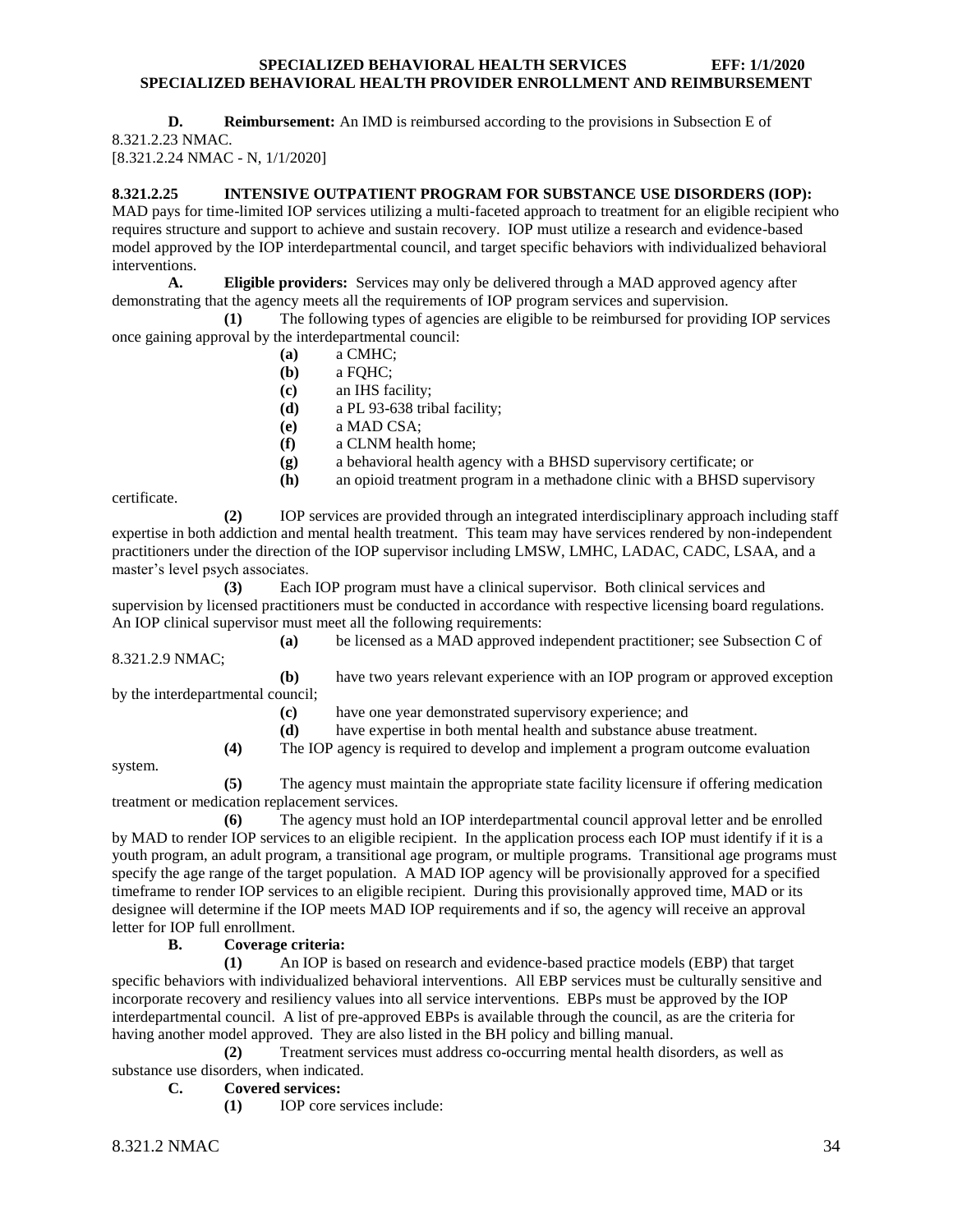**D. Reimbursement:** An IMD is reimbursed according to the provisions in Subsection E of 8.321.2.23 NMAC.
[8.321.2.24 NMAC - N, 1/1/2020]

**8.321.2.25 INTENSIVE OUTPATIENT PROGRAM FOR SUBSTANCE USE DISORDERS (IOP):** MAD pays for time-limited IOP services utilizing a multi-faceted approach to treatment for an eligible recipient who requires structure and support to achieve and sustain recovery. IOP must utilize a research and evidence-based model approved by the IOP interdepartmental council, and target specific behaviors with individualized behavioral interventions.

**A. Eligible providers:** Services may only be delivered through a MAD approved agency after demonstrating that the agency meets all the requirements of IOP program services and supervision.

**(1)** The following types of agencies are eligible to be reimbursed for providing IOP services once gaining approval by the interdepartmental council:

**(a)** a CMHC;
**(b)** a FQHC;
**(c)** an IHS facility;
**(d)** a PL 93-638 tribal facility;
**(e)** a MAD CSA;
**(f)** a CLNM health home;
**(g)** a behavioral health agency with a BHSD supervisory certificate; or
**(h)** an opioid treatment program in a methadone clinic with a BHSD supervisory certificate.

**(2)** IOP services are provided through an integrated interdisciplinary approach including staff expertise in both addiction and mental health treatment. This team may have services rendered by non-independent practitioners under the direction of the IOP supervisor including LMSW, LMHC, LADAC, CADC, LSAA, and a master's level psych associates.

**(3)** Each IOP program must have a clinical supervisor. Both clinical services and supervision by licensed practitioners must be conducted in accordance with respective licensing board regulations. An IOP clinical supervisor must meet all the following requirements:

**(a)** be licensed as a MAD approved independent practitioner; see Subsection C of 8.321.2.9 NMAC;
**(b)** have two years relevant experience with an IOP program or approved exception by the interdepartmental council;
**(c)** have one year demonstrated supervisory experience; and
**(d)** have expertise in both mental health and substance abuse treatment.

**(4)** The IOP agency is required to develop and implement a program outcome evaluation system.

**(5)** The agency must maintain the appropriate state facility licensure if offering medication treatment or medication replacement services.

**(6)** The agency must hold an IOP interdepartmental council approval letter and be enrolled by MAD to render IOP services to an eligible recipient. In the application process each IOP must identify if it is a youth program, an adult program, a transitional age program, or multiple programs. Transitional age programs must specify the age range of the target population. A MAD IOP agency will be provisionally approved for a specified timeframe to render IOP services to an eligible recipient. During this provisionally approved time, MAD or its designee will determine if the IOP meets MAD IOP requirements and if so, the agency will receive an approval letter for IOP full enrollment.

**B. Coverage criteria:**

**(1)** An IOP is based on research and evidence-based practice models (EBP) that target specific behaviors with individualized behavioral interventions. All EBP services must be culturally sensitive and incorporate recovery and resiliency values into all service interventions. EBPs must be approved by the IOP interdepartmental council. A list of pre-approved EBPs is available through the council, as are the criteria for having another model approved. They are also listed in the BH policy and billing manual.

**(2)** Treatment services must address co-occurring mental health disorders, as well as substance use disorders, when indicated.

**C. Covered services:**

**(1)** IOP core services include: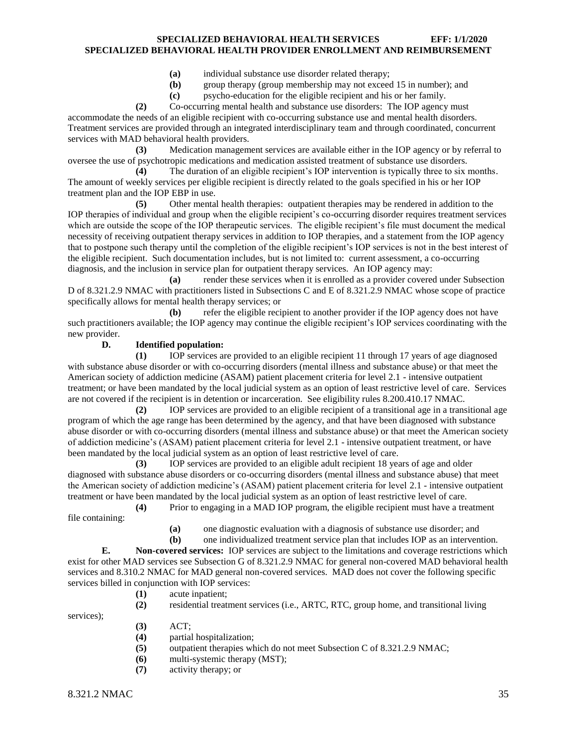(a) individual substance use disorder related therapy;

(b) group therapy (group membership may not exceed 15 in number); and

(c) psycho-education for the eligible recipient and his or her family.

**(2)** Co-occurring mental health and substance use disorders: The IOP agency must accommodate the needs of an eligible recipient with co-occurring substance use and mental health disorders. Treatment services are provided through an integrated interdisciplinary team and through coordinated, concurrent services with MAD behavioral health providers.

**(3)** Medication management services are available either in the IOP agency or by referral to oversee the use of psychotropic medications and medication assisted treatment of substance use disorders.

**(4)** The duration of an eligible recipient's IOP intervention is typically three to six months. The amount of weekly services per eligible recipient is directly related to the goals specified in his or her IOP treatment plan and the IOP EBP in use.

**(5)** Other mental health therapies: outpatient therapies may be rendered in addition to the IOP therapies of individual and group when the eligible recipient's co-occurring disorder requires treatment services which are outside the scope of the IOP therapeutic services. The eligible recipient's file must document the medical necessity of receiving outpatient therapy services in addition to IOP therapies, and a statement from the IOP agency that to postpone such therapy until the completion of the eligible recipient's IOP services is not in the best interest of the eligible recipient. Such documentation includes, but is not limited to: current assessment, a co-occurring diagnosis, and the inclusion in service plan for outpatient therapy services. An IOP agency may:

**(a)** render these services when it is enrolled as a provider covered under Subsection D of 8.321.2.9 NMAC with practitioners listed in Subsections C and E of 8.321.2.9 NMAC whose scope of practice specifically allows for mental health therapy services; or

**(b)** refer the eligible recipient to another provider if the IOP agency does not have such practitioners available; the IOP agency may continue the eligible recipient's IOP services coordinating with the new provider.

**D. Identified population:**

**(1)** IOP services are provided to an eligible recipient 11 through 17 years of age diagnosed with substance abuse disorder or with co-occurring disorders (mental illness and substance abuse) or that meet the American society of addiction medicine (ASAM) patient placement criteria for level 2.1 - intensive outpatient treatment; or have been mandated by the local judicial system as an option of least restrictive level of care. Services are not covered if the recipient is in detention or incarceration. See eligibility rules 8.200.410.17 NMAC.

**(2)** IOP services are provided to an eligible recipient of a transitional age in a transitional age program of which the age range has been determined by the agency, and that have been diagnosed with substance abuse disorder or with co-occurring disorders (mental illness and substance abuse) or that meet the American society of addiction medicine's (ASAM) patient placement criteria for level 2.1 - intensive outpatient treatment, or have been mandated by the local judicial system as an option of least restrictive level of care.

**(3)** IOP services are provided to an eligible adult recipient 18 years of age and older diagnosed with substance abuse disorders or co-occurring disorders (mental illness and substance abuse) that meet the American society of addiction medicine's (ASAM) patient placement criteria for level 2.1 - intensive outpatient treatment or have been mandated by the local judicial system as an option of least restrictive level of care.

**(4)** Prior to engaging in a MAD IOP program, the eligible recipient must have a treatment file containing:

**(a)** one diagnostic evaluation with a diagnosis of substance use disorder; and

**(b)** one individualized treatment service plan that includes IOP as an intervention.

**E. Non-covered services:** IOP services are subject to the limitations and coverage restrictions which exist for other MAD services see Subsection G of 8.321.2.9 NMAC for general non-covered MAD behavioral health services and 8.310.2 NMAC for MAD general non-covered services. MAD does not cover the following specific services billed in conjunction with IOP services:

**(1)** acute inpatient;

**(2)** residential treatment services (i.e., ARTC, RTC, group home, and transitional living services);

**(3)** ACT;

**(4)** partial hospitalization;

**(5)** outpatient therapies which do not meet Subsection C of 8.321.2.9 NMAC;

**(6)** multi-systemic therapy (MST);

**(7)** activity therapy; or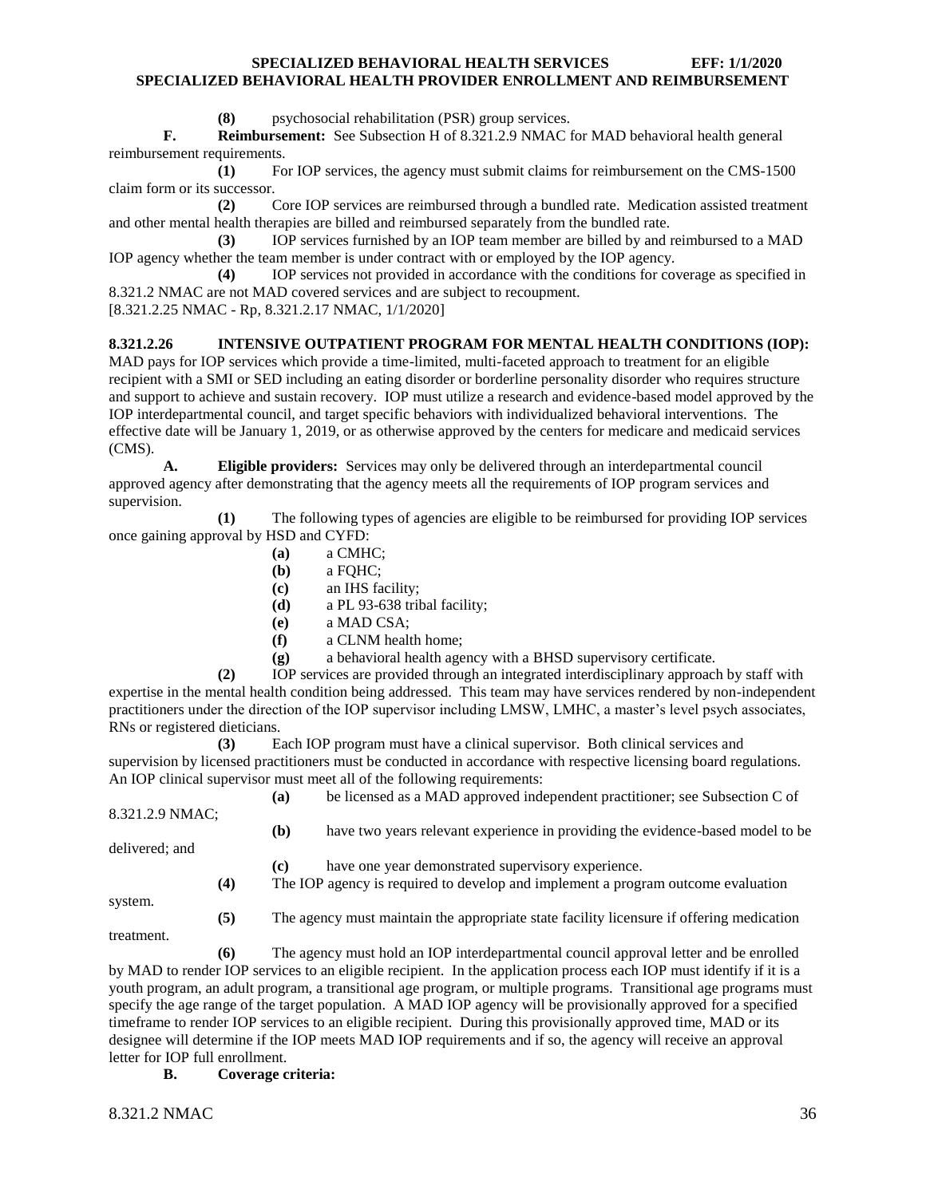**(8)** psychosocial rehabilitation (PSR) group services.

**F. Reimbursement:** See Subsection H of 8.321.2.9 NMAC for MAD behavioral health general reimbursement requirements.

**(1)** For IOP services, the agency must submit claims for reimbursement on the CMS-1500 claim form or its successor.

**(2)** Core IOP services are reimbursed through a bundled rate. Medication assisted treatment and other mental health therapies are billed and reimbursed separately from the bundled rate.

**(3)** IOP services furnished by an IOP team member are billed by and reimbursed to a MAD IOP agency whether the team member is under contract with or employed by the IOP agency.

**(4)** IOP services not provided in accordance with the conditions for coverage as specified in 8.321.2 NMAC are not MAD covered services and are subject to recoupment.

[8.321.2.25 NMAC - Rp, 8.321.2.17 NMAC, 1/1/2020]

**8.321.2.26 INTENSIVE OUTPATIENT PROGRAM FOR MENTAL HEALTH CONDITIONS (IOP):** MAD pays for IOP services which provide a time-limited, multi-faceted approach to treatment for an eligible recipient with a SMI or SED including an eating disorder or borderline personality disorder who requires structure and support to achieve and sustain recovery. IOP must utilize a research and evidence-based model approved by the IOP interdepartmental council, and target specific behaviors with individualized behavioral interventions. The effective date will be January 1, 2019, or as otherwise approved by the centers for medicare and medicaid services (CMS).

**A. Eligible providers:** Services may only be delivered through an interdepartmental council approved agency after demonstrating that the agency meets all the requirements of IOP program services and supervision.

**(1)** The following types of agencies are eligible to be reimbursed for providing IOP services once gaining approval by HSD and CYFD:

- **(a)** a CMHC;
- **(b)** a FQHC;
- **(c)** an IHS facility;
- **(d)** a PL 93-638 tribal facility;
- **(e)** a MAD CSA;
- **(f)** a CLNM health home;
- **(g)** a behavioral health agency with a BHSD supervisory certificate.

**(2)** IOP services are provided through an integrated interdisciplinary approach by staff with expertise in the mental health condition being addressed. This team may have services rendered by non-independent practitioners under the direction of the IOP supervisor including LMSW, LMHC, a master's level psych associates, RNs or registered dieticians.

**(3)** Each IOP program must have a clinical supervisor. Both clinical services and supervision by licensed practitioners must be conducted in accordance with respective licensing board regulations. An IOP clinical supervisor must meet all of the following requirements:

- **(a)** be licensed as a MAD approved independent practitioner; see Subsection C of 8.321.2.9 NMAC;
- **(b)** have two years relevant experience in providing the evidence-based model to be delivered; and
- **(c)** have one year demonstrated supervisory experience.

**(4)** The IOP agency is required to develop and implement a program outcome evaluation system.

**(5)** The agency must maintain the appropriate state facility licensure if offering medication treatment.

**(6)** The agency must hold an IOP interdepartmental council approval letter and be enrolled by MAD to render IOP services to an eligible recipient. In the application process each IOP must identify if it is a youth program, an adult program, a transitional age program, or multiple programs. Transitional age programs must specify the age range of the target population. A MAD IOP agency will be provisionally approved for a specified timeframe to render IOP services to an eligible recipient. During this provisionally approved time, MAD or its designee will determine if the IOP meets MAD IOP requirements and if so, the agency will receive an approval letter for IOP full enrollment.

**B. Coverage criteria:**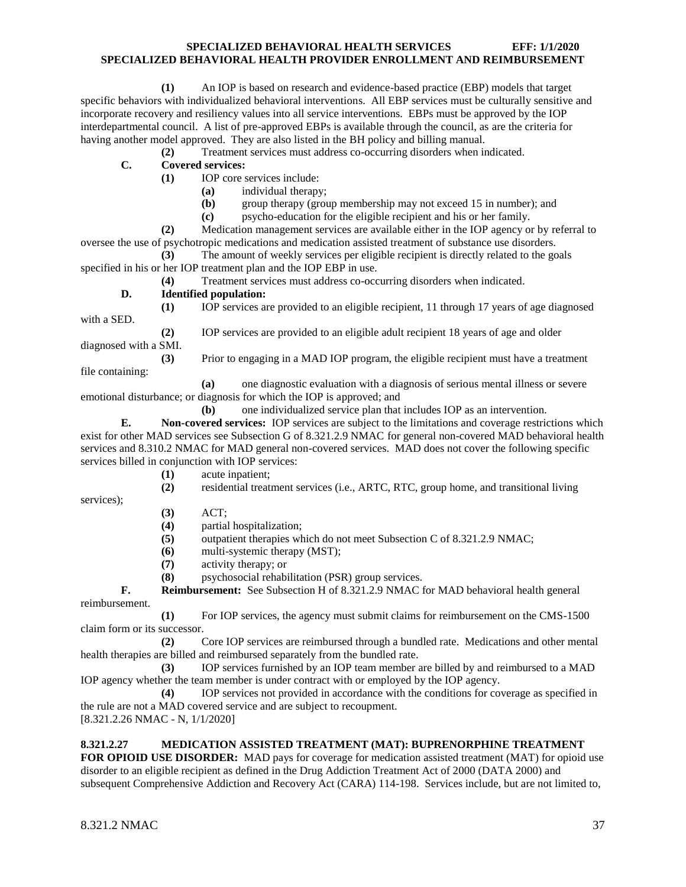**(1)** An IOP is based on research and evidence-based practice (EBP) models that target specific behaviors with individualized behavioral interventions. All EBP services must be culturally sensitive and incorporate recovery and resiliency values into all service interventions. EBPs must be approved by the IOP interdepartmental council. A list of pre-approved EBPs is available through the council, as are the criteria for having another model approved. They are also listed in the BH policy and billing manual.

**(2)** Treatment services must address co-occurring disorders when indicated.

**C. Covered services:**

**(1)** IOP core services include:

**(a)** individual therapy;

**(b)** group therapy (group membership may not exceed 15 in number); and

**(c)** psycho-education for the eligible recipient and his or her family.

**(2)** Medication management services are available either in the IOP agency or by referral to oversee the use of psychotropic medications and medication assisted treatment of substance use disorders.

**(3)** The amount of weekly services per eligible recipient is directly related to the goals specified in his or her IOP treatment plan and the IOP EBP in use.

**(4)** Treatment services must address co-occurring disorders when indicated.

**D. Identified population:**

**(1)** IOP services are provided to an eligible recipient, 11 through 17 years of age diagnosed with a SED.

**(2)** IOP services are provided to an eligible adult recipient 18 years of age and older diagnosed with a SMI.

**(3)** Prior to engaging in a MAD IOP program, the eligible recipient must have a treatment file containing:

**(a)** one diagnostic evaluation with a diagnosis of serious mental illness or severe emotional disturbance; or diagnosis for which the IOP is approved; and

**(b)** one individualized service plan that includes IOP as an intervention.

**E. Non-covered services:** IOP services are subject to the limitations and coverage restrictions which exist for other MAD services see Subsection G of 8.321.2.9 NMAC for general non-covered MAD behavioral health services and 8.310.2 NMAC for MAD general non-covered services. MAD does not cover the following specific services billed in conjunction with IOP services:

**(1)** acute inpatient;

**(2)** residential treatment services (i.e., ARTC, RTC, group home, and transitional living services);

**(3)** ACT;

**(4)** partial hospitalization;

**(5)** outpatient therapies which do not meet Subsection C of 8.321.2.9 NMAC;

**(6)** multi-systemic therapy (MST);

**(7)** activity therapy; or

**(8)** psychosocial rehabilitation (PSR) group services.

**F. Reimbursement:** See Subsection H of 8.321.2.9 NMAC for MAD behavioral health general reimbursement.

**(1)** For IOP services, the agency must submit claims for reimbursement on the CMS-1500 claim form or its successor.

**(2)** Core IOP services are reimbursed through a bundled rate. Medications and other mental health therapies are billed and reimbursed separately from the bundled rate.

**(3)** IOP services furnished by an IOP team member are billed by and reimbursed to a MAD IOP agency whether the team member is under contract with or employed by the IOP agency.

**(4)** IOP services not provided in accordance with the conditions for coverage as specified in the rule are not a MAD covered service and are subject to recoupment.

[8.321.2.26 NMAC - N, 1/1/2020]

**8.321.2.27 MEDICATION ASSISTED TREATMENT (MAT): BUPRENORPHINE TREATMENT FOR OPIOID USE DISORDER:** MAD pays for coverage for medication assisted treatment (MAT) for opioid use disorder to an eligible recipient as defined in the Drug Addiction Treatment Act of 2000 (DATA 2000) and subsequent Comprehensive Addiction and Recovery Act (CARA) 114-198. Services include, but are not limited to,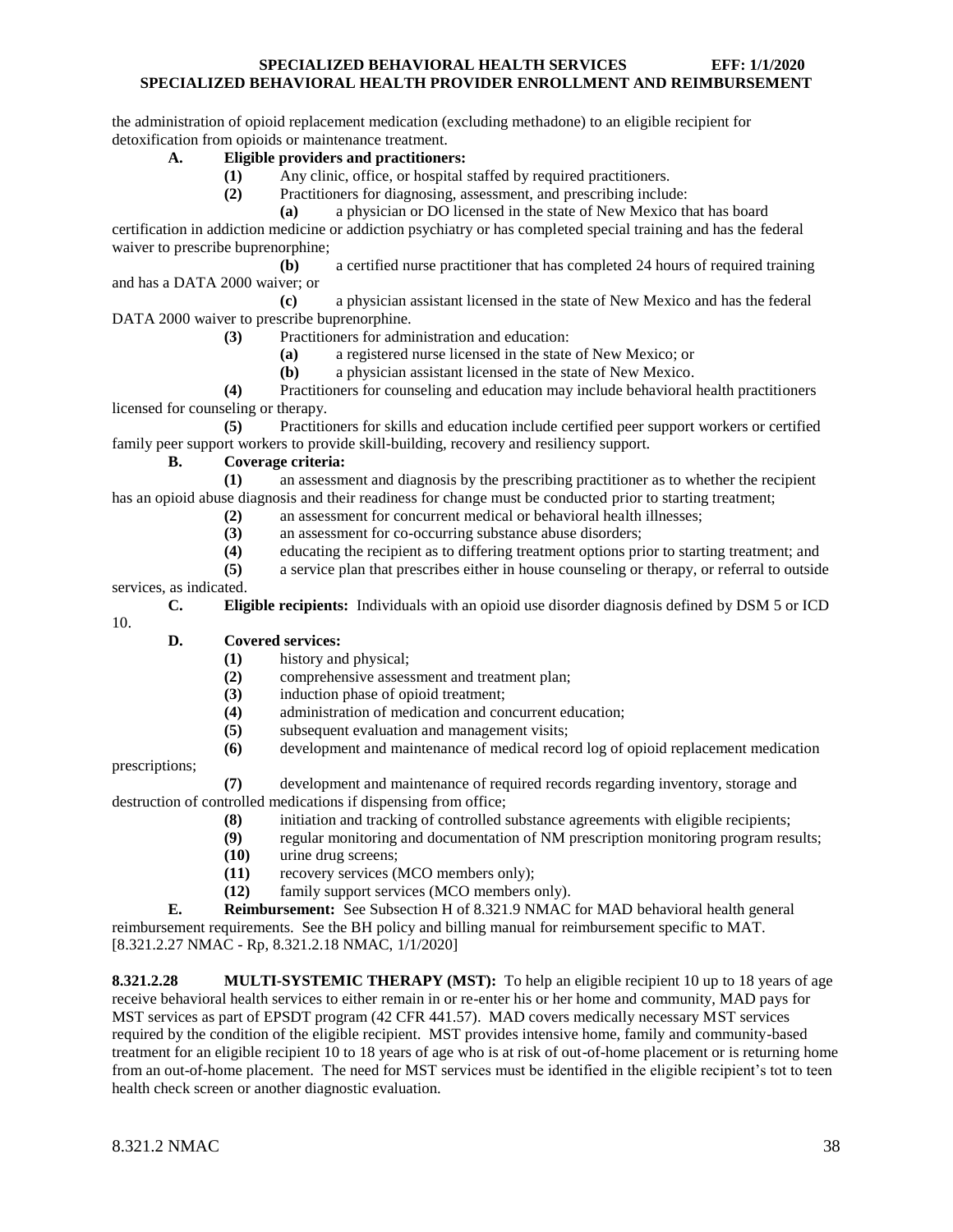the administration of opioid replacement medication (excluding methadone) to an eligible recipient for detoxification from opioids or maintenance treatment.

**A. Eligible providers and practitioners:**

**(1)** Any clinic, office, or hospital staffed by required practitioners.

**(2)** Practitioners for diagnosing, assessment, and prescribing include:

**(a)** a physician or DO licensed in the state of New Mexico that has board certification in addiction medicine or addiction psychiatry or has completed special training and has the federal waiver to prescribe buprenorphine;

**(b)** a certified nurse practitioner that has completed 24 hours of required training and has a DATA 2000 waiver; or

**(c)** a physician assistant licensed in the state of New Mexico and has the federal DATA 2000 waiver to prescribe buprenorphine.

**(3)** Practitioners for administration and education:

**(a)** a registered nurse licensed in the state of New Mexico; or

**(b)** a physician assistant licensed in the state of New Mexico.

**(4)** Practitioners for counseling and education may include behavioral health practitioners licensed for counseling or therapy.

**(5)** Practitioners for skills and education include certified peer support workers or certified family peer support workers to provide skill-building, recovery and resiliency support.

**B. Coverage criteria:**

**(1)** an assessment and diagnosis by the prescribing practitioner as to whether the recipient has an opioid abuse diagnosis and their readiness for change must be conducted prior to starting treatment;

**(2)** an assessment for concurrent medical or behavioral health illnesses;

**(3)** an assessment for co-occurring substance abuse disorders;

**(4)** educating the recipient as to differing treatment options prior to starting treatment; and

**(5)** a service plan that prescribes either in house counseling or therapy, or referral to outside services, as indicated.

**C. Eligible recipients:** Individuals with an opioid use disorder diagnosis defined by DSM 5 or ICD 10.

**D. Covered services:**

**(1)** history and physical;

**(2)** comprehensive assessment and treatment plan;

**(3)** induction phase of opioid treatment;

**(4)** administration of medication and concurrent education;

**(5)** subsequent evaluation and management visits;

**(6)** development and maintenance of medical record log of opioid replacement medication prescriptions;

**(7)** development and maintenance of required records regarding inventory, storage and destruction of controlled medications if dispensing from office;

**(8)** initiation and tracking of controlled substance agreements with eligible recipients;

**(9)** regular monitoring and documentation of NM prescription monitoring program results;

**(10)** urine drug screens;

**(11)** recovery services (MCO members only);

**(12)** family support services (MCO members only).

**E. Reimbursement:** See Subsection H of 8.321.9 NMAC for MAD behavioral health general reimbursement requirements. See the BH policy and billing manual for reimbursement specific to MAT.

[8.321.2.27 NMAC - Rp, 8.321.2.18 NMAC, 1/1/2020]

**8.321.2.28 MULTI-SYSTEMIC THERAPY (MST):** To help an eligible recipient 10 up to 18 years of age receive behavioral health services to either remain in or re-enter his or her home and community, MAD pays for MST services as part of EPSDT program (42 CFR 441.57). MAD covers medically necessary MST services required by the condition of the eligible recipient. MST provides intensive home, family and community-based treatment for an eligible recipient 10 to 18 years of age who is at risk of out-of-home placement or is returning home from an out-of-home placement. The need for MST services must be identified in the eligible recipient's tot to teen health check screen or another diagnostic evaluation.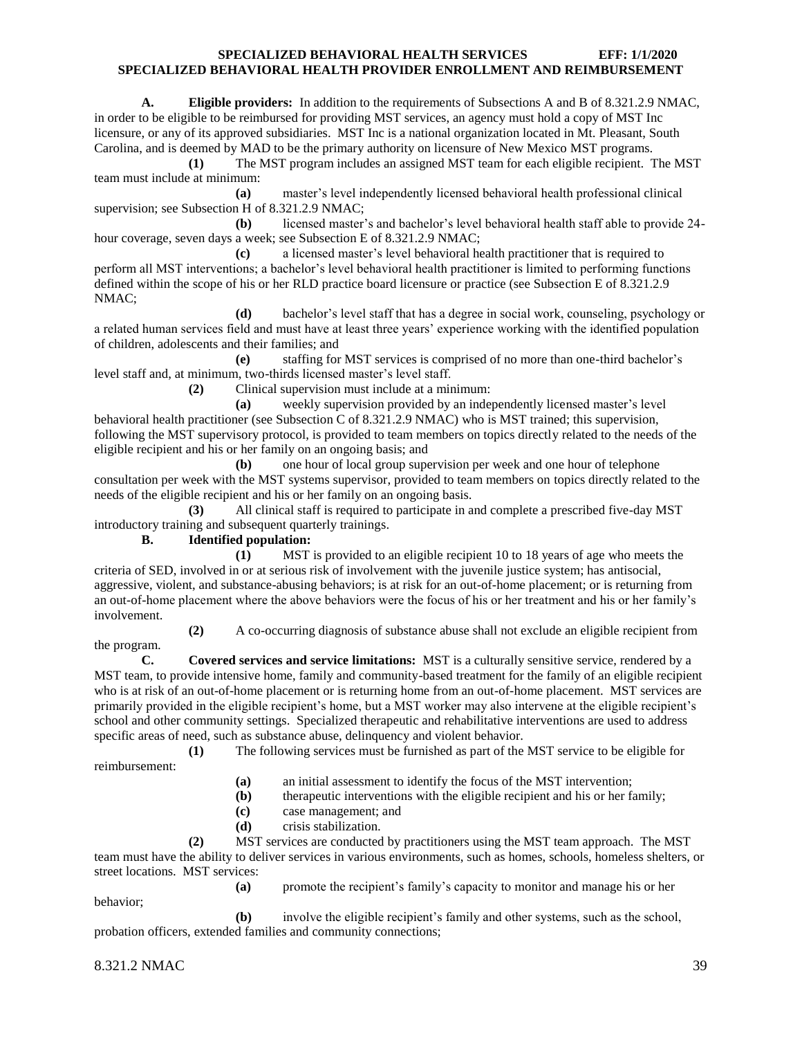**A. Eligible providers:** In addition to the requirements of Subsections A and B of 8.321.2.9 NMAC, in order to be eligible to be reimbursed for providing MST services, an agency must hold a copy of MST Inc licensure, or any of its approved subsidiaries. MST Inc is a national organization located in Mt. Pleasant, South Carolina, and is deemed by MAD to be the primary authority on licensure of New Mexico MST programs.

**(1)** The MST program includes an assigned MST team for each eligible recipient. The MST team must include at minimum:

**(a)** master's level independently licensed behavioral health professional clinical supervision; see Subsection H of 8.321.2.9 NMAC;

**(b)** licensed master's and bachelor's level behavioral health staff able to provide 24-hour coverage, seven days a week; see Subsection E of 8.321.2.9 NMAC;

**(c)** a licensed master's level behavioral health practitioner that is required to perform all MST interventions; a bachelor's level behavioral health practitioner is limited to performing functions defined within the scope of his or her RLD practice board licensure or practice (see Subsection E of 8.321.2.9 NMAC;

**(d)** bachelor's level staff that has a degree in social work, counseling, psychology or a related human services field and must have at least three years' experience working with the identified population of children, adolescents and their families; and

**(e)** staffing for MST services is comprised of no more than one-third bachelor's level staff and, at minimum, two-thirds licensed master's level staff.

**(2)** Clinical supervision must include at a minimum:

**(a)** weekly supervision provided by an independently licensed master's level behavioral health practitioner (see Subsection C of 8.321.2.9 NMAC) who is MST trained; this supervision, following the MST supervisory protocol, is provided to team members on topics directly related to the needs of the eligible recipient and his or her family on an ongoing basis; and

**(b)** one hour of local group supervision per week and one hour of telephone consultation per week with the MST systems supervisor, provided to team members on topics directly related to the needs of the eligible recipient and his or her family on an ongoing basis.

**(3)** All clinical staff is required to participate in and complete a prescribed five-day MST introductory training and subsequent quarterly trainings.

**B. Identified population:**

**(1)** MST is provided to an eligible recipient 10 to 18 years of age who meets the criteria of SED, involved in or at serious risk of involvement with the juvenile justice system; has antisocial, aggressive, violent, and substance-abusing behaviors; is at risk for an out-of-home placement; or is returning from an out-of-home placement where the above behaviors were the focus of his or her treatment and his or her family's involvement.

**(2)** A co-occurring diagnosis of substance abuse shall not exclude an eligible recipient from the program.

**C. Covered services and service limitations:** MST is a culturally sensitive service, rendered by a MST team, to provide intensive home, family and community-based treatment for the family of an eligible recipient who is at risk of an out-of-home placement or is returning home from an out-of-home placement. MST services are primarily provided in the eligible recipient's home, but a MST worker may also intervene at the eligible recipient's school and other community settings. Specialized therapeutic and rehabilitative interventions are used to address specific areas of need, such as substance abuse, delinquency and violent behavior.

**(1)** The following services must be furnished as part of the MST service to be eligible for reimbursement:

**(a)** an initial assessment to identify the focus of the MST intervention;

**(b)** therapeutic interventions with the eligible recipient and his or her family;

**(c)** case management; and

**(d)** crisis stabilization.

**(2)** MST services are conducted by practitioners using the MST team approach. The MST team must have the ability to deliver services in various environments, such as homes, schools, homeless shelters, or street locations. MST services:

**(a)** promote the recipient's family's capacity to monitor and manage his or her behavior;

**(b)** involve the eligible recipient's family and other systems, such as the school, probation officers, extended families and community connections;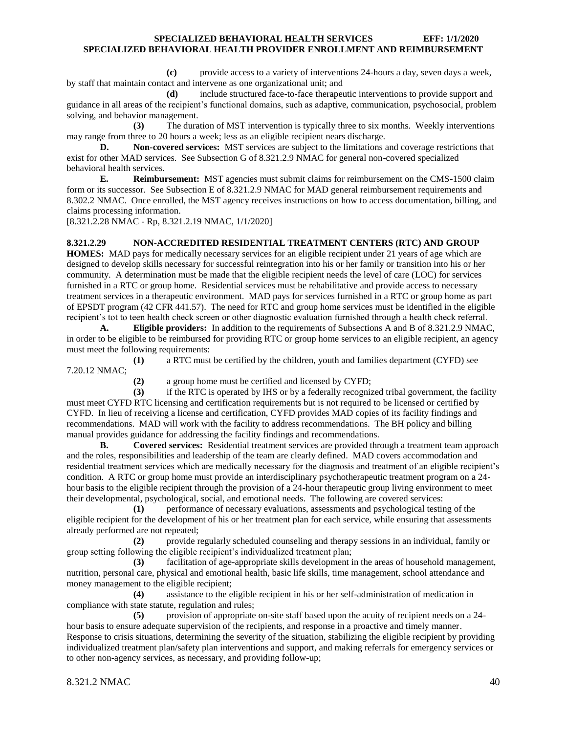**(c)** provide access to a variety of interventions 24-hours a day, seven days a week, by staff that maintain contact and intervene as one organizational unit; and

**(d)** include structured face-to-face therapeutic interventions to provide support and guidance in all areas of the recipient's functional domains, such as adaptive, communication, psychosocial, problem solving, and behavior management.

**(3)** The duration of MST intervention is typically three to six months. Weekly interventions may range from three to 20 hours a week; less as an eligible recipient nears discharge.

**D. Non-covered services:** MST services are subject to the limitations and coverage restrictions that exist for other MAD services. See Subsection G of 8.321.2.9 NMAC for general non-covered specialized behavioral health services.

**E. Reimbursement:** MST agencies must submit claims for reimbursement on the CMS-1500 claim form or its successor. See Subsection E of 8.321.2.9 NMAC for MAD general reimbursement requirements and 8.302.2 NMAC. Once enrolled, the MST agency receives instructions on how to access documentation, billing, and claims processing information.

[8.321.2.28 NMAC - Rp, 8.321.2.19 NMAC, 1/1/2020]

**8.321.2.29 NON-ACCREDITED RESIDENTIAL TREATMENT CENTERS (RTC) AND GROUP HOMES:** MAD pays for medically necessary services for an eligible recipient under 21 years of age which are designed to develop skills necessary for successful reintegration into his or her family or transition into his or her community. A determination must be made that the eligible recipient needs the level of care (LOC) for services furnished in a RTC or group home. Residential services must be rehabilitative and provide access to necessary treatment services in a therapeutic environment. MAD pays for services furnished in a RTC or group home as part of EPSDT program (42 CFR 441.57). The need for RTC and group home services must be identified in the eligible recipient's tot to teen health check screen or other diagnostic evaluation furnished through a health check referral.

**A. Eligible providers:** In addition to the requirements of Subsections A and B of 8.321.2.9 NMAC, in order to be eligible to be reimbursed for providing RTC or group home services to an eligible recipient, an agency must meet the following requirements:

**(1)** a RTC must be certified by the children, youth and families department (CYFD) see 7.20.12 NMAC;

**(2)** a group home must be certified and licensed by CYFD;

**(3)** if the RTC is operated by IHS or by a federally recognized tribal government, the facility must meet CYFD RTC licensing and certification requirements but is not required to be licensed or certified by CYFD. In lieu of receiving a license and certification, CYFD provides MAD copies of its facility findings and recommendations. MAD will work with the facility to address recommendations. The BH policy and billing manual provides guidance for addressing the facility findings and recommendations.

**B. Covered services:** Residential treatment services are provided through a treatment team approach and the roles, responsibilities and leadership of the team are clearly defined. MAD covers accommodation and residential treatment services which are medically necessary for the diagnosis and treatment of an eligible recipient's condition. A RTC or group home must provide an interdisciplinary psychotherapeutic treatment program on a 24-hour basis to the eligible recipient through the provision of a 24-hour therapeutic group living environment to meet their developmental, psychological, social, and emotional needs. The following are covered services:

**(1)** performance of necessary evaluations, assessments and psychological testing of the eligible recipient for the development of his or her treatment plan for each service, while ensuring that assessments already performed are not repeated;

**(2)** provide regularly scheduled counseling and therapy sessions in an individual, family or group setting following the eligible recipient's individualized treatment plan;

**(3)** facilitation of age-appropriate skills development in the areas of household management, nutrition, personal care, physical and emotional health, basic life skills, time management, school attendance and money management to the eligible recipient;

**(4)** assistance to the eligible recipient in his or her self-administration of medication in compliance with state statute, regulation and rules;

**(5)** provision of appropriate on-site staff based upon the acuity of recipient needs on a 24-hour basis to ensure adequate supervision of the recipients, and response in a proactive and timely manner. Response to crisis situations, determining the severity of the situation, stabilizing the eligible recipient by providing individualized treatment plan/safety plan interventions and support, and making referrals for emergency services or to other non-agency services, as necessary, and providing follow-up;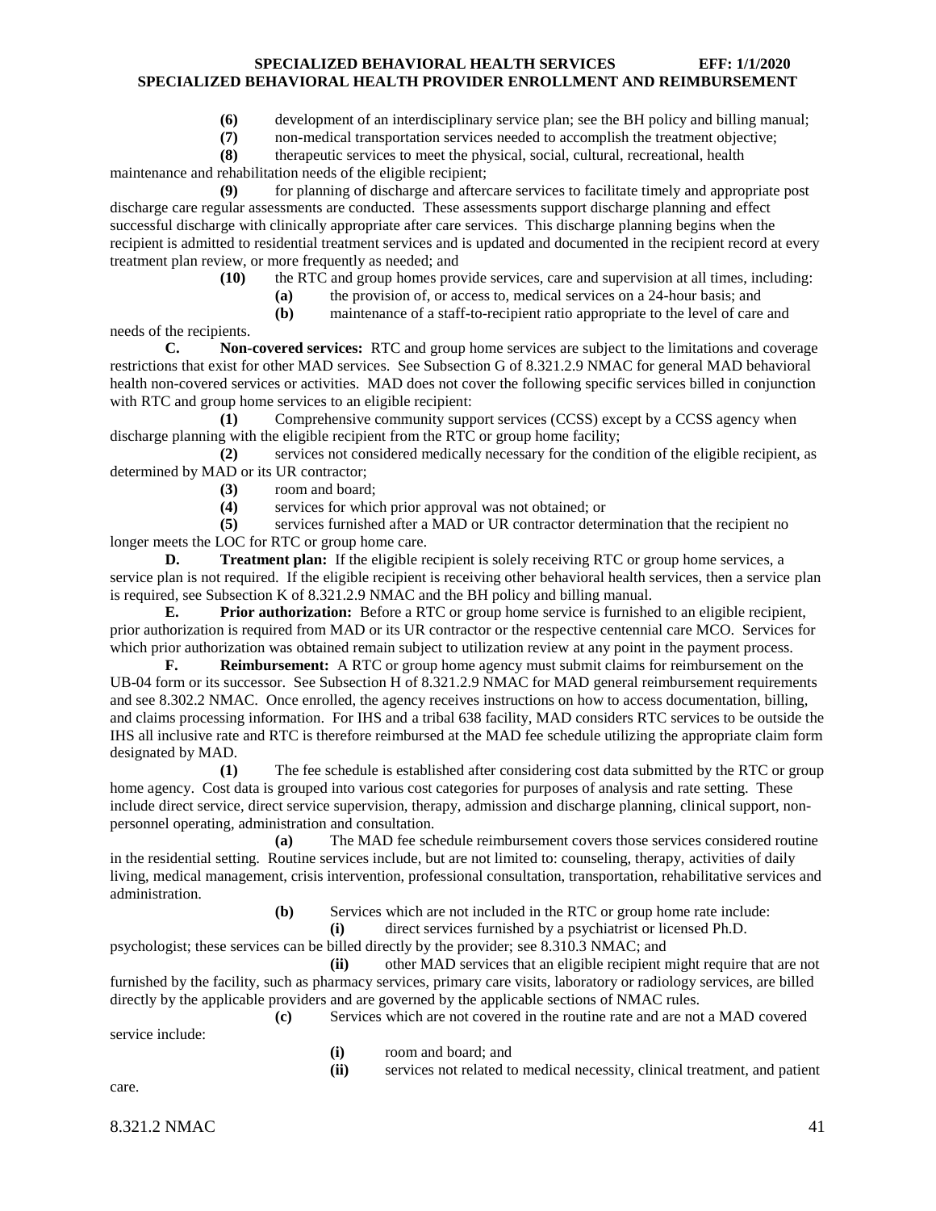**(6)** development of an interdisciplinary service plan; see the BH policy and billing manual;

**(7)** non-medical transportation services needed to accomplish the treatment objective;

**(8)** therapeutic services to meet the physical, social, cultural, recreational, health maintenance and rehabilitation needs of the eligible recipient;

**(9)** for planning of discharge and aftercare services to facilitate timely and appropriate post discharge care regular assessments are conducted. These assessments support discharge planning and effect successful discharge with clinically appropriate after care services. This discharge planning begins when the recipient is admitted to residential treatment services and is updated and documented in the recipient record at every treatment plan review, or more frequently as needed; and

**(10)** the RTC and group homes provide services, care and supervision at all times, including:

**(a)** the provision of, or access to, medical services on a 24-hour basis; and

**(b)** maintenance of a staff-to-recipient ratio appropriate to the level of care and needs of the recipients.

**C. Non-covered services:** RTC and group home services are subject to the limitations and coverage restrictions that exist for other MAD services. See Subsection G of 8.321.2.9 NMAC for general MAD behavioral health non-covered services or activities. MAD does not cover the following specific services billed in conjunction with RTC and group home services to an eligible recipient:

**(1)** Comprehensive community support services (CCSS) except by a CCSS agency when discharge planning with the eligible recipient from the RTC or group home facility;

**(2)** services not considered medically necessary for the condition of the eligible recipient, as determined by MAD or its UR contractor;

**(3)** room and board;

**(4)** services for which prior approval was not obtained; or

**(5)** services furnished after a MAD or UR contractor determination that the recipient no longer meets the LOC for RTC or group home care.

**D. Treatment plan:** If the eligible recipient is solely receiving RTC or group home services, a service plan is not required. If the eligible recipient is receiving other behavioral health services, then a service plan is required, see Subsection K of 8.321.2.9 NMAC and the BH policy and billing manual.

**E. Prior authorization:** Before a RTC or group home service is furnished to an eligible recipient, prior authorization is required from MAD or its UR contractor or the respective centennial care MCO. Services for which prior authorization was obtained remain subject to utilization review at any point in the payment process.

**F. Reimbursement:** A RTC or group home agency must submit claims for reimbursement on the UB-04 form or its successor. See Subsection H of 8.321.2.9 NMAC for MAD general reimbursement requirements and see 8.302.2 NMAC. Once enrolled, the agency receives instructions on how to access documentation, billing, and claims processing information. For IHS and a tribal 638 facility, MAD considers RTC services to be outside the IHS all inclusive rate and RTC is therefore reimbursed at the MAD fee schedule utilizing the appropriate claim form designated by MAD.

**(1)** The fee schedule is established after considering cost data submitted by the RTC or group home agency. Cost data is grouped into various cost categories for purposes of analysis and rate setting. These include direct service, direct service supervision, therapy, admission and discharge planning, clinical support, non-personnel operating, administration and consultation.

**(a)** The MAD fee schedule reimbursement covers those services considered routine in the residential setting. Routine services include, but are not limited to: counseling, therapy, activities of daily living, medical management, crisis intervention, professional consultation, transportation, rehabilitative services and administration.

**(b)** Services which are not included in the RTC or group home rate include:

**(i)** direct services furnished by a psychiatrist or licensed Ph.D. psychologist; these services can be billed directly by the provider; see 8.310.3 NMAC; and

**(ii)** other MAD services that an eligible recipient might require that are not furnished by the facility, such as pharmacy services, primary care visits, laboratory or radiology services, are billed directly by the applicable providers and are governed by the applicable sections of NMAC rules.

**(c)** Services which are not covered in the routine rate and are not a MAD covered service include:

**(i)** room and board; and

**(ii)** services not related to medical necessity, clinical treatment, and patient care.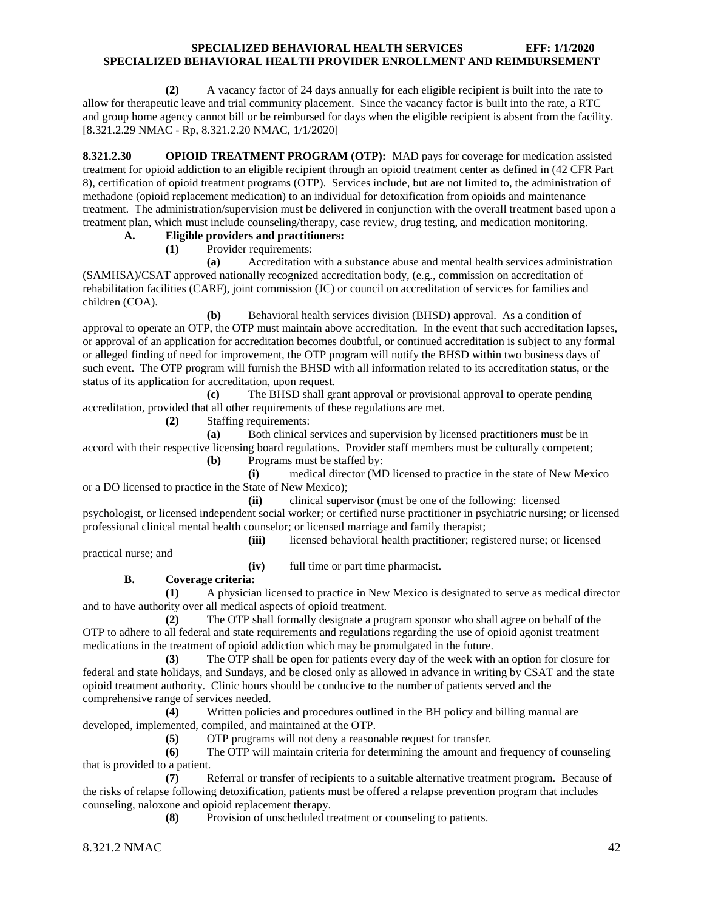**(2)** A vacancy factor of 24 days annually for each eligible recipient is built into the rate to allow for therapeutic leave and trial community placement. Since the vacancy factor is built into the rate, a RTC and group home agency cannot bill or be reimbursed for days when the eligible recipient is absent from the facility.
[8.321.2.29 NMAC - Rp, 8.321.2.20 NMAC, 1/1/2020]

**8.321.2.30 OPIOID TREATMENT PROGRAM (OTP):** MAD pays for coverage for medication assisted treatment for opioid addiction to an eligible recipient through an opioid treatment center as defined in (42 CFR Part 8), certification of opioid treatment programs (OTP). Services include, but are not limited to, the administration of methadone (opioid replacement medication) to an individual for detoxification from opioids and maintenance treatment. The administration/supervision must be delivered in conjunction with the overall treatment based upon a treatment plan, which must include counseling/therapy, case review, drug testing, and medication monitoring.

**A. Eligible providers and practitioners:**

**(1)** Provider requirements:

**(a)** Accreditation with a substance abuse and mental health services administration (SAMHSA)/CSAT approved nationally recognized accreditation body, (e.g., commission on accreditation of rehabilitation facilities (CARF), joint commission (JC) or council on accreditation of services for families and children (COA).

**(b)** Behavioral health services division (BHSD) approval. As a condition of approval to operate an OTP, the OTP must maintain above accreditation. In the event that such accreditation lapses, or approval of an application for accreditation becomes doubtful, or continued accreditation is subject to any formal or alleged finding of need for improvement, the OTP program will notify the BHSD within two business days of such event. The OTP program will furnish the BHSD with all information related to its accreditation status, or the status of its application for accreditation, upon request.

**(c)** The BHSD shall grant approval or provisional approval to operate pending accreditation, provided that all other requirements of these regulations are met.

**(2)** Staffing requirements:

**(a)** Both clinical services and supervision by licensed practitioners must be in accord with their respective licensing board regulations. Provider staff members must be culturally competent;

**(b)** Programs must be staffed by:

**(i)** medical director (MD licensed to practice in the state of New Mexico or a DO licensed to practice in the State of New Mexico);

**(ii)** clinical supervisor (must be one of the following: licensed psychologist, or licensed independent social worker; or certified nurse practitioner in psychiatric nursing; or licensed professional clinical mental health counselor; or licensed marriage and family therapist;

**(iii)** licensed behavioral health practitioner; registered nurse; or licensed practical nurse; and

**(iv)** full time or part time pharmacist.

**B. Coverage criteria:**

**(1)** A physician licensed to practice in New Mexico is designated to serve as medical director and to have authority over all medical aspects of opioid treatment.

**(2)** The OTP shall formally designate a program sponsor who shall agree on behalf of the OTP to adhere to all federal and state requirements and regulations regarding the use of opioid agonist treatment medications in the treatment of opioid addiction which may be promulgated in the future.

**(3)** The OTP shall be open for patients every day of the week with an option for closure for federal and state holidays, and Sundays, and be closed only as allowed in advance in writing by CSAT and the state opioid treatment authority. Clinic hours should be conducive to the number of patients served and the comprehensive range of services needed.

**(4)** Written policies and procedures outlined in the BH policy and billing manual are developed, implemented, compiled, and maintained at the OTP.

**(5)** OTP programs will not deny a reasonable request for transfer.

**(6)** The OTP will maintain criteria for determining the amount and frequency of counseling that is provided to a patient.

**(7)** Referral or transfer of recipients to a suitable alternative treatment program. Because of the risks of relapse following detoxification, patients must be offered a relapse prevention program that includes counseling, naloxone and opioid replacement therapy.

**(8)** Provision of unscheduled treatment or counseling to patients.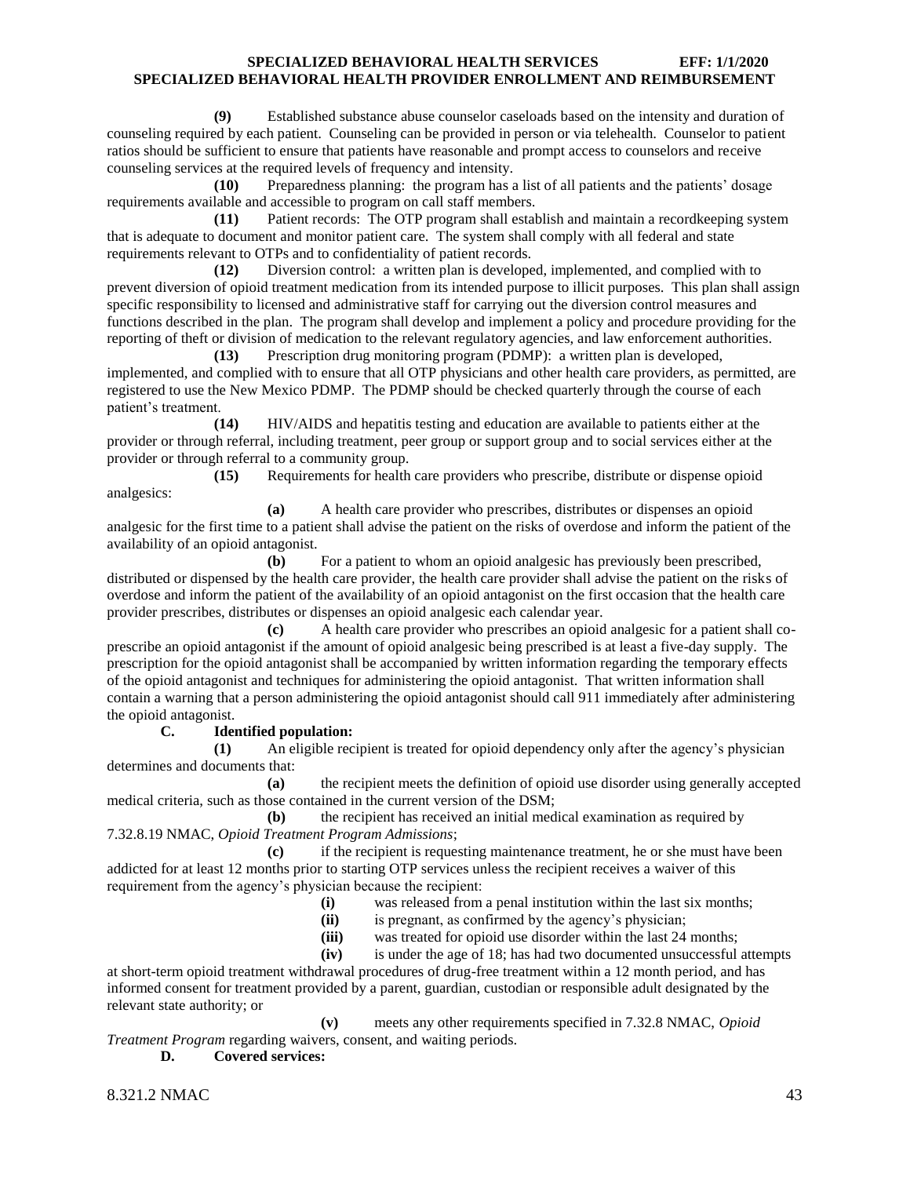**(9)** Established substance abuse counselor caseloads based on the intensity and duration of counseling required by each patient. Counseling can be provided in person or via telehealth. Counselor to patient ratios should be sufficient to ensure that patients have reasonable and prompt access to counselors and receive counseling services at the required levels of frequency and intensity.

**(10)** Preparedness planning: the program has a list of all patients and the patients' dosage requirements available and accessible to program on call staff members.

**(11)** Patient records: The OTP program shall establish and maintain a recordkeeping system that is adequate to document and monitor patient care. The system shall comply with all federal and state requirements relevant to OTPs and to confidentiality of patient records.

**(12)** Diversion control: a written plan is developed, implemented, and complied with to prevent diversion of opioid treatment medication from its intended purpose to illicit purposes. This plan shall assign specific responsibility to licensed and administrative staff for carrying out the diversion control measures and functions described in the plan. The program shall develop and implement a policy and procedure providing for the reporting of theft or division of medication to the relevant regulatory agencies, and law enforcement authorities.

**(13)** Prescription drug monitoring program (PDMP): a written plan is developed, implemented, and complied with to ensure that all OTP physicians and other health care providers, as permitted, are registered to use the New Mexico PDMP. The PDMP should be checked quarterly through the course of each patient's treatment.

**(14)** HIV/AIDS and hepatitis testing and education are available to patients either at the provider or through referral, including treatment, peer group or support group and to social services either at the provider or through referral to a community group.

**(15)** Requirements for health care providers who prescribe, distribute or dispense opioid analgesics:

**(a)** A health care provider who prescribes, distributes or dispenses an opioid analgesic for the first time to a patient shall advise the patient on the risks of overdose and inform the patient of the availability of an opioid antagonist.

**(b)** For a patient to whom an opioid analgesic has previously been prescribed, distributed or dispensed by the health care provider, the health care provider shall advise the patient on the risks of overdose and inform the patient of the availability of an opioid antagonist on the first occasion that the health care provider prescribes, distributes or dispenses an opioid analgesic each calendar year.

**(c)** A health care provider who prescribes an opioid analgesic for a patient shall co-prescribe an opioid antagonist if the amount of opioid analgesic being prescribed is at least a five-day supply. The prescription for the opioid antagonist shall be accompanied by written information regarding the temporary effects of the opioid antagonist and techniques for administering the opioid antagonist. That written information shall contain a warning that a person administering the opioid antagonist should call 911 immediately after administering the opioid antagonist.

**C. Identified population:**

**(1)** An eligible recipient is treated for opioid dependency only after the agency's physician determines and documents that:

**(a)** the recipient meets the definition of opioid use disorder using generally accepted medical criteria, such as those contained in the current version of the DSM;

**(b)** the recipient has received an initial medical examination as required by 7.32.8.19 NMAC, *Opioid Treatment Program Admissions*;

**(c)** if the recipient is requesting maintenance treatment, he or she must have been addicted for at least 12 months prior to starting OTP services unless the recipient receives a waiver of this requirement from the agency's physician because the recipient:

**(i)** was released from a penal institution within the last six months;

**(ii)** is pregnant, as confirmed by the agency's physician;

**(iii)** was treated for opioid use disorder within the last 24 months;

**(iv)** is under the age of 18; has had two documented unsuccessful attempts at short-term opioid treatment withdrawal procedures of drug-free treatment within a 12 month period, and has informed consent for treatment provided by a parent, guardian, custodian or responsible adult designated by the relevant state authority; or

**(v)** meets any other requirements specified in 7.32.8 NMAC, *Opioid Treatment Program* regarding waivers, consent, and waiting periods.

**D. Covered services:**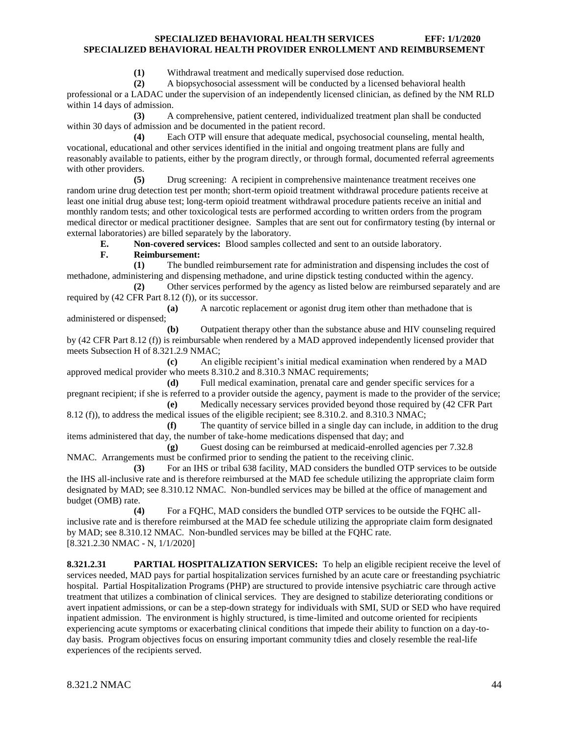**(1)** Withdrawal treatment and medically supervised dose reduction.

**(2)** A biopsychosocial assessment will be conducted by a licensed behavioral health professional or a LADAC under the supervision of an independently licensed clinician, as defined by the NM RLD within 14 days of admission.

**(3)** A comprehensive, patient centered, individualized treatment plan shall be conducted within 30 days of admission and be documented in the patient record.

**(4)** Each OTP will ensure that adequate medical, psychosocial counseling, mental health, vocational, educational and other services identified in the initial and ongoing treatment plans are fully and reasonably available to patients, either by the program directly, or through formal, documented referral agreements with other providers.

**(5)** Drug screening: A recipient in comprehensive maintenance treatment receives one random urine drug detection test per month; short-term opioid treatment withdrawal procedure patients receive at least one initial drug abuse test; long-term opioid treatment withdrawal procedure patients receive an initial and monthly random tests; and other toxicological tests are performed according to written orders from the program medical director or medical practitioner designee. Samples that are sent out for confirmatory testing (by internal or external laboratories) are billed separately by the laboratory.

**E. Non-covered services:** Blood samples collected and sent to an outside laboratory.

**F. Reimbursement:**

**(1)** The bundled reimbursement rate for administration and dispensing includes the cost of methadone, administering and dispensing methadone, and urine dipstick testing conducted within the agency.

**(2)** Other services performed by the agency as listed below are reimbursed separately and are required by (42 CFR Part 8.12 (f)), or its successor.

**(a)** A narcotic replacement or agonist drug item other than methadone that is administered or dispensed;

**(b)** Outpatient therapy other than the substance abuse and HIV counseling required by (42 CFR Part 8.12 (f)) is reimbursable when rendered by a MAD approved independently licensed provider that meets Subsection H of 8.321.2.9 NMAC;

**(c)** An eligible recipient's initial medical examination when rendered by a MAD approved medical provider who meets 8.310.2 and 8.310.3 NMAC requirements;

**(d)** Full medical examination, prenatal care and gender specific services for a pregnant recipient; if she is referred to a provider outside the agency, payment is made to the provider of the service;

**(e)** Medically necessary services provided beyond those required by (42 CFR Part 8.12 (f)), to address the medical issues of the eligible recipient; see 8.310.2. and 8.310.3 NMAC;

**(f)** The quantity of service billed in a single day can include, in addition to the drug items administered that day, the number of take-home medications dispensed that day; and

**(g)** Guest dosing can be reimbursed at medicaid-enrolled agencies per 7.32.8 NMAC. Arrangements must be confirmed prior to sending the patient to the receiving clinic.

**(3)** For an IHS or tribal 638 facility, MAD considers the bundled OTP services to be outside the IHS all-inclusive rate and is therefore reimbursed at the MAD fee schedule utilizing the appropriate claim form designated by MAD; see 8.310.12 NMAC. Non-bundled services may be billed at the office of management and budget (OMB) rate.

**(4)** For a FQHC, MAD considers the bundled OTP services to be outside the FQHC all-inclusive rate and is therefore reimbursed at the MAD fee schedule utilizing the appropriate claim form designated by MAD; see 8.310.12 NMAC. Non-bundled services may be billed at the FQHC rate.

[8.321.2.30 NMAC - N, 1/1/2020]

**8.321.2.31 PARTIAL HOSPITALIZATION SERVICES:** To help an eligible recipient receive the level of services needed, MAD pays for partial hospitalization services furnished by an acute care or freestanding psychiatric hospital. Partial Hospitalization Programs (PHP) are structured to provide intensive psychiatric care through active treatment that utilizes a combination of clinical services. They are designed to stabilize deteriorating conditions or avert inpatient admissions, or can be a step-down strategy for individuals with SMI, SUD or SED who have required inpatient admission. The environment is highly structured, is time-limited and outcome oriented for recipients experiencing acute symptoms or exacerbating clinical conditions that impede their ability to function on a day-to-day basis. Program objectives focus on ensuring important community tdies and closely resemble the real-life experiences of the recipients served.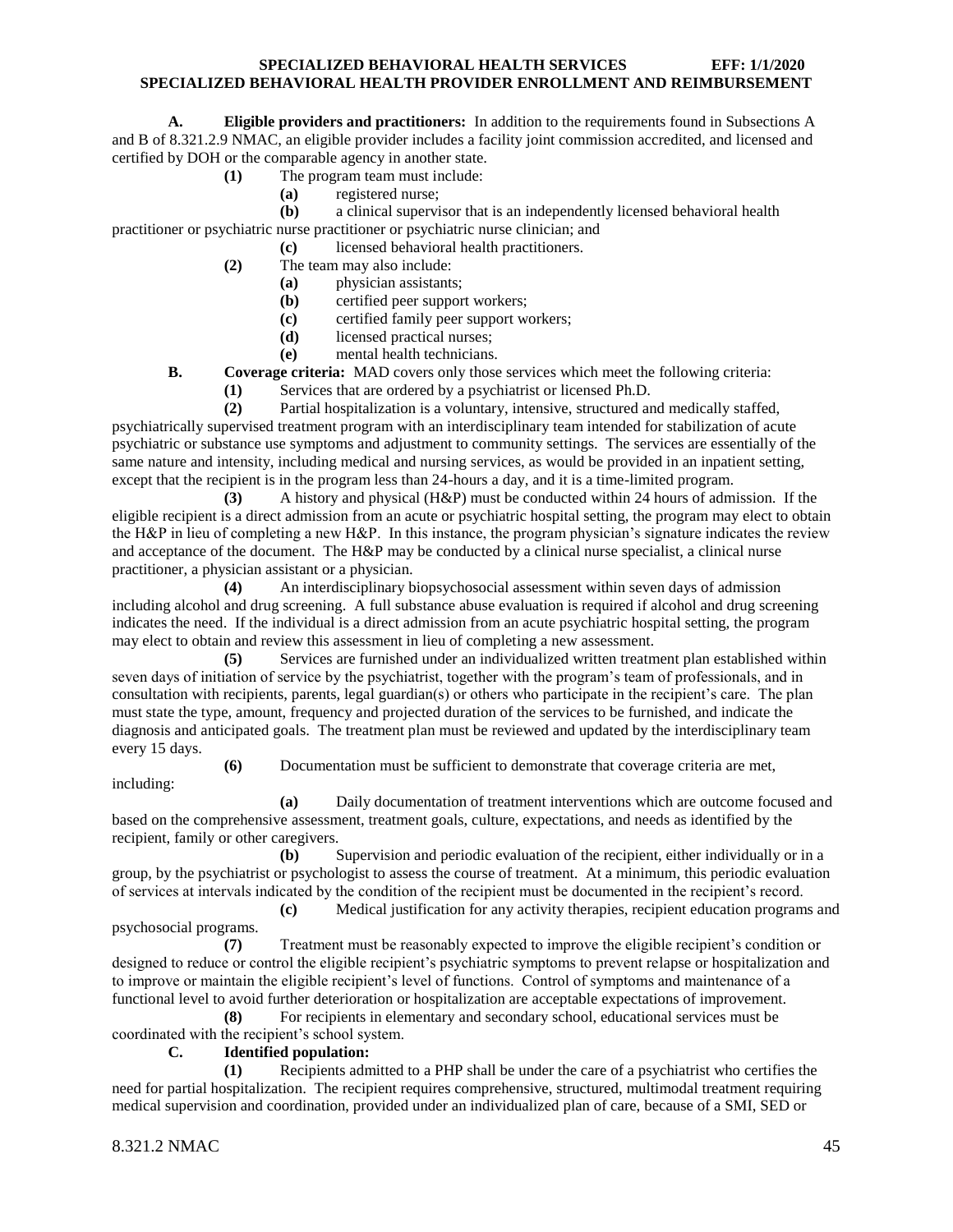**A. Eligible providers and practitioners:** In addition to the requirements found in Subsections A and B of 8.321.2.9 NMAC, an eligible provider includes a facility joint commission accredited, and licensed and certified by DOH or the comparable agency in another state.

**(1)** The program team must include:

**(a)** registered nurse;

**(b)** a clinical supervisor that is an independently licensed behavioral health practitioner or psychiatric nurse practitioner or psychiatric nurse clinician; and

**(c)** licensed behavioral health practitioners.

**(2)** The team may also include:

**(a)** physician assistants;

**(b)** certified peer support workers;

**(c)** certified family peer support workers;

**(d)** licensed practical nurses;

**(e)** mental health technicians.

**B. Coverage criteria:** MAD covers only those services which meet the following criteria:

**(1)** Services that are ordered by a psychiatrist or licensed Ph.D.

**(2)** Partial hospitalization is a voluntary, intensive, structured and medically staffed, psychiatrically supervised treatment program with an interdisciplinary team intended for stabilization of acute psychiatric or substance use symptoms and adjustment to community settings. The services are essentially of the same nature and intensity, including medical and nursing services, as would be provided in an inpatient setting, except that the recipient is in the program less than 24-hours a day, and it is a time-limited program.

**(3)** A history and physical (H&P) must be conducted within 24 hours of admission. If the eligible recipient is a direct admission from an acute or psychiatric hospital setting, the program may elect to obtain the H&P in lieu of completing a new H&P. In this instance, the program physician's signature indicates the review and acceptance of the document. The H&P may be conducted by a clinical nurse specialist, a clinical nurse practitioner, a physician assistant or a physician.

**(4)** An interdisciplinary biopsychosocial assessment within seven days of admission including alcohol and drug screening. A full substance abuse evaluation is required if alcohol and drug screening indicates the need. If the individual is a direct admission from an acute psychiatric hospital setting, the program may elect to obtain and review this assessment in lieu of completing a new assessment.

**(5)** Services are furnished under an individualized written treatment plan established within seven days of initiation of service by the psychiatrist, together with the program's team of professionals, and in consultation with recipients, parents, legal guardian(s) or others who participate in the recipient's care. The plan must state the type, amount, frequency and projected duration of the services to be furnished, and indicate the diagnosis and anticipated goals. The treatment plan must be reviewed and updated by the interdisciplinary team every 15 days.

**(6)** Documentation must be sufficient to demonstrate that coverage criteria are met, including:

**(a)** Daily documentation of treatment interventions which are outcome focused and based on the comprehensive assessment, treatment goals, culture, expectations, and needs as identified by the recipient, family or other caregivers.

**(b)** Supervision and periodic evaluation of the recipient, either individually or in a group, by the psychiatrist or psychologist to assess the course of treatment. At a minimum, this periodic evaluation of services at intervals indicated by the condition of the recipient must be documented in the recipient's record.

**(c)** Medical justification for any activity therapies, recipient education programs and psychosocial programs.

**(7)** Treatment must be reasonably expected to improve the eligible recipient's condition or designed to reduce or control the eligible recipient's psychiatric symptoms to prevent relapse or hospitalization and to improve or maintain the eligible recipient's level of functions. Control of symptoms and maintenance of a functional level to avoid further deterioration or hospitalization are acceptable expectations of improvement.

**(8)** For recipients in elementary and secondary school, educational services must be coordinated with the recipient's school system.

**C. Identified population:**

**(1)** Recipients admitted to a PHP shall be under the care of a psychiatrist who certifies the need for partial hospitalization. The recipient requires comprehensive, structured, multimodal treatment requiring medical supervision and coordination, provided under an individualized plan of care, because of a SMI, SED or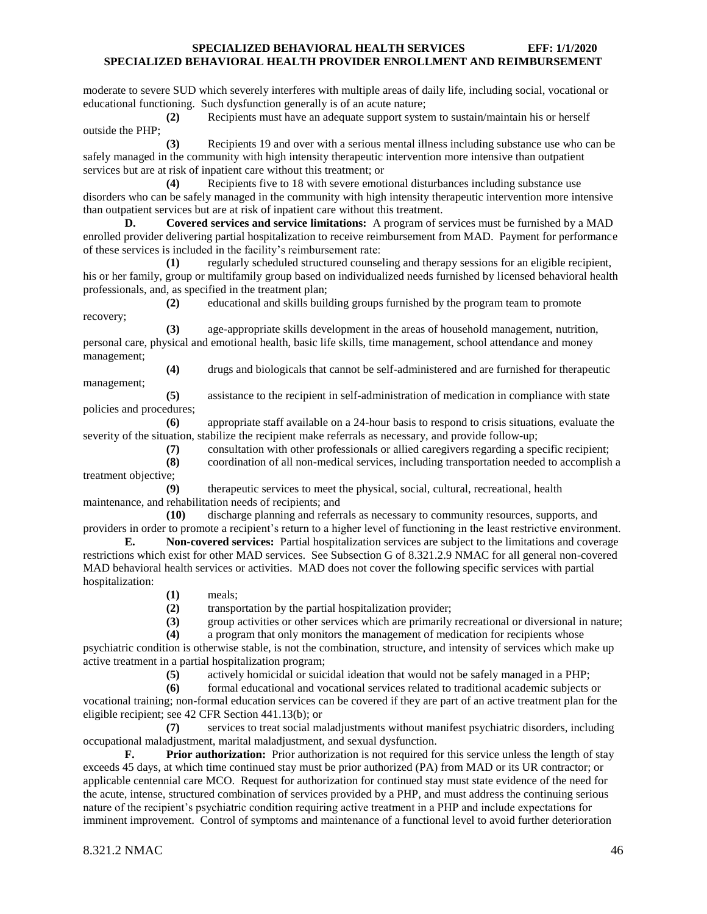moderate to severe SUD which severely interferes with multiple areas of daily life, including social, vocational or educational functioning. Such dysfunction generally is of an acute nature;

**(2)** Recipients must have an adequate support system to sustain/maintain his or herself outside the PHP;

**(3)** Recipients 19 and over with a serious mental illness including substance use who can be safely managed in the community with high intensity therapeutic intervention more intensive than outpatient services but are at risk of inpatient care without this treatment; or

**(4)** Recipients five to 18 with severe emotional disturbances including substance use disorders who can be safely managed in the community with high intensity therapeutic intervention more intensive than outpatient services but are at risk of inpatient care without this treatment.

**D. Covered services and service limitations:** A program of services must be furnished by a MAD enrolled provider delivering partial hospitalization to receive reimbursement from MAD. Payment for performance of these services is included in the facility's reimbursement rate:

**(1)** regularly scheduled structured counseling and therapy sessions for an eligible recipient, his or her family, group or multifamily group based on individualized needs furnished by licensed behavioral health professionals, and, as specified in the treatment plan;

**(2)** educational and skills building groups furnished by the program team to promote recovery;

**(3)** age-appropriate skills development in the areas of household management, nutrition, personal care, physical and emotional health, basic life skills, time management, school attendance and money management;

**(4)** drugs and biologicals that cannot be self-administered and are furnished for therapeutic management;

**(5)** assistance to the recipient in self-administration of medication in compliance with state policies and procedures;

**(6)** appropriate staff available on a 24-hour basis to respond to crisis situations, evaluate the severity of the situation, stabilize the recipient make referrals as necessary, and provide follow-up;

**(7)** consultation with other professionals or allied caregivers regarding a specific recipient;

**(8)** coordination of all non-medical services, including transportation needed to accomplish a treatment objective;

**(9)** therapeutic services to meet the physical, social, cultural, recreational, health maintenance, and rehabilitation needs of recipients; and

**(10)** discharge planning and referrals as necessary to community resources, supports, and providers in order to promote a recipient's return to a higher level of functioning in the least restrictive environment.

**E. Non-covered services:** Partial hospitalization services are subject to the limitations and coverage restrictions which exist for other MAD services. See Subsection G of 8.321.2.9 NMAC for all general non-covered MAD behavioral health services or activities. MAD does not cover the following specific services with partial hospitalization:

**(1)** meals;

**(2)** transportation by the partial hospitalization provider;

**(3)** group activities or other services which are primarily recreational or diversional in nature;

**(4)** a program that only monitors the management of medication for recipients whose psychiatric condition is otherwise stable, is not the combination, structure, and intensity of services which make up active treatment in a partial hospitalization program;

**(5)** actively homicidal or suicidal ideation that would not be safely managed in a PHP;

**(6)** formal educational and vocational services related to traditional academic subjects or vocational training; non-formal education services can be covered if they are part of an active treatment plan for the eligible recipient; see 42 CFR Section 441.13(b); or

**(7)** services to treat social maladjustments without manifest psychiatric disorders, including occupational maladjustment, marital maladjustment, and sexual dysfunction.

**F. Prior authorization:** Prior authorization is not required for this service unless the length of stay exceeds 45 days, at which time continued stay must be prior authorized (PA) from MAD or its UR contractor; or applicable centennial care MCO. Request for authorization for continued stay must state evidence of the need for the acute, intense, structured combination of services provided by a PHP, and must address the continuing serious nature of the recipient's psychiatric condition requiring active treatment in a PHP and include expectations for imminent improvement. Control of symptoms and maintenance of a functional level to avoid further deterioration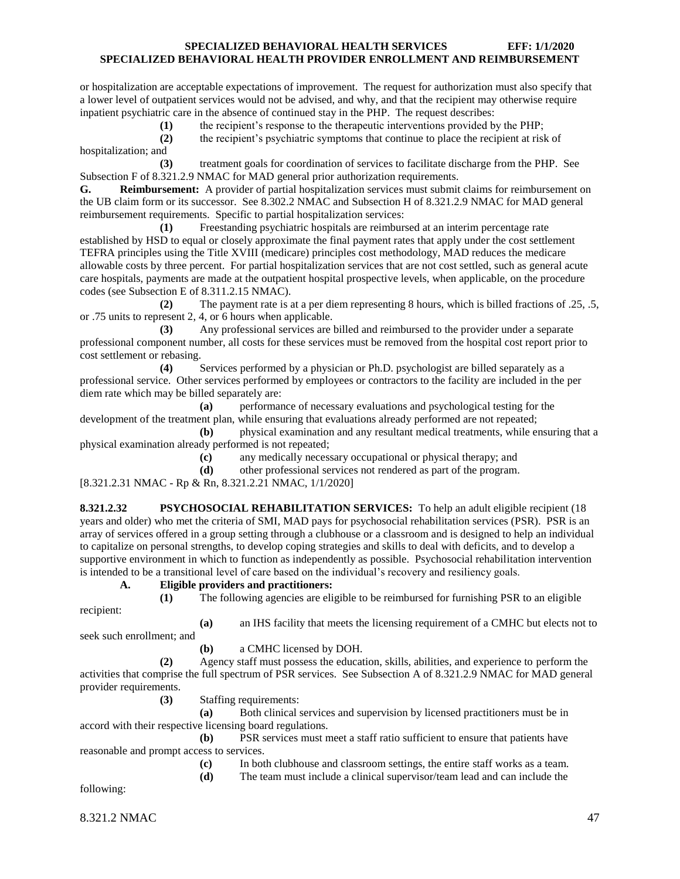or hospitalization are acceptable expectations of improvement. The request for authorization must also specify that a lower level of outpatient services would not be advised, and why, and that the recipient may otherwise require inpatient psychiatric care in the absence of continued stay in the PHP. The request describes:

**(1)** the recipient's response to the therapeutic interventions provided by the PHP;

**(2)** the recipient's psychiatric symptoms that continue to place the recipient at risk of hospitalization; and

**(3)** treatment goals for coordination of services to facilitate discharge from the PHP. See Subsection F of 8.321.2.9 NMAC for MAD general prior authorization requirements.

**G. Reimbursement:** A provider of partial hospitalization services must submit claims for reimbursement on the UB claim form or its successor. See 8.302.2 NMAC and Subsection H of 8.321.2.9 NMAC for MAD general reimbursement requirements. Specific to partial hospitalization services:

**(1)** Freestanding psychiatric hospitals are reimbursed at an interim percentage rate established by HSD to equal or closely approximate the final payment rates that apply under the cost settlement TEFRA principles using the Title XVIII (medicare) principles cost methodology, MAD reduces the medicare allowable costs by three percent. For partial hospitalization services that are not cost settled, such as general acute care hospitals, payments are made at the outpatient hospital prospective levels, when applicable, on the procedure codes (see Subsection E of 8.311.2.15 NMAC).

**(2)** The payment rate is at a per diem representing 8 hours, which is billed fractions of .25, .5, or .75 units to represent 2, 4, or 6 hours when applicable.

**(3)** Any professional services are billed and reimbursed to the provider under a separate professional component number, all costs for these services must be removed from the hospital cost report prior to cost settlement or rebasing.

**(4)** Services performed by a physician or Ph.D. psychologist are billed separately as a professional service. Other services performed by employees or contractors to the facility are included in the per diem rate which may be billed separately are:

**(a)** performance of necessary evaluations and psychological testing for the development of the treatment plan, while ensuring that evaluations already performed are not repeated;

**(b)** physical examination and any resultant medical treatments, while ensuring that a physical examination already performed is not repeated;

**(c)** any medically necessary occupational or physical therapy; and

**(d)** other professional services not rendered as part of the program.

[8.321.2.31 NMAC - Rp & Rn, 8.321.2.21 NMAC, 1/1/2020]

**8.321.2.32 PSYCHOSOCIAL REHABILITATION SERVICES:** To help an adult eligible recipient (18 years and older) who met the criteria of SMI, MAD pays for psychosocial rehabilitation services (PSR). PSR is an array of services offered in a group setting through a clubhouse or a classroom and is designed to help an individual to capitalize on personal strengths, to develop coping strategies and skills to deal with deficits, and to develop a supportive environment in which to function as independently as possible. Psychosocial rehabilitation intervention is intended to be a transitional level of care based on the individual's recovery and resiliency goals.

**A. Eligible providers and practitioners:**

**(1)** The following agencies are eligible to be reimbursed for furnishing PSR to an eligible recipient:

**(a)** an IHS facility that meets the licensing requirement of a CMHC but elects not to seek such enrollment; and

**(b)** a CMHC licensed by DOH.

**(2)** Agency staff must possess the education, skills, abilities, and experience to perform the activities that comprise the full spectrum of PSR services. See Subsection A of 8.321.2.9 NMAC for MAD general provider requirements.

**(3)** Staffing requirements:

**(a)** Both clinical services and supervision by licensed practitioners must be in accord with their respective licensing board regulations.

**(b)** PSR services must meet a staff ratio sufficient to ensure that patients have reasonable and prompt access to services.

**(c)** In both clubhouse and classroom settings, the entire staff works as a team.

**(d)** The team must include a clinical supervisor/team lead and can include the following: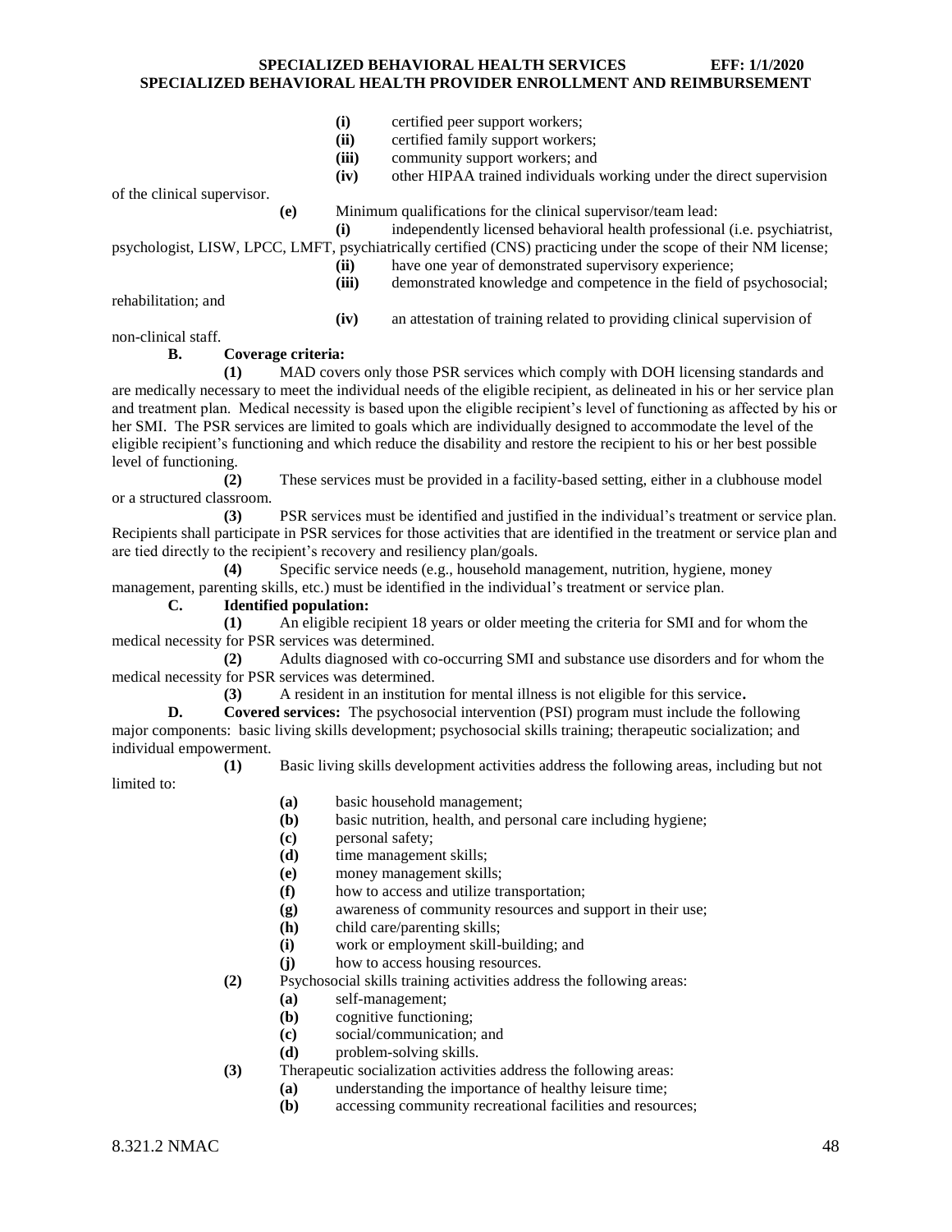(i) certified peer support workers;

(ii) certified family support workers;

(iii) community support workers; and

(iv) other HIPAA trained individuals working under the direct supervision of the clinical supervisor.

**(e)** Minimum qualifications for the clinical supervisor/team lead:

**(i)** independently licensed behavioral health professional (i.e. psychiatrist, psychologist, LISW, LPCC, LMFT, psychiatrically certified (CNS) practicing under the scope of their NM license;

**(ii)** have one year of demonstrated supervisory experience;

**(iii)** demonstrated knowledge and competence in the field of psychosocial; rehabilitation; and

**(iv)** an attestation of training related to providing clinical supervision of non-clinical staff.

**B. Coverage criteria:**

**(1)** MAD covers only those PSR services which comply with DOH licensing standards and are medically necessary to meet the individual needs of the eligible recipient, as delineated in his or her service plan and treatment plan. Medical necessity is based upon the eligible recipient's level of functioning as affected by his or her SMI. The PSR services are limited to goals which are individually designed to accommodate the level of the eligible recipient's functioning and which reduce the disability and restore the recipient to his or her best possible level of functioning.

**(2)** These services must be provided in a facility-based setting, either in a clubhouse model or a structured classroom.

**(3)** PSR services must be identified and justified in the individual's treatment or service plan. Recipients shall participate in PSR services for those activities that are identified in the treatment or service plan and are tied directly to the recipient's recovery and resiliency plan/goals.

**(4)** Specific service needs (e.g., household management, nutrition, hygiene, money management, parenting skills, etc.) must be identified in the individual's treatment or service plan.

**C. Identified population:**

**(1)** An eligible recipient 18 years or older meeting the criteria for SMI and for whom the medical necessity for PSR services was determined.

**(2)** Adults diagnosed with co-occurring SMI and substance use disorders and for whom the medical necessity for PSR services was determined.

**(3)** A resident in an institution for mental illness is not eligible for this service**.**

**D. Covered services:** The psychosocial intervention (PSI) program must include the following major components: basic living skills development; psychosocial skills training; therapeutic socialization; and individual empowerment.

**(1)** Basic living skills development activities address the following areas, including but not limited to:

**(a)** basic household management;

**(b)** basic nutrition, health, and personal care including hygiene;

**(c)** personal safety;

**(d)** time management skills;

**(e)** money management skills;

**(f)** how to access and utilize transportation;

**(g)** awareness of community resources and support in their use;

**(h)** child care/parenting skills;

**(i)** work or employment skill-building; and

**(j)** how to access housing resources.

**(2)** Psychosocial skills training activities address the following areas:

**(a)** self-management;

**(b)** cognitive functioning;

**(c)** social/communication; and

**(d)** problem-solving skills.

**(3)** Therapeutic socialization activities address the following areas:

**(a)** understanding the importance of healthy leisure time;

**(b)** accessing community recreational facilities and resources;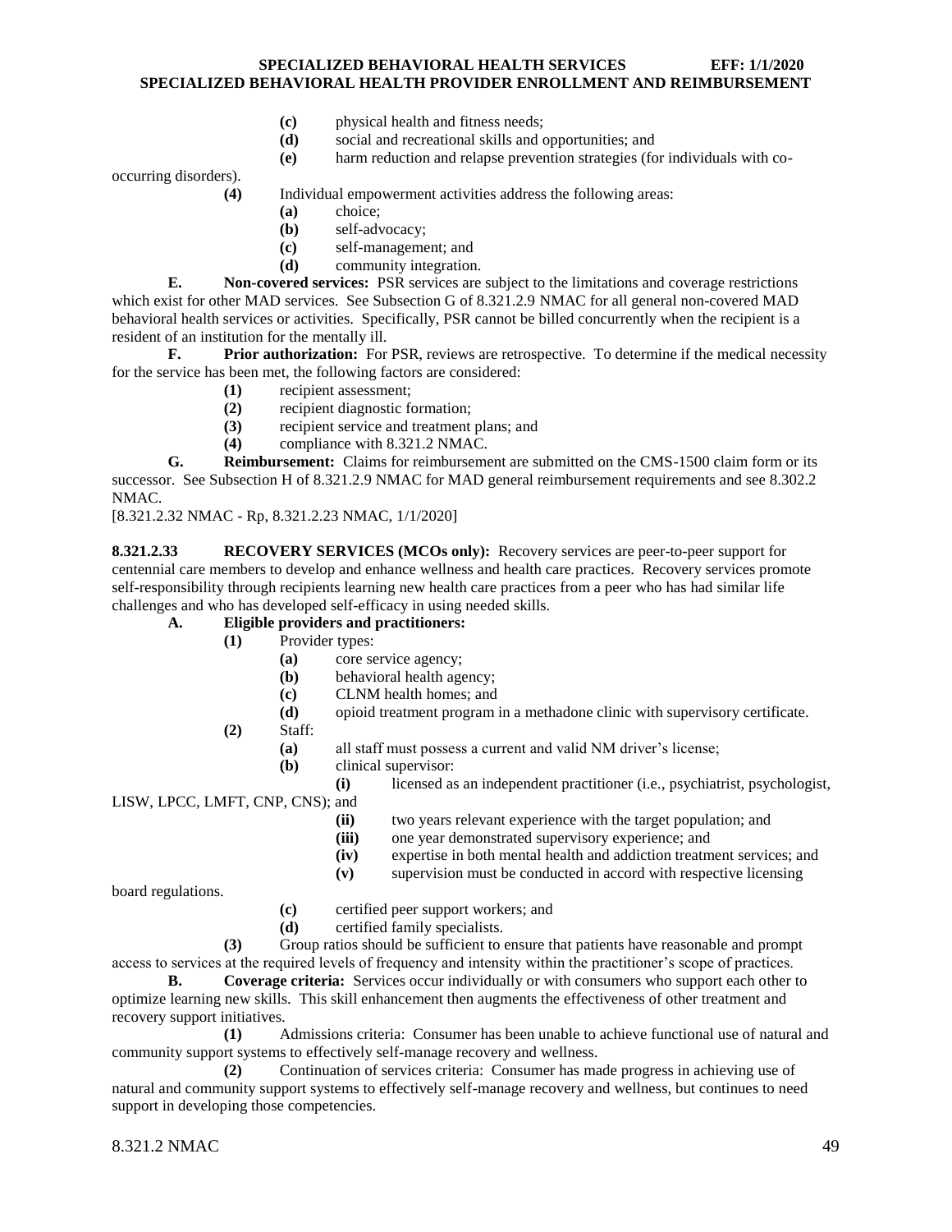**(c)** physical health and fitness needs;

**(d)** social and recreational skills and opportunities; and

**(e)** harm reduction and relapse prevention strategies (for individuals with co-occurring disorders).

**(4)** Individual empowerment activities address the following areas:

**(a)** choice;

**(b)** self-advocacy;

**(c)** self-management; and

**(d)** community integration.

**E. Non-covered services:** PSR services are subject to the limitations and coverage restrictions which exist for other MAD services. See Subsection G of 8.321.2.9 NMAC for all general non-covered MAD behavioral health services or activities. Specifically, PSR cannot be billed concurrently when the recipient is a resident of an institution for the mentally ill.

**F. Prior authorization:** For PSR, reviews are retrospective. To determine if the medical necessity for the service has been met, the following factors are considered:

**(1)** recipient assessment;

**(2)** recipient diagnostic formation;

**(3)** recipient service and treatment plans; and

**(4)** compliance with 8.321.2 NMAC.

**G. Reimbursement:** Claims for reimbursement are submitted on the CMS-1500 claim form or its successor. See Subsection H of 8.321.2.9 NMAC for MAD general reimbursement requirements and see 8.302.2 NMAC.

[8.321.2.32 NMAC - Rp, 8.321.2.23 NMAC, 1/1/2020]

**8.321.2.33 RECOVERY SERVICES (MCOs only):** Recovery services are peer-to-peer support for centennial care members to develop and enhance wellness and health care practices. Recovery services promote self-responsibility through recipients learning new health care practices from a peer who has had similar life challenges and who has developed self-efficacy in using needed skills.

**A. Eligible providers and practitioners:**

**(1)** Provider types:

**(a)** core service agency;

**(b)** behavioral health agency;

**(c)** CLNM health homes; and

**(d)** opioid treatment program in a methadone clinic with supervisory certificate.

**(2)** Staff:

**(a)** all staff must possess a current and valid NM driver's license;

**(b)** clinical supervisor:

**(i)** licensed as an independent practitioner (i.e., psychiatrist, psychologist, LISW, LPCC, LMFT, CNP, CNS); and

**(ii)** two years relevant experience with the target population; and

**(iii)** one year demonstrated supervisory experience; and

**(iv)** expertise in both mental health and addiction treatment services; and

**(v)** supervision must be conducted in accord with respective licensing board regulations.

**(c)** certified peer support workers; and

**(d)** certified family specialists.

**(3)** Group ratios should be sufficient to ensure that patients have reasonable and prompt access to services at the required levels of frequency and intensity within the practitioner's scope of practices.

**B. Coverage criteria:** Services occur individually or with consumers who support each other to optimize learning new skills. This skill enhancement then augments the effectiveness of other treatment and recovery support initiatives.

**(1)** Admissions criteria: Consumer has been unable to achieve functional use of natural and community support systems to effectively self-manage recovery and wellness.

**(2)** Continuation of services criteria: Consumer has made progress in achieving use of natural and community support systems to effectively self-manage recovery and wellness, but continues to need support in developing those competencies.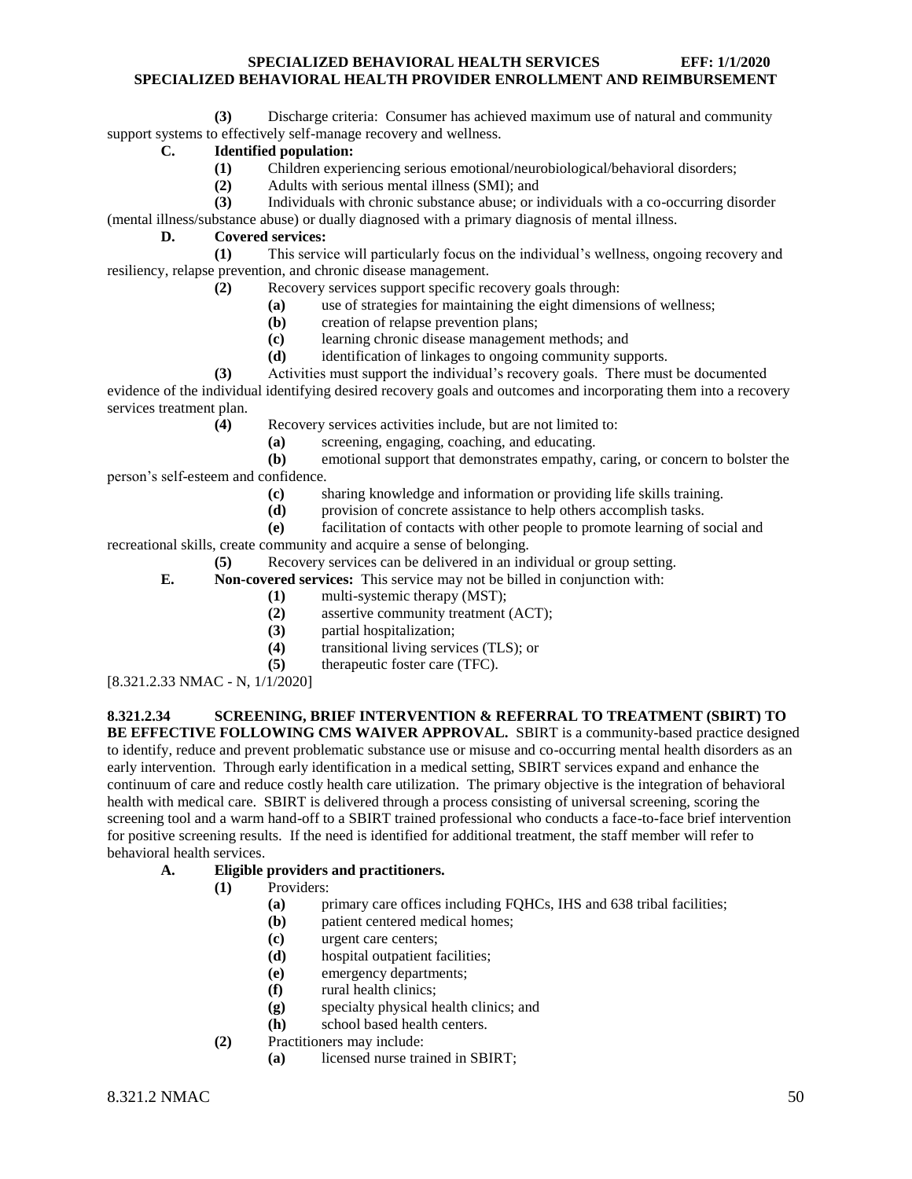**(3)** Discharge criteria: Consumer has achieved maximum use of natural and community support systems to effectively self-manage recovery and wellness.

**C. Identified population:**

**(1)** Children experiencing serious emotional/neurobiological/behavioral disorders;

**(2)** Adults with serious mental illness (SMI); and

**(3)** Individuals with chronic substance abuse; or individuals with a co-occurring disorder (mental illness/substance abuse) or dually diagnosed with a primary diagnosis of mental illness.

**D. Covered services:**

**(1)** This service will particularly focus on the individual's wellness, ongoing recovery and resiliency, relapse prevention, and chronic disease management.

**(2)** Recovery services support specific recovery goals through:

**(a)** use of strategies for maintaining the eight dimensions of wellness;

**(b)** creation of relapse prevention plans;

**(c)** learning chronic disease management methods; and

**(d)** identification of linkages to ongoing community supports.

**(3)** Activities must support the individual's recovery goals. There must be documented evidence of the individual identifying desired recovery goals and outcomes and incorporating them into a recovery services treatment plan.

**(4)** Recovery services activities include, but are not limited to:

**(a)** screening, engaging, coaching, and educating.

**(b)** emotional support that demonstrates empathy, caring, or concern to bolster the person's self-esteem and confidence.

**(c)** sharing knowledge and information or providing life skills training.

**(d)** provision of concrete assistance to help others accomplish tasks.

**(e)** facilitation of contacts with other people to promote learning of social and recreational skills, create community and acquire a sense of belonging.

**(5)** Recovery services can be delivered in an individual or group setting.

**E. Non-covered services:** This service may not be billed in conjunction with:

**(1)** multi-systemic therapy (MST);

**(2)** assertive community treatment (ACT);

**(3)** partial hospitalization;

**(4)** transitional living services (TLS); or

**(5)** therapeutic foster care (TFC).

[8.321.2.33 NMAC - N, 1/1/2020]

**8.321.2.34 SCREENING, BRIEF INTERVENTION & REFERRAL TO TREATMENT (SBIRT) TO BE EFFECTIVE FOLLOWING CMS WAIVER APPROVAL.** SBIRT is a community-based practice designed to identify, reduce and prevent problematic substance use or misuse and co-occurring mental health disorders as an early intervention. Through early identification in a medical setting, SBIRT services expand and enhance the continuum of care and reduce costly health care utilization. The primary objective is the integration of behavioral health with medical care. SBIRT is delivered through a process consisting of universal screening, scoring the screening tool and a warm hand-off to a SBIRT trained professional who conducts a face-to-face brief intervention for positive screening results. If the need is identified for additional treatment, the staff member will refer to behavioral health services.

**A. Eligible providers and practitioners.**

**(1)** Providers:

**(a)** primary care offices including FQHCs, IHS and 638 tribal facilities;

**(b)** patient centered medical homes;

**(c)** urgent care centers;

**(d)** hospital outpatient facilities;

**(e)** emergency departments;

**(f)** rural health clinics;

**(g)** specialty physical health clinics; and

**(h)** school based health centers.

**(2)** Practitioners may include:

**(a)** licensed nurse trained in SBIRT;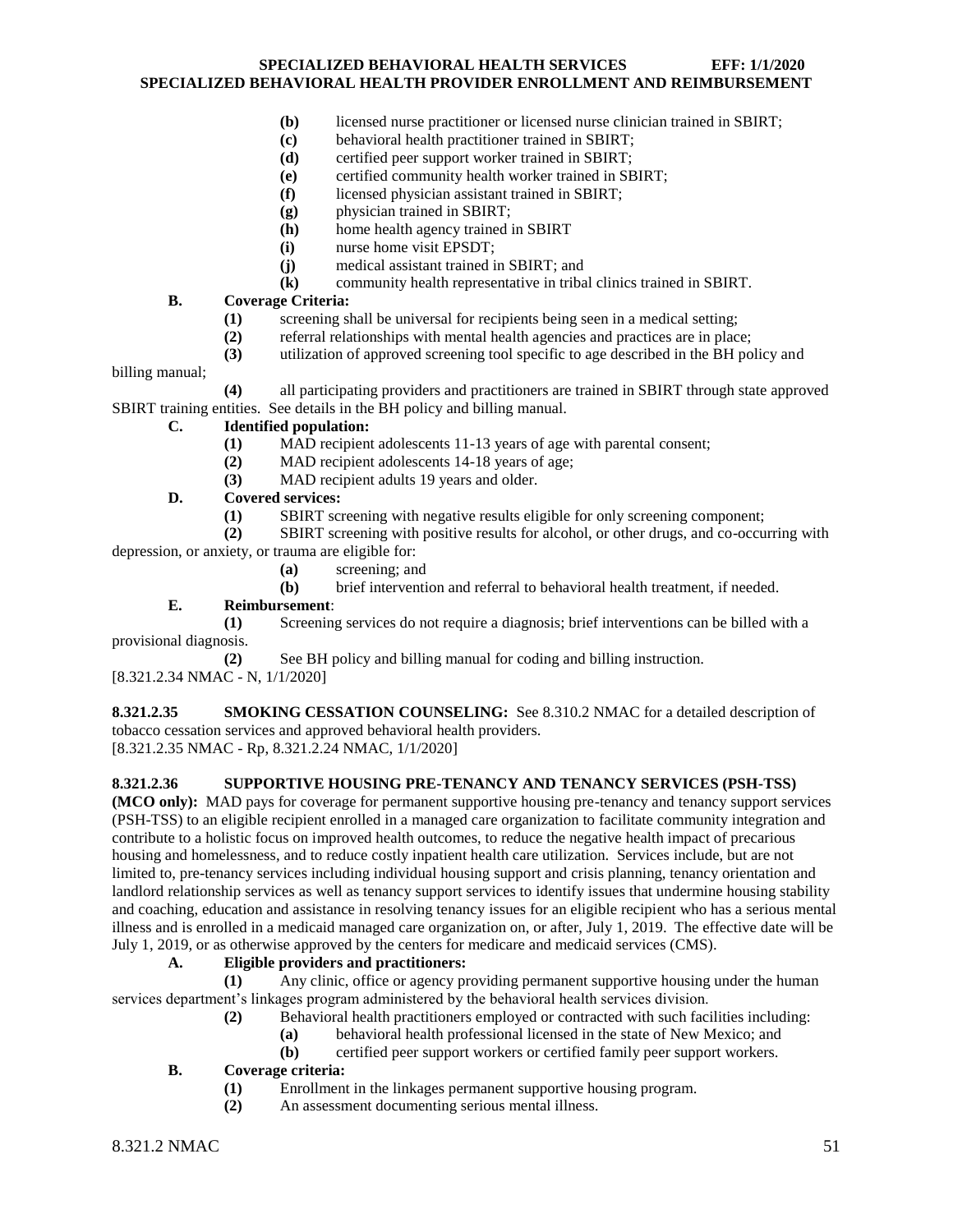**(b)** licensed nurse practitioner or licensed nurse clinician trained in SBIRT;
**(c)** behavioral health practitioner trained in SBIRT;
**(d)** certified peer support worker trained in SBIRT;
**(e)** certified community health worker trained in SBIRT;
**(f)** licensed physician assistant trained in SBIRT;
**(g)** physician trained in SBIRT;
**(h)** home health agency trained in SBIRT
**(i)** nurse home visit EPSDT;
**(j)** medical assistant trained in SBIRT; and
**(k)** community health representative in tribal clinics trained in SBIRT.

**B. Coverage Criteria:**
**(1)** screening shall be universal for recipients being seen in a medical setting;
**(2)** referral relationships with mental health agencies and practices are in place;
**(3)** utilization of approved screening tool specific to age described in the BH policy and billing manual;
**(4)** all participating providers and practitioners are trained in SBIRT through state approved SBIRT training entities. See details in the BH policy and billing manual.

**C. Identified population:**
**(1)** MAD recipient adolescents 11-13 years of age with parental consent;
**(2)** MAD recipient adolescents 14-18 years of age;
**(3)** MAD recipient adults 19 years and older.

**D. Covered services:**
**(1)** SBIRT screening with negative results eligible for only screening component;
**(2)** SBIRT screening with positive results for alcohol, or other drugs, and co-occurring with depression, or anxiety, or trauma are eligible for:
**(a)** screening; and
**(b)** brief intervention and referral to behavioral health treatment, if needed.

**E. Reimbursement**:
**(1)** Screening services do not require a diagnosis; brief interventions can be billed with a provisional diagnosis.
**(2)** See BH policy and billing manual for coding and billing instruction.

[8.321.2.34 NMAC - N, 1/1/2020]

**8.321.2.35 SMOKING CESSATION COUNSELING:** See 8.310.2 NMAC for a detailed description of tobacco cessation services and approved behavioral health providers.
[8.321.2.35 NMAC - Rp, 8.321.2.24 NMAC, 1/1/2020]

**8.321.2.36 SUPPORTIVE HOUSING PRE-TENANCY AND TENANCY SERVICES (PSH-TSS) (MCO only):** MAD pays for coverage for permanent supportive housing pre-tenancy and tenancy support services (PSH-TSS) to an eligible recipient enrolled in a managed care organization to facilitate community integration and contribute to a holistic focus on improved health outcomes, to reduce the negative health impact of precarious housing and homelessness, and to reduce costly inpatient health care utilization. Services include, but are not limited to, pre-tenancy services including individual housing support and crisis planning, tenancy orientation and landlord relationship services as well as tenancy support services to identify issues that undermine housing stability and coaching, education and assistance in resolving tenancy issues for an eligible recipient who has a serious mental illness and is enrolled in a medicaid managed care organization on, or after, July 1, 2019. The effective date will be July 1, 2019, or as otherwise approved by the centers for medicare and medicaid services (CMS).

**A. Eligible providers and practitioners:**
**(1)** Any clinic, office or agency providing permanent supportive housing under the human services department's linkages program administered by the behavioral health services division.
**(2)** Behavioral health practitioners employed or contracted with such facilities including:
**(a)** behavioral health professional licensed in the state of New Mexico; and
**(b)** certified peer support workers or certified family peer support workers.

**B. Coverage criteria:**
**(1)** Enrollment in the linkages permanent supportive housing program.
**(2)** An assessment documenting serious mental illness.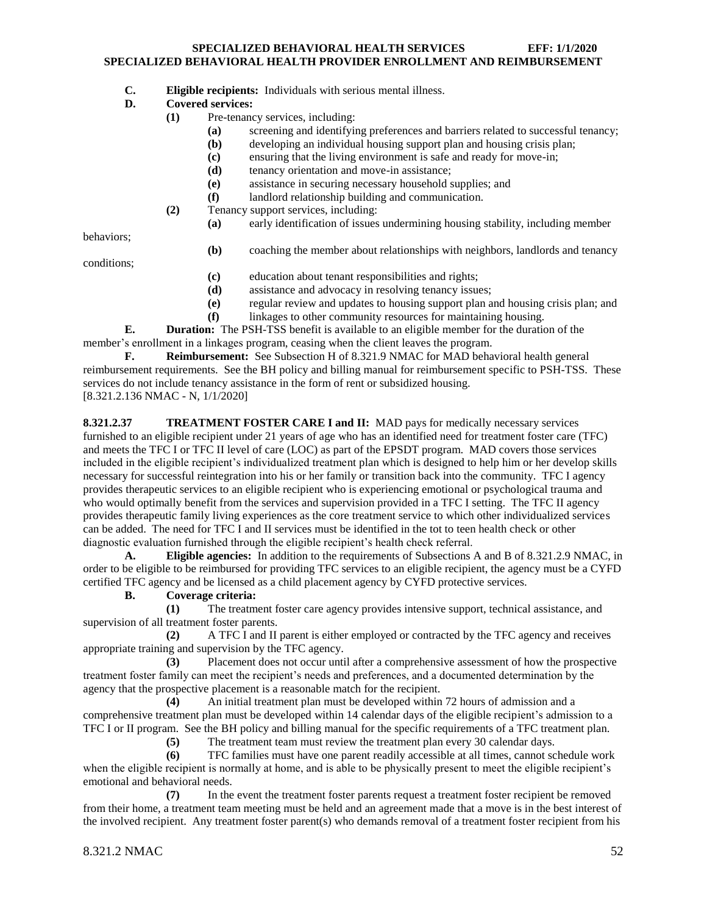**C. Eligible recipients:** Individuals with serious mental illness.

**D. Covered services:**

**(1)** Pre-tenancy services, including:

**(a)** screening and identifying preferences and barriers related to successful tenancy;

**(b)** developing an individual housing support plan and housing crisis plan;

**(c)** ensuring that the living environment is safe and ready for move-in;

**(d)** tenancy orientation and move-in assistance;

**(e)** assistance in securing necessary household supplies; and

**(f)** landlord relationship building and communication.

**(2)** Tenancy support services, including:

**(a)** early identification of issues undermining housing stability, including member behaviors;

**(b)** coaching the member about relationships with neighbors, landlords and tenancy conditions;

**(c)** education about tenant responsibilities and rights;

**(d)** assistance and advocacy in resolving tenancy issues;

**(e)** regular review and updates to housing support plan and housing crisis plan; and

**(f)** linkages to other community resources for maintaining housing.

**E. Duration:** The PSH-TSS benefit is available to an eligible member for the duration of the member's enrollment in a linkages program, ceasing when the client leaves the program.

**F. Reimbursement:** See Subsection H of 8.321.9 NMAC for MAD behavioral health general reimbursement requirements. See the BH policy and billing manual for reimbursement specific to PSH-TSS. These services do not include tenancy assistance in the form of rent or subsidized housing.

[8.321.2.136 NMAC - N, 1/1/2020]

**8.321.2.37 TREATMENT FOSTER CARE I and II:** MAD pays for medically necessary services furnished to an eligible recipient under 21 years of age who has an identified need for treatment foster care (TFC) and meets the TFC I or TFC II level of care (LOC) as part of the EPSDT program. MAD covers those services included in the eligible recipient's individualized treatment plan which is designed to help him or her develop skills necessary for successful reintegration into his or her family or transition back into the community. TFC I agency provides therapeutic services to an eligible recipient who is experiencing emotional or psychological trauma and who would optimally benefit from the services and supervision provided in a TFC I setting. The TFC II agency provides therapeutic family living experiences as the core treatment service to which other individualized services can be added. The need for TFC I and II services must be identified in the tot to teen health check or other diagnostic evaluation furnished through the eligible recipient's health check referral.

**A. Eligible agencies:** In addition to the requirements of Subsections A and B of 8.321.2.9 NMAC, in order to be eligible to be reimbursed for providing TFC services to an eligible recipient, the agency must be a CYFD certified TFC agency and be licensed as a child placement agency by CYFD protective services.

**B. Coverage criteria:**

**(1)** The treatment foster care agency provides intensive support, technical assistance, and supervision of all treatment foster parents.

**(2)** A TFC I and II parent is either employed or contracted by the TFC agency and receives appropriate training and supervision by the TFC agency.

**(3)** Placement does not occur until after a comprehensive assessment of how the prospective treatment foster family can meet the recipient's needs and preferences, and a documented determination by the agency that the prospective placement is a reasonable match for the recipient.

**(4)** An initial treatment plan must be developed within 72 hours of admission and a comprehensive treatment plan must be developed within 14 calendar days of the eligible recipient's admission to a TFC I or II program. See the BH policy and billing manual for the specific requirements of a TFC treatment plan.

**(5)** The treatment team must review the treatment plan every 30 calendar days.

**(6)** TFC families must have one parent readily accessible at all times, cannot schedule work when the eligible recipient is normally at home, and is able to be physically present to meet the eligible recipient's emotional and behavioral needs.

**(7)** In the event the treatment foster parents request a treatment foster recipient be removed from their home, a treatment team meeting must be held and an agreement made that a move is in the best interest of the involved recipient. Any treatment foster parent(s) who demands removal of a treatment foster recipient from his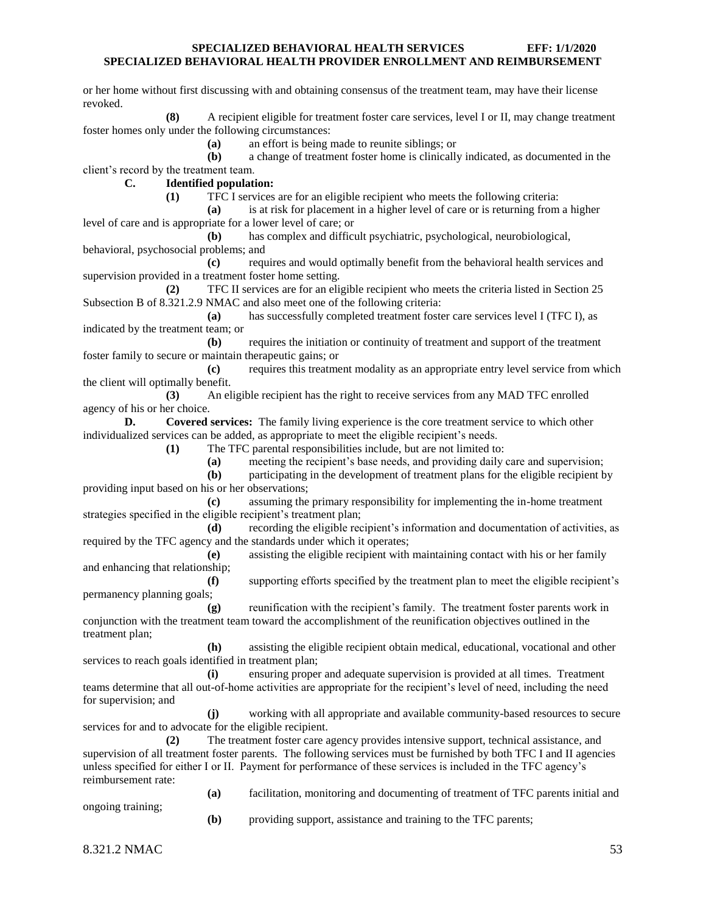or her home without first discussing with and obtaining consensus of the treatment team, may have their license revoked.

**(8)** A recipient eligible for treatment foster care services, level I or II, may change treatment foster homes only under the following circumstances:

**(a)** an effort is being made to reunite siblings; or

**(b)** a change of treatment foster home is clinically indicated, as documented in the client's record by the treatment team.

**C. Identified population:**

**(1)** TFC I services are for an eligible recipient who meets the following criteria:

**(a)** is at risk for placement in a higher level of care or is returning from a higher level of care and is appropriate for a lower level of care; or

**(b)** has complex and difficult psychiatric, psychological, neurobiological, behavioral, psychosocial problems; and

**(c)** requires and would optimally benefit from the behavioral health services and supervision provided in a treatment foster home setting.

**(2)** TFC II services are for an eligible recipient who meets the criteria listed in Section 25 Subsection B of 8.321.2.9 NMAC and also meet one of the following criteria:

**(a)** has successfully completed treatment foster care services level I (TFC I), as indicated by the treatment team; or

**(b)** requires the initiation or continuity of treatment and support of the treatment foster family to secure or maintain therapeutic gains; or

**(c)** requires this treatment modality as an appropriate entry level service from which the client will optimally benefit.

**(3)** An eligible recipient has the right to receive services from any MAD TFC enrolled agency of his or her choice.

**D. Covered services:** The family living experience is the core treatment service to which other individualized services can be added, as appropriate to meet the eligible recipient's needs.

**(1)** The TFC parental responsibilities include, but are not limited to:

**(a)** meeting the recipient's base needs, and providing daily care and supervision;

**(b)** participating in the development of treatment plans for the eligible recipient by providing input based on his or her observations;

**(c)** assuming the primary responsibility for implementing the in-home treatment strategies specified in the eligible recipient's treatment plan;

**(d)** recording the eligible recipient's information and documentation of activities, as required by the TFC agency and the standards under which it operates;

**(e)** assisting the eligible recipient with maintaining contact with his or her family and enhancing that relationship;

**(f)** supporting efforts specified by the treatment plan to meet the eligible recipient's permanency planning goals;

**(g)** reunification with the recipient's family. The treatment foster parents work in conjunction with the treatment team toward the accomplishment of the reunification objectives outlined in the treatment plan;

**(h)** assisting the eligible recipient obtain medical, educational, vocational and other services to reach goals identified in treatment plan;

**(i)** ensuring proper and adequate supervision is provided at all times. Treatment teams determine that all out-of-home activities are appropriate for the recipient's level of need, including the need for supervision; and

**(j)** working with all appropriate and available community-based resources to secure services for and to advocate for the eligible recipient.

**(2)** The treatment foster care agency provides intensive support, technical assistance, and supervision of all treatment foster parents. The following services must be furnished by both TFC I and II agencies unless specified for either I or II. Payment for performance of these services is included in the TFC agency's reimbursement rate:

**(a)** facilitation, monitoring and documenting of treatment of TFC parents initial and ongoing training;

**(b)** providing support, assistance and training to the TFC parents;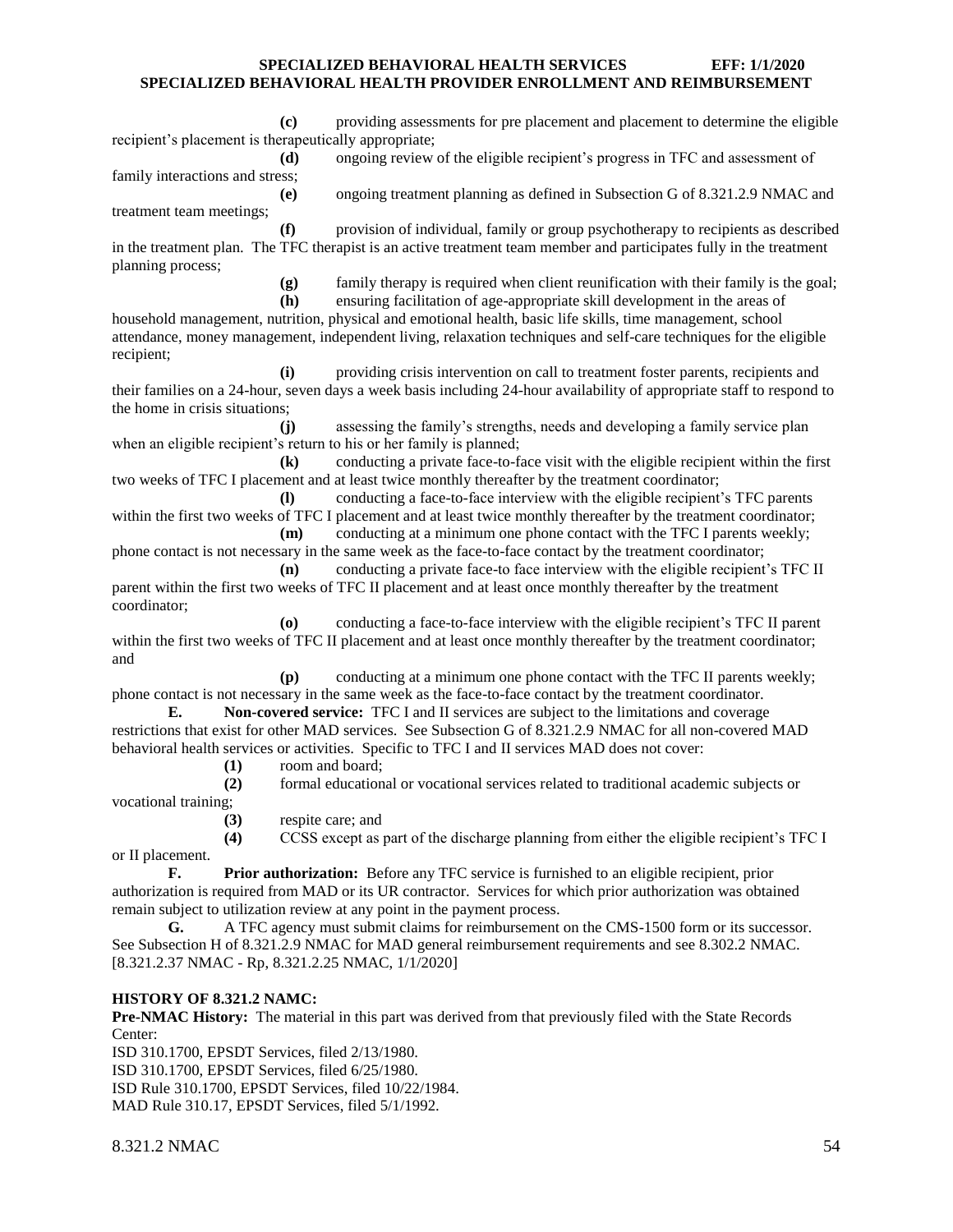**(c)** providing assessments for pre placement and placement to determine the eligible recipient's placement is therapeutically appropriate;

**(d)** ongoing review of the eligible recipient's progress in TFC and assessment of family interactions and stress;

**(e)** ongoing treatment planning as defined in Subsection G of 8.321.2.9 NMAC and treatment team meetings;

**(f)** provision of individual, family or group psychotherapy to recipients as described in the treatment plan. The TFC therapist is an active treatment team member and participates fully in the treatment planning process;

**(g)** family therapy is required when client reunification with their family is the goal;

**(h)** ensuring facilitation of age-appropriate skill development in the areas of household management, nutrition, physical and emotional health, basic life skills, time management, school attendance, money management, independent living, relaxation techniques and self-care techniques for the eligible recipient;

**(i)** providing crisis intervention on call to treatment foster parents, recipients and their families on a 24-hour, seven days a week basis including 24-hour availability of appropriate staff to respond to the home in crisis situations;

**(j)** assessing the family's strengths, needs and developing a family service plan when an eligible recipient's return to his or her family is planned;

**(k)** conducting a private face-to-face visit with the eligible recipient within the first two weeks of TFC I placement and at least twice monthly thereafter by the treatment coordinator;

**(l)** conducting a face-to-face interview with the eligible recipient's TFC parents within the first two weeks of TFC I placement and at least twice monthly thereafter by the treatment coordinator;

**(m)** conducting at a minimum one phone contact with the TFC I parents weekly; phone contact is not necessary in the same week as the face-to-face contact by the treatment coordinator;

**(n)** conducting a private face-to face interview with the eligible recipient's TFC II parent within the first two weeks of TFC II placement and at least once monthly thereafter by the treatment coordinator;

**(o)** conducting a face-to-face interview with the eligible recipient's TFC II parent within the first two weeks of TFC II placement and at least once monthly thereafter by the treatment coordinator; and

**(p)** conducting at a minimum one phone contact with the TFC II parents weekly; phone contact is not necessary in the same week as the face-to-face contact by the treatment coordinator.

**E. Non-covered service:** TFC I and II services are subject to the limitations and coverage restrictions that exist for other MAD services. See Subsection G of 8.321.2.9 NMAC for all non-covered MAD behavioral health services or activities. Specific to TFC I and II services MAD does not cover:

**(1)** room and board;

**(2)** formal educational or vocational services related to traditional academic subjects or vocational training;

**(3)** respite care; and

**(4)** CCSS except as part of the discharge planning from either the eligible recipient's TFC I or II placement.

**F. Prior authorization:** Before any TFC service is furnished to an eligible recipient, prior authorization is required from MAD or its UR contractor. Services for which prior authorization was obtained remain subject to utilization review at any point in the payment process.

**G.** A TFC agency must submit claims for reimbursement on the CMS-1500 form or its successor. See Subsection H of 8.321.2.9 NMAC for MAD general reimbursement requirements and see 8.302.2 NMAC.
[8.321.2.37 NMAC - Rp, 8.321.2.25 NMAC, 1/1/2020]

**HISTORY OF 8.321.2 NAMC:**

**Pre-NMAC History:** The material in this part was derived from that previously filed with the State Records Center:

ISD 310.1700, EPSDT Services, filed 2/13/1980.
ISD 310.1700, EPSDT Services, filed 6/25/1980.
ISD Rule 310.1700, EPSDT Services, filed 10/22/1984.
MAD Rule 310.17, EPSDT Services, filed 5/1/1992.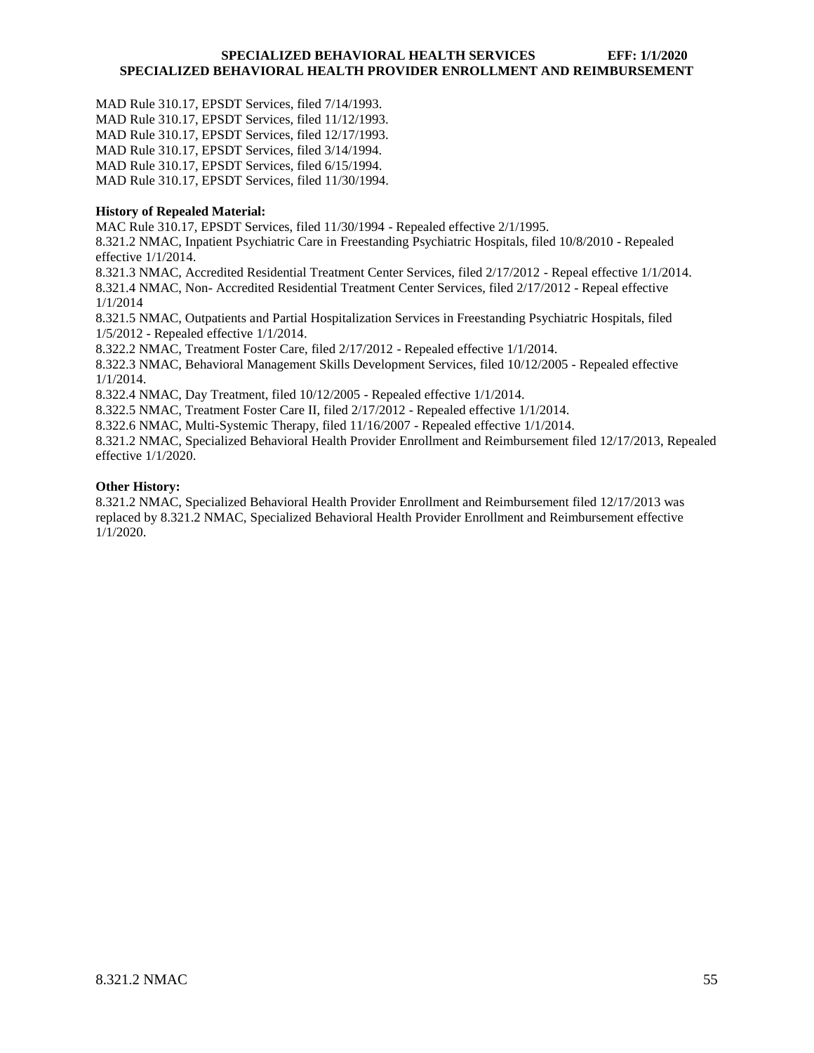MAD Rule 310.17, EPSDT Services, filed 7/14/1993.
MAD Rule 310.17, EPSDT Services, filed 11/12/1993.
MAD Rule 310.17, EPSDT Services, filed 12/17/1993.
MAD Rule 310.17, EPSDT Services, filed 3/14/1994.
MAD Rule 310.17, EPSDT Services, filed 6/15/1994.
MAD Rule 310.17, EPSDT Services, filed 11/30/1994.

**History of Repealed Material:**
MAC Rule 310.17, EPSDT Services, filed 11/30/1994 - Repealed effective 2/1/1995.
8.321.2 NMAC, Inpatient Psychiatric Care in Freestanding Psychiatric Hospitals, filed 10/8/2010 - Repealed effective 1/1/2014.
8.321.3 NMAC, Accredited Residential Treatment Center Services, filed 2/17/2012 - Repeal effective 1/1/2014.
8.321.4 NMAC, Non- Accredited Residential Treatment Center Services, filed 2/17/2012 - Repeal effective 1/1/2014
8.321.5 NMAC, Outpatients and Partial Hospitalization Services in Freestanding Psychiatric Hospitals, filed 1/5/2012 - Repealed effective 1/1/2014.
8.322.2 NMAC, Treatment Foster Care, filed 2/17/2012 - Repealed effective 1/1/2014.
8.322.3 NMAC, Behavioral Management Skills Development Services, filed 10/12/2005 - Repealed effective 1/1/2014.
8.322.4 NMAC, Day Treatment, filed 10/12/2005 - Repealed effective 1/1/2014.
8.322.5 NMAC, Treatment Foster Care II, filed 2/17/2012 - Repealed effective 1/1/2014.
8.322.6 NMAC, Multi-Systemic Therapy, filed 11/16/2007 - Repealed effective 1/1/2014.
8.321.2 NMAC, Specialized Behavioral Health Provider Enrollment and Reimbursement filed 12/17/2013, Repealed effective 1/1/2020.

**Other History:**
8.321.2 NMAC, Specialized Behavioral Health Provider Enrollment and Reimbursement filed 12/17/2013 was replaced by 8.321.2 NMAC, Specialized Behavioral Health Provider Enrollment and Reimbursement effective 1/1/2020.